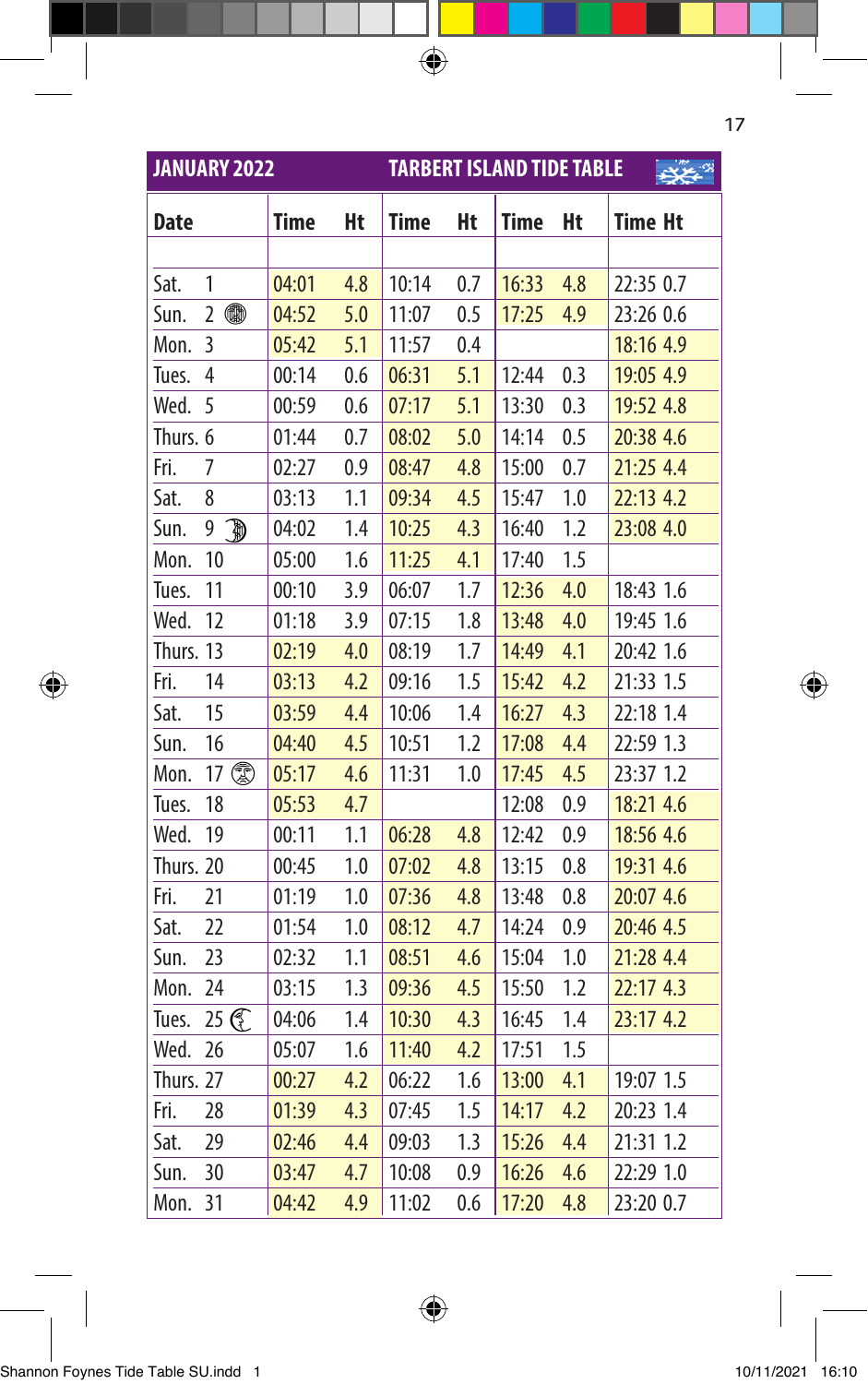## JANUARY 2022 — TARBERT ISLAND TIDE TABLE

| Date | Time | Ht | Time | Ht | Time | Ht | Time | Ht |
|---|---|---|---|---|---|---|---|---|
| Sat. 1 | 04:01 | 4.8 | 10:14 | 0.7 | 16:33 | 4.8 | 22:35 | 0.7 |
| Sun. 2 | 04:52 | 5.0 | 11:07 | 0.5 | 17:25 | 4.9 | 23:26 | 0.6 |
| Mon. 3 | 05:42 | 5.1 | 11:57 | 0.4 | | | 18:16 | 4.9 |
| Tues. 4 | 00:14 | 0.6 | 06:31 | 5.1 | 12:44 | 0.3 | 19:05 | 4.9 |
| Wed. 5 | 00:59 | 0.6 | 07:17 | 5.1 | 13:30 | 0.3 | 19:52 | 4.8 |
| Thurs. 6 | 01:44 | 0.7 | 08:02 | 5.0 | 14:14 | 0.5 | 20:38 | 4.6 |
| Fri. 7 | 02:27 | 0.9 | 08:47 | 4.8 | 15:00 | 0.7 | 21:25 | 4.4 |
| Sat. 8 | 03:13 | 1.1 | 09:34 | 4.5 | 15:47 | 1.0 | 22:13 | 4.2 |
| Sun. 9 | 04:02 | 1.4 | 10:25 | 4.3 | 16:40 | 1.2 | 23:08 | 4.0 |
| Mon. 10 | 05:00 | 1.6 | 11:25 | 4.1 | 17:40 | 1.5 | | |
| Tues. 11 | 00:10 | 3.9 | 06:07 | 1.7 | 12:36 | 4.0 | 18:43 | 1.6 |
| Wed. 12 | 01:18 | 3.9 | 07:15 | 1.8 | 13:48 | 4.0 | 19:45 | 1.6 |
| Thurs. 13 | 02:19 | 4.0 | 08:19 | 1.7 | 14:49 | 4.1 | 20:42 | 1.6 |
| Fri. 14 | 03:13 | 4.2 | 09:16 | 1.5 | 15:42 | 4.2 | 21:33 | 1.5 |
| Sat. 15 | 03:59 | 4.4 | 10:06 | 1.4 | 16:27 | 4.3 | 22:18 | 1.4 |
| Sun. 16 | 04:40 | 4.5 | 10:51 | 1.2 | 17:08 | 4.4 | 22:59 | 1.3 |
| Mon. 17 | 05:17 | 4.6 | 11:31 | 1.0 | 17:45 | 4.5 | 23:37 | 1.2 |
| Tues. 18 | 05:53 | 4.7 | | | 12:08 | 0.9 | 18:21 | 4.6 |
| Wed. 19 | 00:11 | 1.1 | 06:28 | 4.8 | 12:42 | 0.9 | 18:56 | 4.6 |
| Thurs. 20 | 00:45 | 1.0 | 07:02 | 4.8 | 13:15 | 0.8 | 19:31 | 4.6 |
| Fri. 21 | 01:19 | 1.0 | 07:36 | 4.8 | 13:48 | 0.8 | 20:07 | 4.6 |
| Sat. 22 | 01:54 | 1.0 | 08:12 | 4.7 | 14:24 | 0.9 | 20:46 | 4.5 |
| Sun. 23 | 02:32 | 1.1 | 08:51 | 4.6 | 15:04 | 1.0 | 21:28 | 4.4 |
| Mon. 24 | 03:15 | 1.3 | 09:36 | 4.5 | 15:50 | 1.2 | 22:17 | 4.3 |
| Tues. 25 | 04:06 | 1.4 | 10:30 | 4.3 | 16:45 | 1.4 | 23:17 | 4.2 |
| Wed. 26 | 05:07 | 1.6 | 11:40 | 4.2 | 17:51 | 1.5 | | |
| Thurs. 27 | 00:27 | 4.2 | 06:22 | 1.6 | 13:00 | 4.1 | 19:07 | 1.5 |
| Fri. 28 | 01:39 | 4.3 | 07:45 | 1.5 | 14:17 | 4.2 | 20:23 | 1.4 |
| Sat. 29 | 02:46 | 4.4 | 09:03 | 1.3 | 15:26 | 4.4 | 21:31 | 1.2 |
| Sun. 30 | 03:47 | 4.7 | 10:08 | 0.9 | 16:26 | 4.6 | 22:29 | 1.0 |
| Mon. 31 | 04:42 | 4.9 | 11:02 | 0.6 | 17:20 | 4.8 | 23:20 | 0.7 |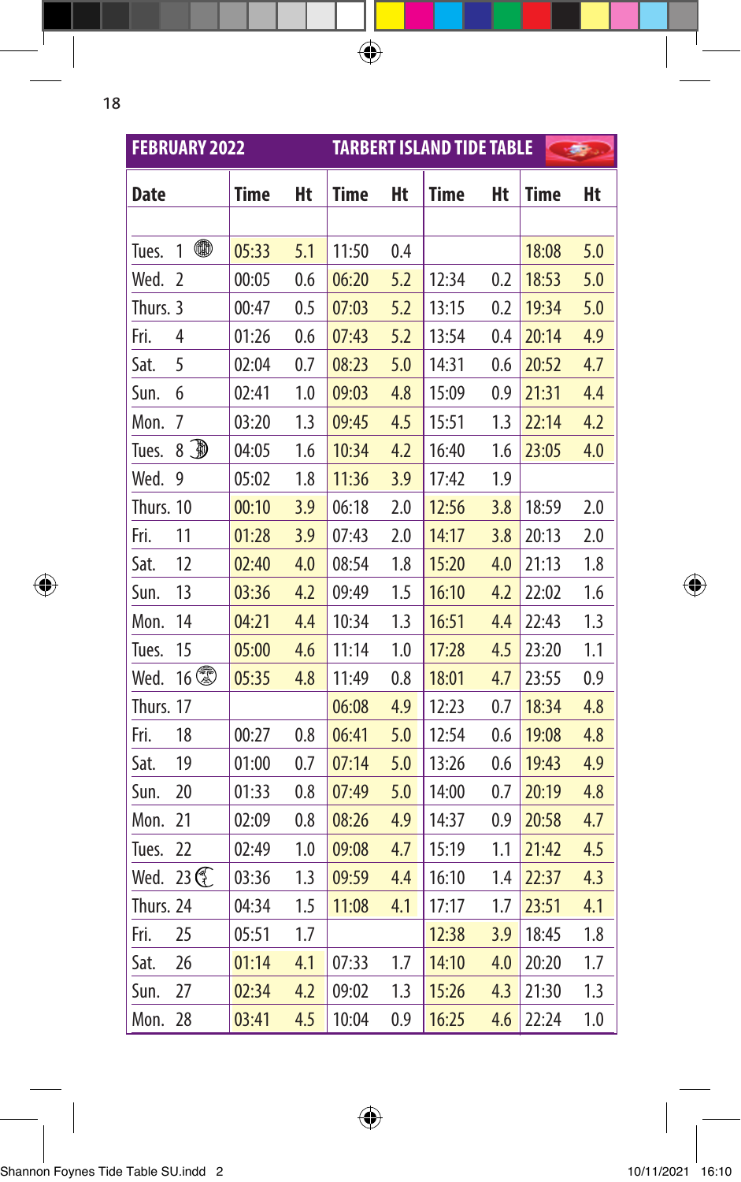## FEBRUARY 2022 — TARBERT ISLAND TIDE TABLE

| Date | Time | Ht | Time | Ht | Time | Ht | Time | Ht |
|---|---|---|---|---|---|---|---|---|
| Tues. 1 | 05:33 | 5.1 | 11:50 | 0.4 | | | 18:08 | 5.0 |
| Wed. 2 | 00:05 | 0.6 | 06:20 | 5.2 | 12:34 | 0.2 | 18:53 | 5.0 |
| Thurs. 3 | 00:47 | 0.5 | 07:03 | 5.2 | 13:15 | 0.2 | 19:34 | 5.0 |
| Fri. 4 | 01:26 | 0.6 | 07:43 | 5.2 | 13:54 | 0.4 | 20:14 | 4.9 |
| Sat. 5 | 02:04 | 0.7 | 08:23 | 5.0 | 14:31 | 0.6 | 20:52 | 4.7 |
| Sun. 6 | 02:41 | 1.0 | 09:03 | 4.8 | 15:09 | 0.9 | 21:31 | 4.4 |
| Mon. 7 | 03:20 | 1.3 | 09:45 | 4.5 | 15:51 | 1.3 | 22:14 | 4.2 |
| Tues. 8 | 04:05 | 1.6 | 10:34 | 4.2 | 16:40 | 1.6 | 23:05 | 4.0 |
| Wed. 9 | 05:02 | 1.8 | 11:36 | 3.9 | 17:42 | 1.9 | | |
| Thurs. 10 | 00:10 | 3.9 | 06:18 | 2.0 | 12:56 | 3.8 | 18:59 | 2.0 |
| Fri. 11 | 01:28 | 3.9 | 07:43 | 2.0 | 14:17 | 3.8 | 20:13 | 2.0 |
| Sat. 12 | 02:40 | 4.0 | 08:54 | 1.8 | 15:20 | 4.0 | 21:13 | 1.8 |
| Sun. 13 | 03:36 | 4.2 | 09:49 | 1.5 | 16:10 | 4.2 | 22:02 | 1.6 |
| Mon. 14 | 04:21 | 4.4 | 10:34 | 1.3 | 16:51 | 4.4 | 22:43 | 1.3 |
| Tues. 15 | 05:00 | 4.6 | 11:14 | 1.0 | 17:28 | 4.5 | 23:20 | 1.1 |
| Wed. 16 | 05:35 | 4.8 | 11:49 | 0.8 | 18:01 | 4.7 | 23:55 | 0.9 |
| Thurs. 17 | | | 06:08 | 4.9 | 12:23 | 0.7 | 18:34 | 4.8 |
| Fri. 18 | 00:27 | 0.8 | 06:41 | 5.0 | 12:54 | 0.6 | 19:08 | 4.8 |
| Sat. 19 | 01:00 | 0.7 | 07:14 | 5.0 | 13:26 | 0.6 | 19:43 | 4.9 |
| Sun. 20 | 01:33 | 0.8 | 07:49 | 5.0 | 14:00 | 0.7 | 20:19 | 4.8 |
| Mon. 21 | 02:09 | 0.8 | 08:26 | 4.9 | 14:37 | 0.9 | 20:58 | 4.7 |
| Tues. 22 | 02:49 | 1.0 | 09:08 | 4.7 | 15:19 | 1.1 | 21:42 | 4.5 |
| Wed. 23 | 03:36 | 1.3 | 09:59 | 4.4 | 16:10 | 1.4 | 22:37 | 4.3 |
| Thurs. 24 | 04:34 | 1.5 | 11:08 | 4.1 | 17:17 | 1.7 | 23:51 | 4.1 |
| Fri. 25 | 05:51 | 1.7 | | | 12:38 | 3.9 | 18:45 | 1.8 |
| Sat. 26 | 01:14 | 4.1 | 07:33 | 1.7 | 14:10 | 4.0 | 20:20 | 1.7 |
| Sun. 27 | 02:34 | 4.2 | 09:02 | 1.3 | 15:26 | 4.3 | 21:30 | 1.3 |
| Mon. 28 | 03:41 | 4.5 | 10:04 | 0.9 | 16:25 | 4.6 | 22:24 | 1.0 |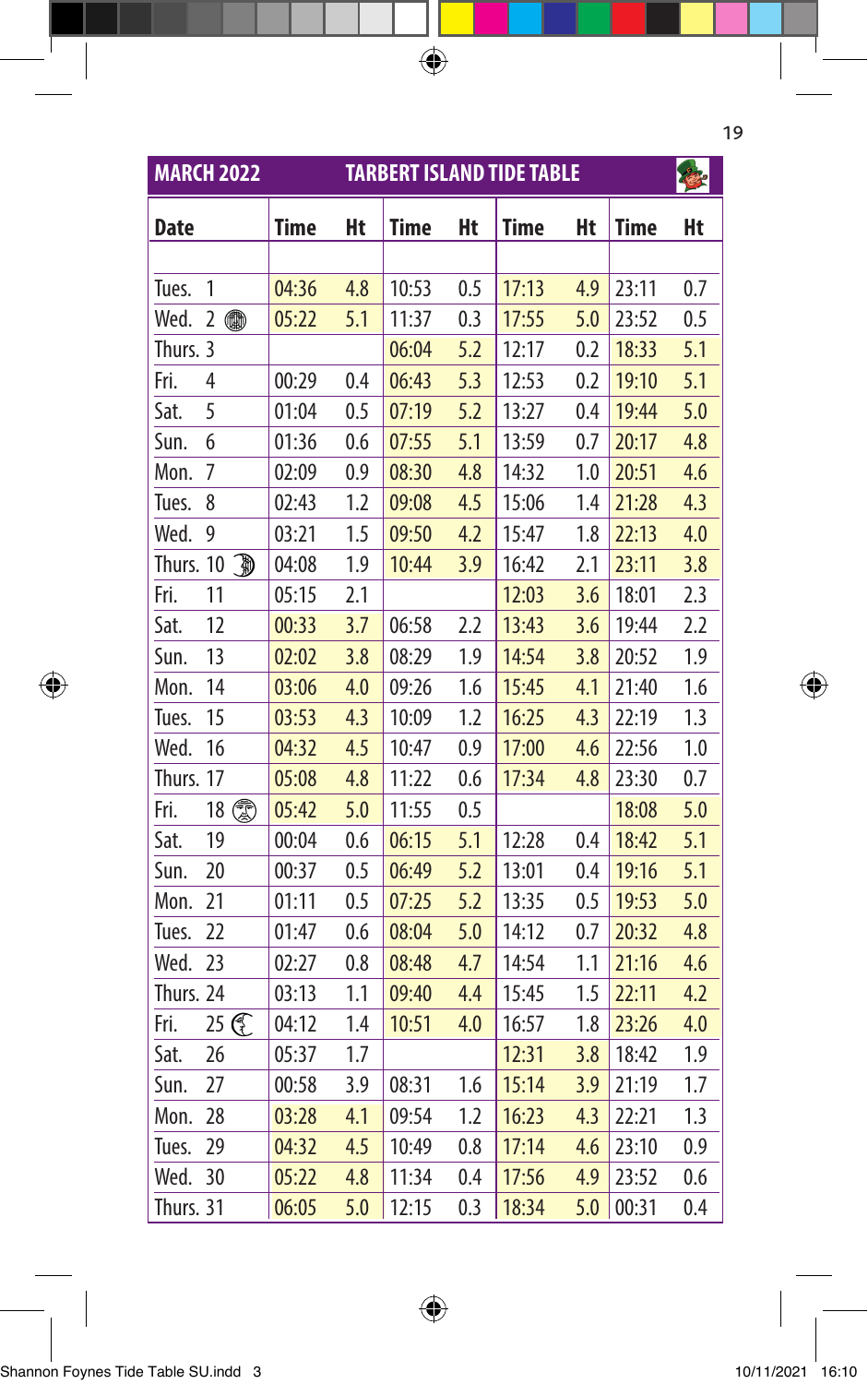## MARCH 2022 TARBERT ISLAND TIDE TABLE

| Date | Time | Ht | Time | Ht | Time | Ht | Time | Ht |
|---|---|---|---|---|---|---|---|---|
| Tues. 1 | 04:36 | 4.8 | 10:53 | 0.5 | 17:13 | 4.9 | 23:11 | 0.7 |
| Wed. 2 | 05:22 | 5.1 | 11:37 | 0.3 | 17:55 | 5.0 | 23:52 | 0.5 |
| Thurs. 3 | | | 06:04 | 5.2 | 12:17 | 0.2 | 18:33 | 5.1 |
| Fri. 4 | 00:29 | 0.4 | 06:43 | 5.3 | 12:53 | 0.2 | 19:10 | 5.1 |
| Sat. 5 | 01:04 | 0.5 | 07:19 | 5.2 | 13:27 | 0.4 | 19:44 | 5.0 |
| Sun. 6 | 01:36 | 0.6 | 07:55 | 5.1 | 13:59 | 0.7 | 20:17 | 4.8 |
| Mon. 7 | 02:09 | 0.9 | 08:30 | 4.8 | 14:32 | 1.0 | 20:51 | 4.6 |
| Tues. 8 | 02:43 | 1.2 | 09:08 | 4.5 | 15:06 | 1.4 | 21:28 | 4.3 |
| Wed. 9 | 03:21 | 1.5 | 09:50 | 4.2 | 15:47 | 1.8 | 22:13 | 4.0 |
| Thurs. 10 | 04:08 | 1.9 | 10:44 | 3.9 | 16:42 | 2.1 | 23:11 | 3.8 |
| Fri. 11 | 05:15 | 2.1 | | | 12:03 | 3.6 | 18:01 | 2.3 |
| Sat. 12 | 00:33 | 3.7 | 06:58 | 2.2 | 13:43 | 3.6 | 19:44 | 2.2 |
| Sun. 13 | 02:02 | 3.8 | 08:29 | 1.9 | 14:54 | 3.8 | 20:52 | 1.9 |
| Mon. 14 | 03:06 | 4.0 | 09:26 | 1.6 | 15:45 | 4.1 | 21:40 | 1.6 |
| Tues. 15 | 03:53 | 4.3 | 10:09 | 1.2 | 16:25 | 4.3 | 22:19 | 1.3 |
| Wed. 16 | 04:32 | 4.5 | 10:47 | 0.9 | 17:00 | 4.6 | 22:56 | 1.0 |
| Thurs. 17 | 05:08 | 4.8 | 11:22 | 0.6 | 17:34 | 4.8 | 23:30 | 0.7 |
| Fri. 18 | 05:42 | 5.0 | 11:55 | 0.5 | | | 18:08 | 5.0 |
| Sat. 19 | 00:04 | 0.6 | 06:15 | 5.1 | 12:28 | 0.4 | 18:42 | 5.1 |
| Sun. 20 | 00:37 | 0.5 | 06:49 | 5.2 | 13:01 | 0.4 | 19:16 | 5.1 |
| Mon. 21 | 01:11 | 0.5 | 07:25 | 5.2 | 13:35 | 0.5 | 19:53 | 5.0 |
| Tues. 22 | 01:47 | 0.6 | 08:04 | 5.0 | 14:12 | 0.7 | 20:32 | 4.8 |
| Wed. 23 | 02:27 | 0.8 | 08:48 | 4.7 | 14:54 | 1.1 | 21:16 | 4.6 |
| Thurs. 24 | 03:13 | 1.1 | 09:40 | 4.4 | 15:45 | 1.5 | 22:11 | 4.2 |
| Fri. 25 | 04:12 | 1.4 | 10:51 | 4.0 | 16:57 | 1.8 | 23:26 | 4.0 |
| Sat. 26 | 05:37 | 1.7 | | | 12:31 | 3.8 | 18:42 | 1.9 |
| Sun. 27 | 00:58 | 3.9 | 08:31 | 1.6 | 15:14 | 3.9 | 21:19 | 1.7 |
| Mon. 28 | 03:28 | 4.1 | 09:54 | 1.2 | 16:23 | 4.3 | 22:21 | 1.3 |
| Tues. 29 | 04:32 | 4.5 | 10:49 | 0.8 | 17:14 | 4.6 | 23:10 | 0.9 |
| Wed. 30 | 05:22 | 4.8 | 11:34 | 0.4 | 17:56 | 4.9 | 23:52 | 0.6 |
| Thurs. 31 | 06:05 | 5.0 | 12:15 | 0.3 | 18:34 | 5.0 | 00:31 | 0.4 |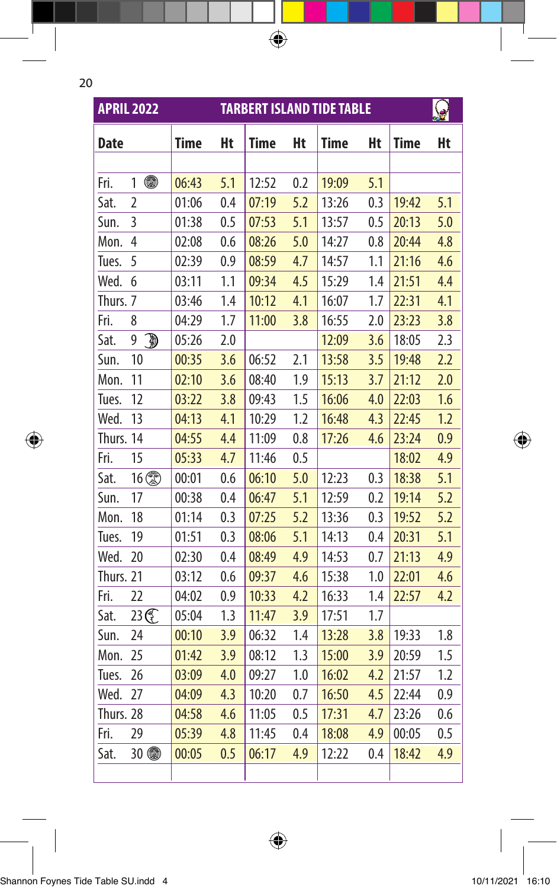## APRIL 2022 TARBERT ISLAND TIDE TABLE

| Date | Time | Ht | Time | Ht | Time | Ht | Time | Ht |
|---|---|---|---|---|---|---|---|---|
| Fri. 1 | 06:43 | 5.1 | 12:52 | 0.2 | 19:09 | 5.1 | | |
| Sat. 2 | 01:06 | 0.4 | 07:19 | 5.2 | 13:26 | 0.3 | 19:42 | 5.1 |
| Sun. 3 | 01:38 | 0.5 | 07:53 | 5.1 | 13:57 | 0.5 | 20:13 | 5.0 |
| Mon. 4 | 02:08 | 0.6 | 08:26 | 5.0 | 14:27 | 0.8 | 20:44 | 4.8 |
| Tues. 5 | 02:39 | 0.9 | 08:59 | 4.7 | 14:57 | 1.1 | 21:16 | 4.6 |
| Wed. 6 | 03:11 | 1.1 | 09:34 | 4.5 | 15:29 | 1.4 | 21:51 | 4.4 |
| Thurs. 7 | 03:46 | 1.4 | 10:12 | 4.1 | 16:07 | 1.7 | 22:31 | 4.1 |
| Fri. 8 | 04:29 | 1.7 | 11:00 | 3.8 | 16:55 | 2.0 | 23:23 | 3.8 |
| Sat. 9 | 05:26 | 2.0 | | | 12:09 | 3.6 | 18:05 | 2.3 |
| Sun. 10 | 00:35 | 3.6 | 06:52 | 2.1 | 13:58 | 3.5 | 19:48 | 2.2 |
| Mon. 11 | 02:10 | 3.6 | 08:40 | 1.9 | 15:13 | 3.7 | 21:12 | 2.0 |
| Tues. 12 | 03:22 | 3.8 | 09:43 | 1.5 | 16:06 | 4.0 | 22:03 | 1.6 |
| Wed. 13 | 04:13 | 4.1 | 10:29 | 1.2 | 16:48 | 4.3 | 22:45 | 1.2 |
| Thurs. 14 | 04:55 | 4.4 | 11:09 | 0.8 | 17:26 | 4.6 | 23:24 | 0.9 |
| Fri. 15 | 05:33 | 4.7 | 11:46 | 0.5 | | | 18:02 | 4.9 |
| Sat. 16 | 00:01 | 0.6 | 06:10 | 5.0 | 12:23 | 0.3 | 18:38 | 5.1 |
| Sun. 17 | 00:38 | 0.4 | 06:47 | 5.1 | 12:59 | 0.2 | 19:14 | 5.2 |
| Mon. 18 | 01:14 | 0.3 | 07:25 | 5.2 | 13:36 | 0.3 | 19:52 | 5.2 |
| Tues. 19 | 01:51 | 0.3 | 08:06 | 5.1 | 14:13 | 0.4 | 20:31 | 5.1 |
| Wed. 20 | 02:30 | 0.4 | 08:49 | 4.9 | 14:53 | 0.7 | 21:13 | 4.9 |
| Thurs. 21 | 03:12 | 0.6 | 09:37 | 4.6 | 15:38 | 1.0 | 22:01 | 4.6 |
| Fri. 22 | 04:02 | 0.9 | 10:33 | 4.2 | 16:33 | 1.4 | 22:57 | 4.2 |
| Sat. 23 | 05:04 | 1.3 | 11:47 | 3.9 | 17:51 | 1.7 | | |
| Sun. 24 | 00:10 | 3.9 | 06:32 | 1.4 | 13:28 | 3.8 | 19:33 | 1.8 |
| Mon. 25 | 01:42 | 3.9 | 08:12 | 1.3 | 15:00 | 3.9 | 20:59 | 1.5 |
| Tues. 26 | 03:09 | 4.0 | 09:27 | 1.0 | 16:02 | 4.2 | 21:57 | 1.2 |
| Wed. 27 | 04:09 | 4.3 | 10:20 | 0.7 | 16:50 | 4.5 | 22:44 | 0.9 |
| Thurs. 28 | 04:58 | 4.6 | 11:05 | 0.5 | 17:31 | 4.7 | 23:26 | 0.6 |
| Fri. 29 | 05:39 | 4.8 | 11:45 | 0.4 | 18:08 | 4.9 | 00:05 | 0.5 |
| Sat. 30 | 00:05 | 0.5 | 06:17 | 4.9 | 12:22 | 0.4 | 18:42 | 4.9 |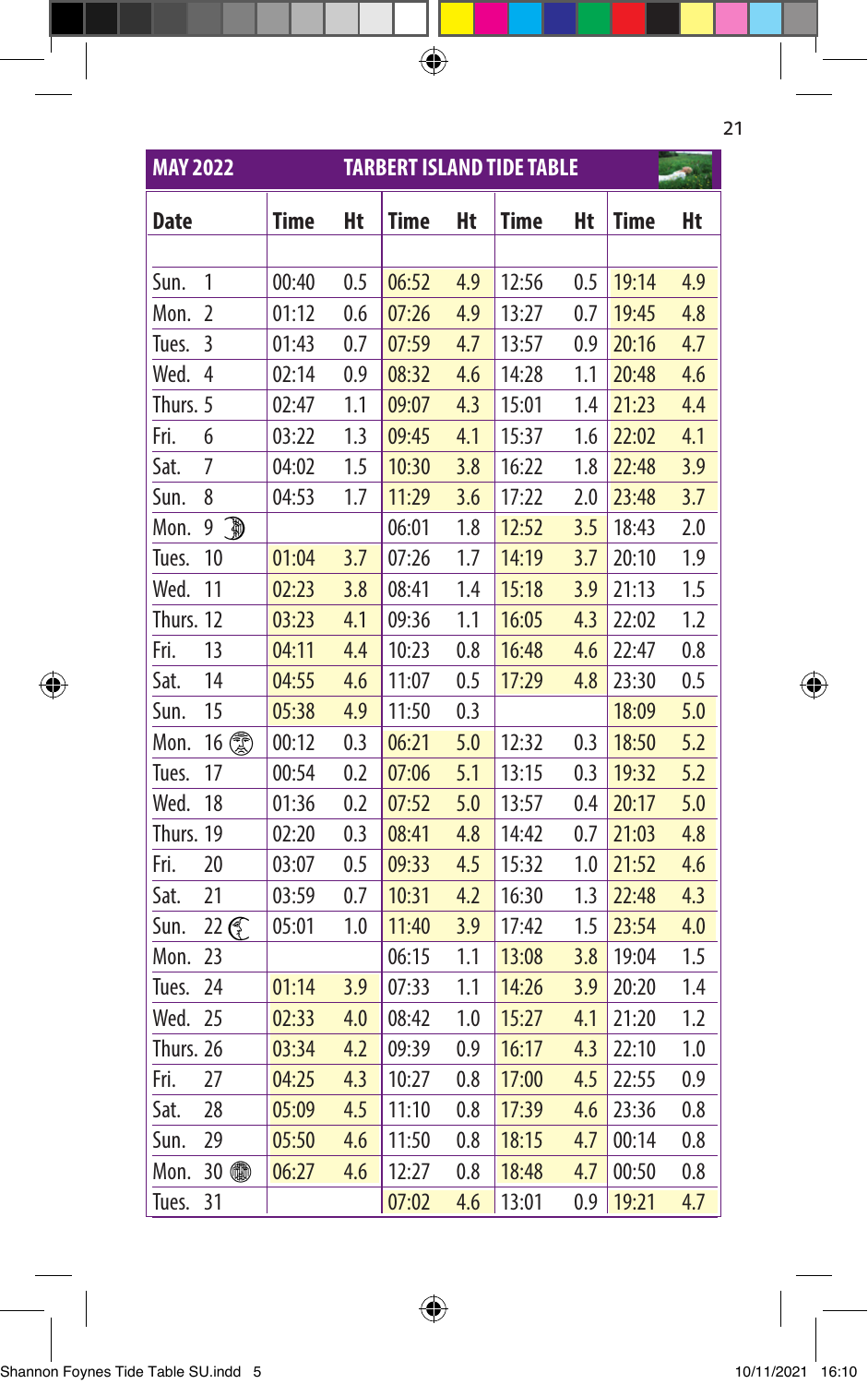## MAY 2022 TARBERT ISLAND TIDE TABLE

| Date | Time | Ht | Time | Ht | Time | Ht | Time | Ht |
|---|---|---|---|---|---|---|---|---|
| Sun. 1 | 00:40 | 0.5 | 06:52 | 4.9 | 12:56 | 0.5 | 19:14 | 4.9 |
| Mon. 2 | 01:12 | 0.6 | 07:26 | 4.9 | 13:27 | 0.7 | 19:45 | 4.8 |
| Tues. 3 | 01:43 | 0.7 | 07:59 | 4.7 | 13:57 | 0.9 | 20:16 | 4.7 |
| Wed. 4 | 02:14 | 0.9 | 08:32 | 4.6 | 14:28 | 1.1 | 20:48 | 4.6 |
| Thurs. 5 | 02:47 | 1.1 | 09:07 | 4.3 | 15:01 | 1.4 | 21:23 | 4.4 |
| Fri. 6 | 03:22 | 1.3 | 09:45 | 4.1 | 15:37 | 1.6 | 22:02 | 4.1 |
| Sat. 7 | 04:02 | 1.5 | 10:30 | 3.8 | 16:22 | 1.8 | 22:48 | 3.9 |
| Sun. 8 | 04:53 | 1.7 | 11:29 | 3.6 | 17:22 | 2.0 | 23:48 | 3.7 |
| Mon. 9 | | | 06:01 | 1.8 | 12:52 | 3.5 | 18:43 | 2.0 |
| Tues. 10 | 01:04 | 3.7 | 07:26 | 1.7 | 14:19 | 3.7 | 20:10 | 1.9 |
| Wed. 11 | 02:23 | 3.8 | 08:41 | 1.4 | 15:18 | 3.9 | 21:13 | 1.5 |
| Thurs. 12 | 03:23 | 4.1 | 09:36 | 1.1 | 16:05 | 4.3 | 22:02 | 1.2 |
| Fri. 13 | 04:11 | 4.4 | 10:23 | 0.8 | 16:48 | 4.6 | 22:47 | 0.8 |
| Sat. 14 | 04:55 | 4.6 | 11:07 | 0.5 | 17:29 | 4.8 | 23:30 | 0.5 |
| Sun. 15 | 05:38 | 4.9 | 11:50 | 0.3 | | | 18:09 | 5.0 |
| Mon. 16 | 00:12 | 0.3 | 06:21 | 5.0 | 12:32 | 0.3 | 18:50 | 5.2 |
| Tues. 17 | 00:54 | 0.2 | 07:06 | 5.1 | 13:15 | 0.3 | 19:32 | 5.2 |
| Wed. 18 | 01:36 | 0.2 | 07:52 | 5.0 | 13:57 | 0.4 | 20:17 | 5.0 |
| Thurs. 19 | 02:20 | 0.3 | 08:41 | 4.8 | 14:42 | 0.7 | 21:03 | 4.8 |
| Fri. 20 | 03:07 | 0.5 | 09:33 | 4.5 | 15:32 | 1.0 | 21:52 | 4.6 |
| Sat. 21 | 03:59 | 0.7 | 10:31 | 4.2 | 16:30 | 1.3 | 22:48 | 4.3 |
| Sun. 22 | 05:01 | 1.0 | 11:40 | 3.9 | 17:42 | 1.5 | 23:54 | 4.0 |
| Mon. 23 | | | 06:15 | 1.1 | 13:08 | 3.8 | 19:04 | 1.5 |
| Tues. 24 | 01:14 | 3.9 | 07:33 | 1.1 | 14:26 | 3.9 | 20:20 | 1.4 |
| Wed. 25 | 02:33 | 4.0 | 08:42 | 1.0 | 15:27 | 4.1 | 21:20 | 1.2 |
| Thurs. 26 | 03:34 | 4.2 | 09:39 | 0.9 | 16:17 | 4.3 | 22:10 | 1.0 |
| Fri. 27 | 04:25 | 4.3 | 10:27 | 0.8 | 17:00 | 4.5 | 22:55 | 0.9 |
| Sat. 28 | 05:09 | 4.5 | 11:10 | 0.8 | 17:39 | 4.6 | 23:36 | 0.8 |
| Sun. 29 | 05:50 | 4.6 | 11:50 | 0.8 | 18:15 | 4.7 | 00:14 | 0.8 |
| Mon. 30 | 06:27 | 4.6 | 12:27 | 0.8 | 18:48 | 4.7 | 00:50 | 0.8 |
| Tues. 31 | | | 07:02 | 4.6 | 13:01 | 0.9 | 19:21 | 4.7 |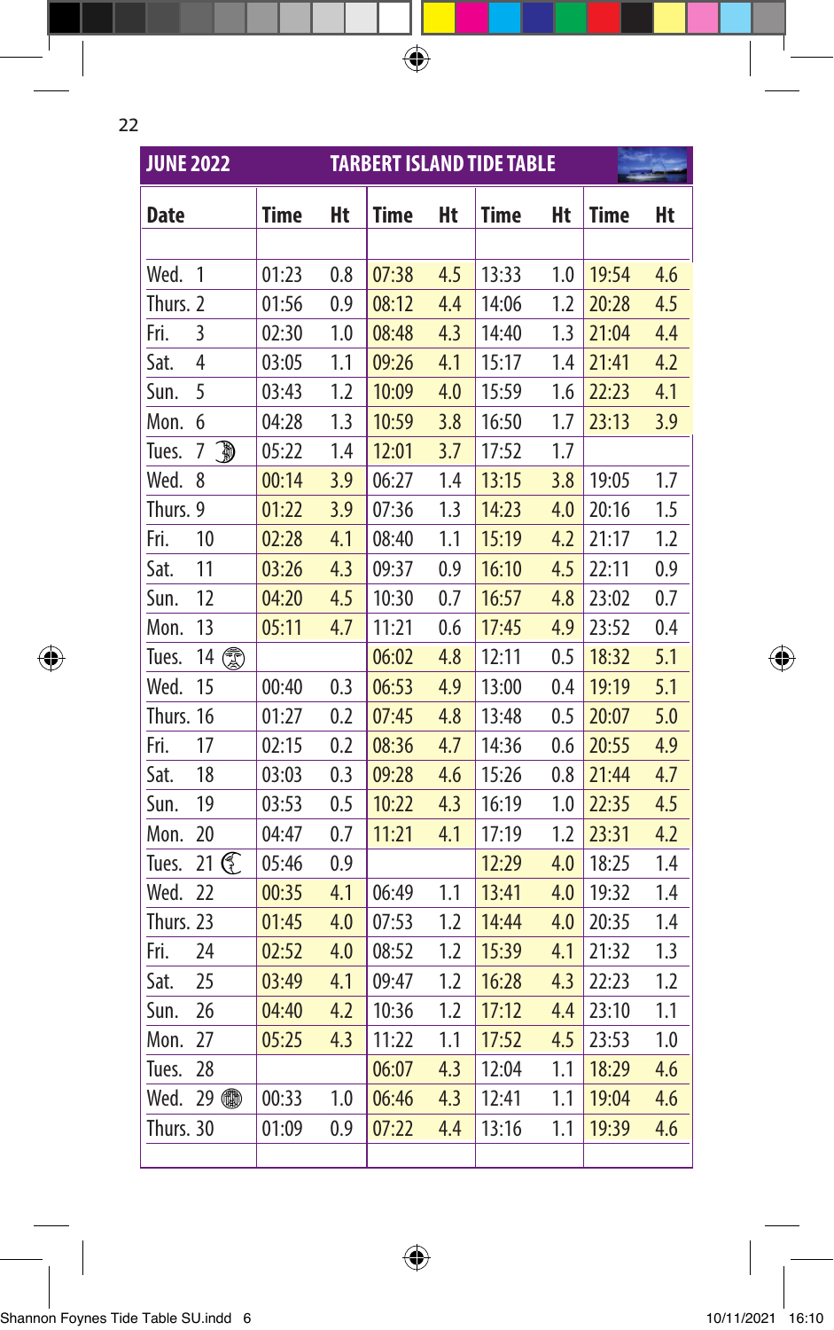## JUNE 2022 TARBERT ISLAND TIDE TABLE

| Date | Time | Ht | Time | Ht | Time | Ht | Time | Ht |
|---|---|---|---|---|---|---|---|---|
| Wed. 1 | 01:23 | 0.8 | 07:38 | 4.5 | 13:33 | 1.0 | 19:54 | 4.6 |
| Thurs. 2 | 01:56 | 0.9 | 08:12 | 4.4 | 14:06 | 1.2 | 20:28 | 4.5 |
| Fri. 3 | 02:30 | 1.0 | 08:48 | 4.3 | 14:40 | 1.3 | 21:04 | 4.4 |
| Sat. 4 | 03:05 | 1.1 | 09:26 | 4.1 | 15:17 | 1.4 | 21:41 | 4.2 |
| Sun. 5 | 03:43 | 1.2 | 10:09 | 4.0 | 15:59 | 1.6 | 22:23 | 4.1 |
| Mon. 6 | 04:28 | 1.3 | 10:59 | 3.8 | 16:50 | 1.7 | 23:13 | 3.9 |
| Tues. 7 | 05:22 | 1.4 | 12:01 | 3.7 | 17:52 | 1.7 | | |
| Wed. 8 | 00:14 | 3.9 | 06:27 | 1.4 | 13:15 | 3.8 | 19:05 | 1.7 |
| Thurs. 9 | 01:22 | 3.9 | 07:36 | 1.3 | 14:23 | 4.0 | 20:16 | 1.5 |
| Fri. 10 | 02:28 | 4.1 | 08:40 | 1.1 | 15:19 | 4.2 | 21:17 | 1.2 |
| Sat. 11 | 03:26 | 4.3 | 09:37 | 0.9 | 16:10 | 4.5 | 22:11 | 0.9 |
| Sun. 12 | 04:20 | 4.5 | 10:30 | 0.7 | 16:57 | 4.8 | 23:02 | 0.7 |
| Mon. 13 | 05:11 | 4.7 | 11:21 | 0.6 | 17:45 | 4.9 | 23:52 | 0.4 |
| Tues. 14 | | | 06:02 | 4.8 | 12:11 | 0.5 | 18:32 | 5.1 |
| Wed. 15 | 00:40 | 0.3 | 06:53 | 4.9 | 13:00 | 0.4 | 19:19 | 5.1 |
| Thurs. 16 | 01:27 | 0.2 | 07:45 | 4.8 | 13:48 | 0.5 | 20:07 | 5.0 |
| Fri. 17 | 02:15 | 0.2 | 08:36 | 4.7 | 14:36 | 0.6 | 20:55 | 4.9 |
| Sat. 18 | 03:03 | 0.3 | 09:28 | 4.6 | 15:26 | 0.8 | 21:44 | 4.7 |
| Sun. 19 | 03:53 | 0.5 | 10:22 | 4.3 | 16:19 | 1.0 | 22:35 | 4.5 |
| Mon. 20 | 04:47 | 0.7 | 11:21 | 4.1 | 17:19 | 1.2 | 23:31 | 4.2 |
| Tues. 21 | 05:46 | 0.9 | | | 12:29 | 4.0 | 18:25 | 1.4 |
| Wed. 22 | 00:35 | 4.1 | 06:49 | 1.1 | 13:41 | 4.0 | 19:32 | 1.4 |
| Thurs. 23 | 01:45 | 4.0 | 07:53 | 1.2 | 14:44 | 4.0 | 20:35 | 1.4 |
| Fri. 24 | 02:52 | 4.0 | 08:52 | 1.2 | 15:39 | 4.1 | 21:32 | 1.3 |
| Sat. 25 | 03:49 | 4.1 | 09:47 | 1.2 | 16:28 | 4.3 | 22:23 | 1.2 |
| Sun. 26 | 04:40 | 4.2 | 10:36 | 1.2 | 17:12 | 4.4 | 23:10 | 1.1 |
| Mon. 27 | 05:25 | 4.3 | 11:22 | 1.1 | 17:52 | 4.5 | 23:53 | 1.0 |
| Tues. 28 | | | 06:07 | 4.3 | 12:04 | 1.1 | 18:29 | 4.6 |
| Wed. 29 | 00:33 | 1.0 | 06:46 | 4.3 | 12:41 | 1.1 | 19:04 | 4.6 |
| Thurs. 30 | 01:09 | 0.9 | 07:22 | 4.4 | 13:16 | 1.1 | 19:39 | 4.6 |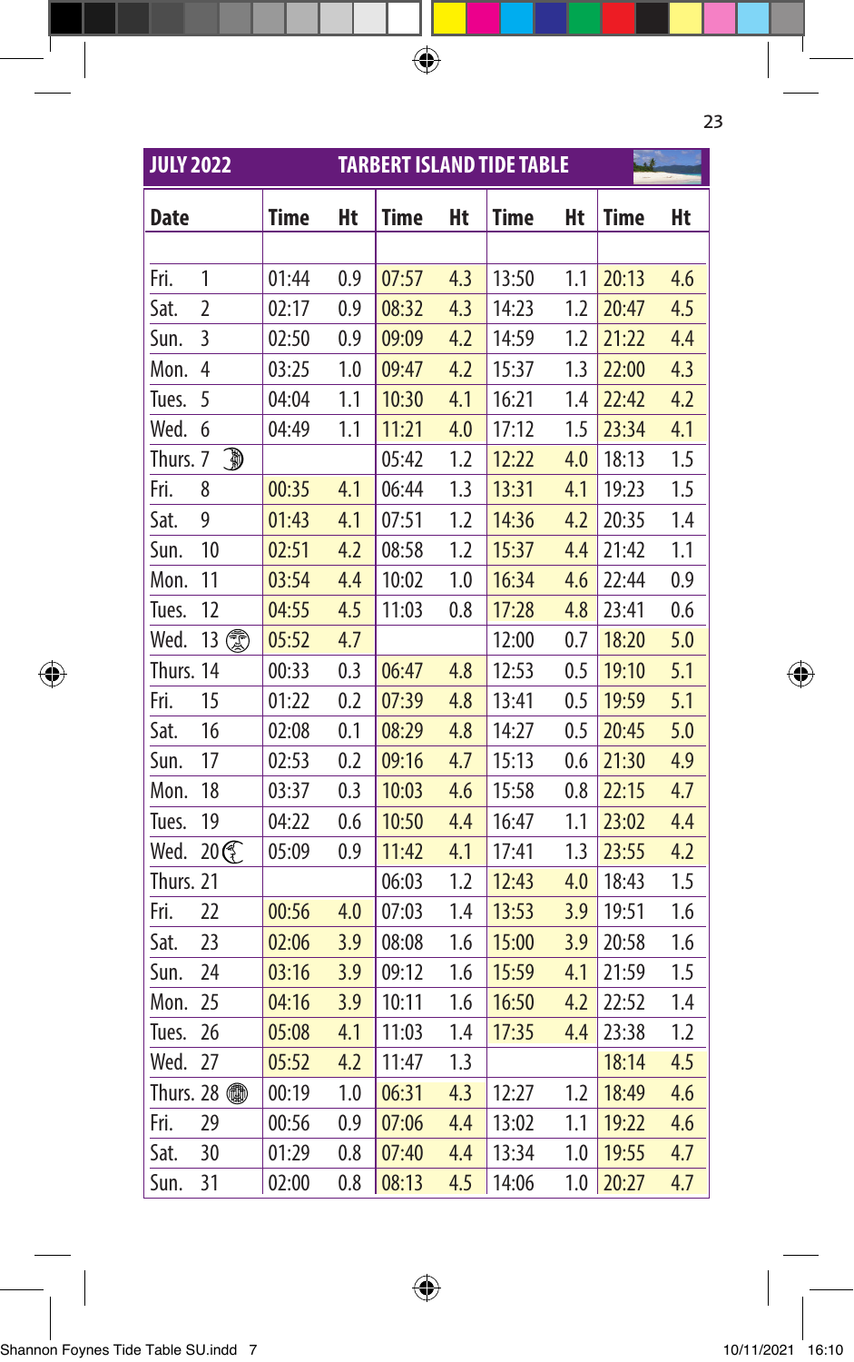## JULY 2022 — TARBERT ISLAND TIDE TABLE

| Date | Time | Ht | Time | Ht | Time | Ht | Time | Ht |
|---|---|---|---|---|---|---|---|---|
| Fri. 1 | 01:44 | 0.9 | 07:57 | 4.3 | 13:50 | 1.1 | 20:13 | 4.6 |
| Sat. 2 | 02:17 | 0.9 | 08:32 | 4.3 | 14:23 | 1.2 | 20:47 | 4.5 |
| Sun. 3 | 02:50 | 0.9 | 09:09 | 4.2 | 14:59 | 1.2 | 21:22 | 4.4 |
| Mon. 4 | 03:25 | 1.0 | 09:47 | 4.2 | 15:37 | 1.3 | 22:00 | 4.3 |
| Tues. 5 | 04:04 | 1.1 | 10:30 | 4.1 | 16:21 | 1.4 | 22:42 | 4.2 |
| Wed. 6 | 04:49 | 1.1 | 11:21 | 4.0 | 17:12 | 1.5 | 23:34 | 4.1 |
| Thurs. 7 | | | 05:42 | 1.2 | 12:22 | 4.0 | 18:13 | 1.5 |
| Fri. 8 | 00:35 | 4.1 | 06:44 | 1.3 | 13:31 | 4.1 | 19:23 | 1.5 |
| Sat. 9 | 01:43 | 4.1 | 07:51 | 1.2 | 14:36 | 4.2 | 20:35 | 1.4 |
| Sun. 10 | 02:51 | 4.2 | 08:58 | 1.2 | 15:37 | 4.4 | 21:42 | 1.1 |
| Mon. 11 | 03:54 | 4.4 | 10:02 | 1.0 | 16:34 | 4.6 | 22:44 | 0.9 |
| Tues. 12 | 04:55 | 4.5 | 11:03 | 0.8 | 17:28 | 4.8 | 23:41 | 0.6 |
| Wed. 13 | 05:52 | 4.7 | | | 12:00 | 0.7 | 18:20 | 5.0 |
| Thurs. 14 | 00:33 | 0.3 | 06:47 | 4.8 | 12:53 | 0.5 | 19:10 | 5.1 |
| Fri. 15 | 01:22 | 0.2 | 07:39 | 4.8 | 13:41 | 0.5 | 19:59 | 5.1 |
| Sat. 16 | 02:08 | 0.1 | 08:29 | 4.8 | 14:27 | 0.5 | 20:45 | 5.0 |
| Sun. 17 | 02:53 | 0.2 | 09:16 | 4.7 | 15:13 | 0.6 | 21:30 | 4.9 |
| Mon. 18 | 03:37 | 0.3 | 10:03 | 4.6 | 15:58 | 0.8 | 22:15 | 4.7 |
| Tues. 19 | 04:22 | 0.6 | 10:50 | 4.4 | 16:47 | 1.1 | 23:02 | 4.4 |
| Wed. 20 | 05:09 | 0.9 | 11:42 | 4.1 | 17:41 | 1.3 | 23:55 | 4.2 |
| Thurs. 21 | | | 06:03 | 1.2 | 12:43 | 4.0 | 18:43 | 1.5 |
| Fri. 22 | 00:56 | 4.0 | 07:03 | 1.4 | 13:53 | 3.9 | 19:51 | 1.6 |
| Sat. 23 | 02:06 | 3.9 | 08:08 | 1.6 | 15:00 | 3.9 | 20:58 | 1.6 |
| Sun. 24 | 03:16 | 3.9 | 09:12 | 1.6 | 15:59 | 4.1 | 21:59 | 1.5 |
| Mon. 25 | 04:16 | 3.9 | 10:11 | 1.6 | 16:50 | 4.2 | 22:52 | 1.4 |
| Tues. 26 | 05:08 | 4.1 | 11:03 | 1.4 | 17:35 | 4.4 | 23:38 | 1.2 |
| Wed. 27 | 05:52 | 4.2 | 11:47 | 1.3 | | | 18:14 | 4.5 |
| Thurs. 28 | 00:19 | 1.0 | 06:31 | 4.3 | 12:27 | 1.2 | 18:49 | 4.6 |
| Fri. 29 | 00:56 | 0.9 | 07:06 | 4.4 | 13:02 | 1.1 | 19:22 | 4.6 |
| Sat. 30 | 01:29 | 0.8 | 07:40 | 4.4 | 13:34 | 1.0 | 19:55 | 4.7 |
| Sun. 31 | 02:00 | 0.8 | 08:13 | 4.5 | 14:06 | 1.0 | 20:27 | 4.7 |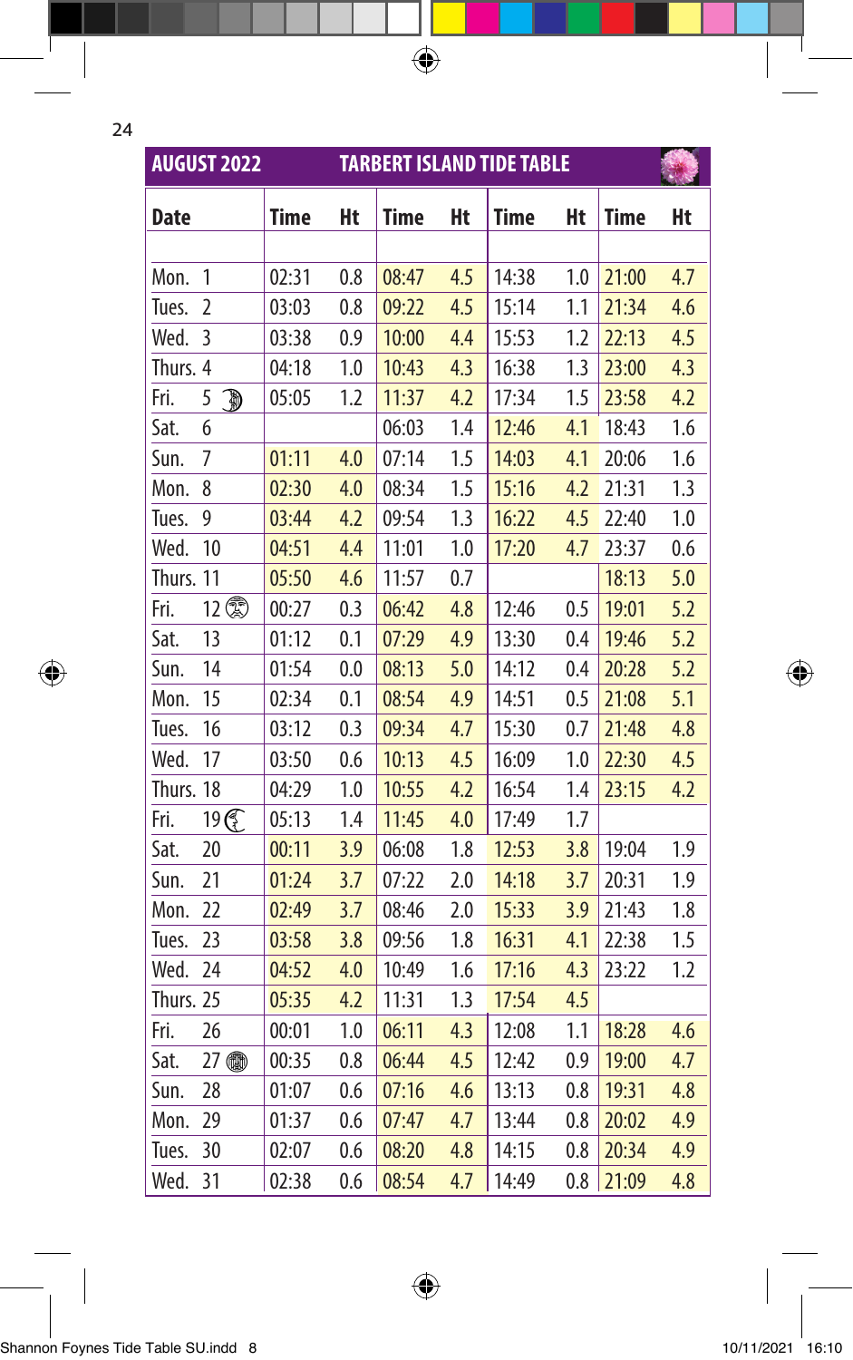## AUGUST 2022 TARBERT ISLAND TIDE TABLE

| Date | Time | Ht | Time | Ht | Time | Ht | Time | Ht |
|---|---|---|---|---|---|---|---|---|
| Mon. 1 | 02:31 | 0.8 | 08:47 | 4.5 | 14:38 | 1.0 | 21:00 | 4.7 |
| Tues. 2 | 03:03 | 0.8 | 09:22 | 4.5 | 15:14 | 1.1 | 21:34 | 4.6 |
| Wed. 3 | 03:38 | 0.9 | 10:00 | 4.4 | 15:53 | 1.2 | 22:13 | 4.5 |
| Thurs. 4 | 04:18 | 1.0 | 10:43 | 4.3 | 16:38 | 1.3 | 23:00 | 4.3 |
| Fri. 5 | 05:05 | 1.2 | 11:37 | 4.2 | 17:34 | 1.5 | 23:58 | 4.2 |
| Sat. 6 | | | 06:03 | 1.4 | 12:46 | 4.1 | 18:43 | 1.6 |
| Sun. 7 | 01:11 | 4.0 | 07:14 | 1.5 | 14:03 | 4.1 | 20:06 | 1.6 |
| Mon. 8 | 02:30 | 4.0 | 08:34 | 1.5 | 15:16 | 4.2 | 21:31 | 1.3 |
| Tues. 9 | 03:44 | 4.2 | 09:54 | 1.3 | 16:22 | 4.5 | 22:40 | 1.0 |
| Wed. 10 | 04:51 | 4.4 | 11:01 | 1.0 | 17:20 | 4.7 | 23:37 | 0.6 |
| Thurs. 11 | 05:50 | 4.6 | 11:57 | 0.7 | | | 18:13 | 5.0 |
| Fri. 12 | 00:27 | 0.3 | 06:42 | 4.8 | 12:46 | 0.5 | 19:01 | 5.2 |
| Sat. 13 | 01:12 | 0.1 | 07:29 | 4.9 | 13:30 | 0.4 | 19:46 | 5.2 |
| Sun. 14 | 01:54 | 0.0 | 08:13 | 5.0 | 14:12 | 0.4 | 20:28 | 5.2 |
| Mon. 15 | 02:34 | 0.1 | 08:54 | 4.9 | 14:51 | 0.5 | 21:08 | 5.1 |
| Tues. 16 | 03:12 | 0.3 | 09:34 | 4.7 | 15:30 | 0.7 | 21:48 | 4.8 |
| Wed. 17 | 03:50 | 0.6 | 10:13 | 4.5 | 16:09 | 1.0 | 22:30 | 4.5 |
| Thurs. 18 | 04:29 | 1.0 | 10:55 | 4.2 | 16:54 | 1.4 | 23:15 | 4.2 |
| Fri. 19 | 05:13 | 1.4 | 11:45 | 4.0 | 17:49 | 1.7 | | |
| Sat. 20 | 00:11 | 3.9 | 06:08 | 1.8 | 12:53 | 3.8 | 19:04 | 1.9 |
| Sun. 21 | 01:24 | 3.7 | 07:22 | 2.0 | 14:18 | 3.7 | 20:31 | 1.9 |
| Mon. 22 | 02:49 | 3.7 | 08:46 | 2.0 | 15:33 | 3.9 | 21:43 | 1.8 |
| Tues. 23 | 03:58 | 3.8 | 09:56 | 1.8 | 16:31 | 4.1 | 22:38 | 1.5 |
| Wed. 24 | 04:52 | 4.0 | 10:49 | 1.6 | 17:16 | 4.3 | 23:22 | 1.2 |
| Thurs. 25 | 05:35 | 4.2 | 11:31 | 1.3 | 17:54 | 4.5 | | |
| Fri. 26 | 00:01 | 1.0 | 06:11 | 4.3 | 12:08 | 1.1 | 18:28 | 4.6 |
| Sat. 27 | 00:35 | 0.8 | 06:44 | 4.5 | 12:42 | 0.9 | 19:00 | 4.7 |
| Sun. 28 | 01:07 | 0.6 | 07:16 | 4.6 | 13:13 | 0.8 | 19:31 | 4.8 |
| Mon. 29 | 01:37 | 0.6 | 07:47 | 4.7 | 13:44 | 0.8 | 20:02 | 4.9 |
| Tues. 30 | 02:07 | 0.6 | 08:20 | 4.8 | 14:15 | 0.8 | 20:34 | 4.9 |
| Wed. 31 | 02:38 | 0.6 | 08:54 | 4.7 | 14:49 | 0.8 | 21:09 | 4.8 |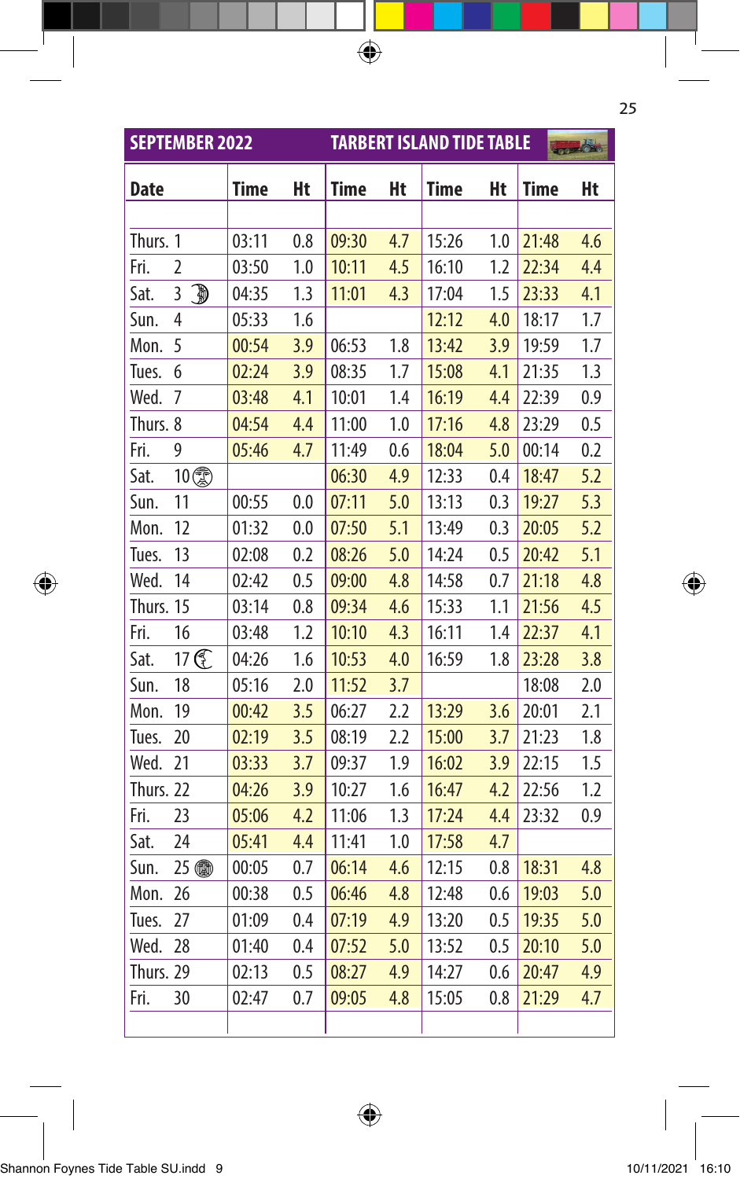## SEPTEMBER 2022 — TARBERT ISLAND TIDE TABLE

| Date | Time | Ht | Time | Ht | Time | Ht | Time | Ht |
|---|---|---|---|---|---|---|---|---|
| Thurs. 1 | 03:11 | 0.8 | 09:30 | 4.7 | 15:26 | 1.0 | 21:48 | 4.6 |
| Fri. 2 | 03:50 | 1.0 | 10:11 | 4.5 | 16:10 | 1.2 | 22:34 | 4.4 |
| Sat. 3 | 04:35 | 1.3 | 11:01 | 4.3 | 17:04 | 1.5 | 23:33 | 4.1 |
| Sun. 4 | 05:33 | 1.6 | | | 12:12 | 4.0 | 18:17 | 1.7 |
| Mon. 5 | 00:54 | 3.9 | 06:53 | 1.8 | 13:42 | 3.9 | 19:59 | 1.7 |
| Tues. 6 | 02:24 | 3.9 | 08:35 | 1.7 | 15:08 | 4.1 | 21:35 | 1.3 |
| Wed. 7 | 03:48 | 4.1 | 10:01 | 1.4 | 16:19 | 4.4 | 22:39 | 0.9 |
| Thurs. 8 | 04:54 | 4.4 | 11:00 | 1.0 | 17:16 | 4.8 | 23:29 | 0.5 |
| Fri. 9 | 05:46 | 4.7 | 11:49 | 0.6 | 18:04 | 5.0 | 00:14 | 0.2 |
| Sat. 10 | | | 06:30 | 4.9 | 12:33 | 0.4 | 18:47 | 5.2 |
| Sun. 11 | 00:55 | 0.0 | 07:11 | 5.0 | 13:13 | 0.3 | 19:27 | 5.3 |
| Mon. 12 | 01:32 | 0.0 | 07:50 | 5.1 | 13:49 | 0.3 | 20:05 | 5.2 |
| Tues. 13 | 02:08 | 0.2 | 08:26 | 5.0 | 14:24 | 0.5 | 20:42 | 5.1 |
| Wed. 14 | 02:42 | 0.5 | 09:00 | 4.8 | 14:58 | 0.7 | 21:18 | 4.8 |
| Thurs. 15 | 03:14 | 0.8 | 09:34 | 4.6 | 15:33 | 1.1 | 21:56 | 4.5 |
| Fri. 16 | 03:48 | 1.2 | 10:10 | 4.3 | 16:11 | 1.4 | 22:37 | 4.1 |
| Sat. 17 | 04:26 | 1.6 | 10:53 | 4.0 | 16:59 | 1.8 | 23:28 | 3.8 |
| Sun. 18 | 05:16 | 2.0 | 11:52 | 3.7 | | | 18:08 | 2.0 |
| Mon. 19 | 00:42 | 3.5 | 06:27 | 2.2 | 13:29 | 3.6 | 20:01 | 2.1 |
| Tues. 20 | 02:19 | 3.5 | 08:19 | 2.2 | 15:00 | 3.7 | 21:23 | 1.8 |
| Wed. 21 | 03:33 | 3.7 | 09:37 | 1.9 | 16:02 | 3.9 | 22:15 | 1.5 |
| Thurs. 22 | 04:26 | 3.9 | 10:27 | 1.6 | 16:47 | 4.2 | 22:56 | 1.2 |
| Fri. 23 | 05:06 | 4.2 | 11:06 | 1.3 | 17:24 | 4.4 | 23:32 | 0.9 |
| Sat. 24 | 05:41 | 4.4 | 11:41 | 1.0 | 17:58 | 4.7 | | |
| Sun. 25 | 00:05 | 0.7 | 06:14 | 4.6 | 12:15 | 0.8 | 18:31 | 4.8 |
| Mon. 26 | 00:38 | 0.5 | 06:46 | 4.8 | 12:48 | 0.6 | 19:03 | 5.0 |
| Tues. 27 | 01:09 | 0.4 | 07:19 | 4.9 | 13:20 | 0.5 | 19:35 | 5.0 |
| Wed. 28 | 01:40 | 0.4 | 07:52 | 5.0 | 13:52 | 0.5 | 20:10 | 5.0 |
| Thurs. 29 | 02:13 | 0.5 | 08:27 | 4.9 | 14:27 | 0.6 | 20:47 | 4.9 |
| Fri. 30 | 02:47 | 0.7 | 09:05 | 4.8 | 15:05 | 0.8 | 21:29 | 4.7 |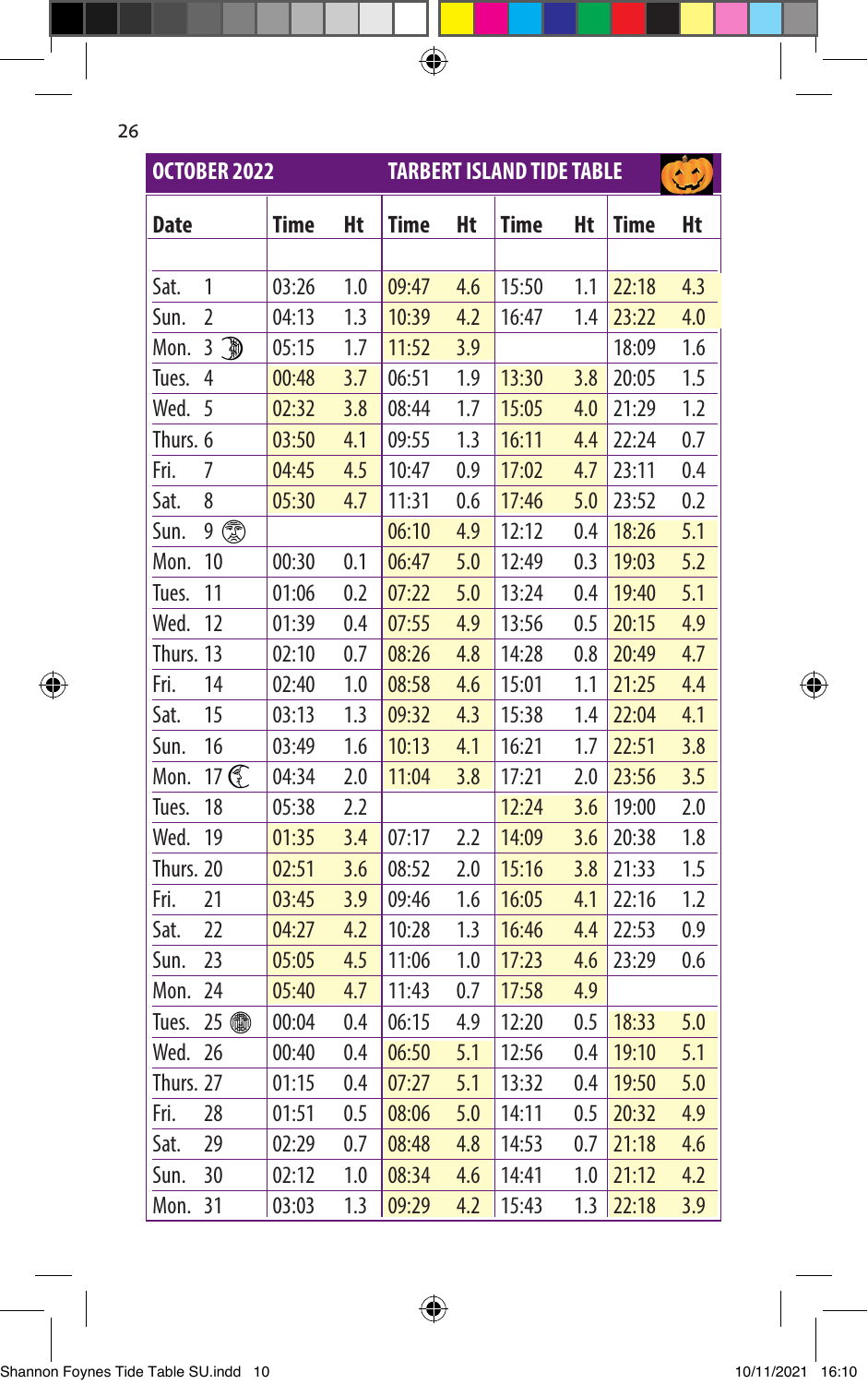## OCTOBER 2022 — TARBERT ISLAND TIDE TABLE

| Date | Time | Ht | Time | Ht | Time | Ht | Time | Ht |
|---|---|---|---|---|---|---|---|---|
| Sat. 1 | 03:26 | 1.0 | 09:47 | 4.6 | 15:50 | 1.1 | 22:18 | 4.3 |
| Sun. 2 | 04:13 | 1.3 | 10:39 | 4.2 | 16:47 | 1.4 | 23:22 | 4.0 |
| Mon. 3 | 05:15 | 1.7 | 11:52 | 3.9 | | | 18:09 | 1.6 |
| Tues. 4 | 00:48 | 3.7 | 06:51 | 1.9 | 13:30 | 3.8 | 20:05 | 1.5 |
| Wed. 5 | 02:32 | 3.8 | 08:44 | 1.7 | 15:05 | 4.0 | 21:29 | 1.2 |
| Thurs. 6 | 03:50 | 4.1 | 09:55 | 1.3 | 16:11 | 4.4 | 22:24 | 0.7 |
| Fri. 7 | 04:45 | 4.5 | 10:47 | 0.9 | 17:02 | 4.7 | 23:11 | 0.4 |
| Sat. 8 | 05:30 | 4.7 | 11:31 | 0.6 | 17:46 | 5.0 | 23:52 | 0.2 |
| Sun. 9 | | | 06:10 | 4.9 | 12:12 | 0.4 | 18:26 | 5.1 |
| Mon. 10 | 00:30 | 0.1 | 06:47 | 5.0 | 12:49 | 0.3 | 19:03 | 5.2 |
| Tues. 11 | 01:06 | 0.2 | 07:22 | 5.0 | 13:24 | 0.4 | 19:40 | 5.1 |
| Wed. 12 | 01:39 | 0.4 | 07:55 | 4.9 | 13:56 | 0.5 | 20:15 | 4.9 |
| Thurs. 13 | 02:10 | 0.7 | 08:26 | 4.8 | 14:28 | 0.8 | 20:49 | 4.7 |
| Fri. 14 | 02:40 | 1.0 | 08:58 | 4.6 | 15:01 | 1.1 | 21:25 | 4.4 |
| Sat. 15 | 03:13 | 1.3 | 09:32 | 4.3 | 15:38 | 1.4 | 22:04 | 4.1 |
| Sun. 16 | 03:49 | 1.6 | 10:13 | 4.1 | 16:21 | 1.7 | 22:51 | 3.8 |
| Mon. 17 | 04:34 | 2.0 | 11:04 | 3.8 | 17:21 | 2.0 | 23:56 | 3.5 |
| Tues. 18 | 05:38 | 2.2 | | | 12:24 | 3.6 | 19:00 | 2.0 |
| Wed. 19 | 01:35 | 3.4 | 07:17 | 2.2 | 14:09 | 3.6 | 20:38 | 1.8 |
| Thurs. 20 | 02:51 | 3.6 | 08:52 | 2.0 | 15:16 | 3.8 | 21:33 | 1.5 |
| Fri. 21 | 03:45 | 3.9 | 09:46 | 1.6 | 16:05 | 4.1 | 22:16 | 1.2 |
| Sat. 22 | 04:27 | 4.2 | 10:28 | 1.3 | 16:46 | 4.4 | 22:53 | 0.9 |
| Sun. 23 | 05:05 | 4.5 | 11:06 | 1.0 | 17:23 | 4.6 | 23:29 | 0.6 |
| Mon. 24 | 05:40 | 4.7 | 11:43 | 0.7 | 17:58 | 4.9 | | |
| Tues. 25 | 00:04 | 0.4 | 06:15 | 4.9 | 12:20 | 0.5 | 18:33 | 5.0 |
| Wed. 26 | 00:40 | 0.4 | 06:50 | 5.1 | 12:56 | 0.4 | 19:10 | 5.1 |
| Thurs. 27 | 01:15 | 0.4 | 07:27 | 5.1 | 13:32 | 0.4 | 19:50 | 5.0 |
| Fri. 28 | 01:51 | 0.5 | 08:06 | 5.0 | 14:11 | 0.5 | 20:32 | 4.9 |
| Sat. 29 | 02:29 | 0.7 | 08:48 | 4.8 | 14:53 | 0.7 | 21:18 | 4.6 |
| Sun. 30 | 02:12 | 1.0 | 08:34 | 4.6 | 14:41 | 1.0 | 21:12 | 4.2 |
| Mon. 31 | 03:03 | 1.3 | 09:29 | 4.2 | 15:43 | 1.3 | 22:18 | 3.9 |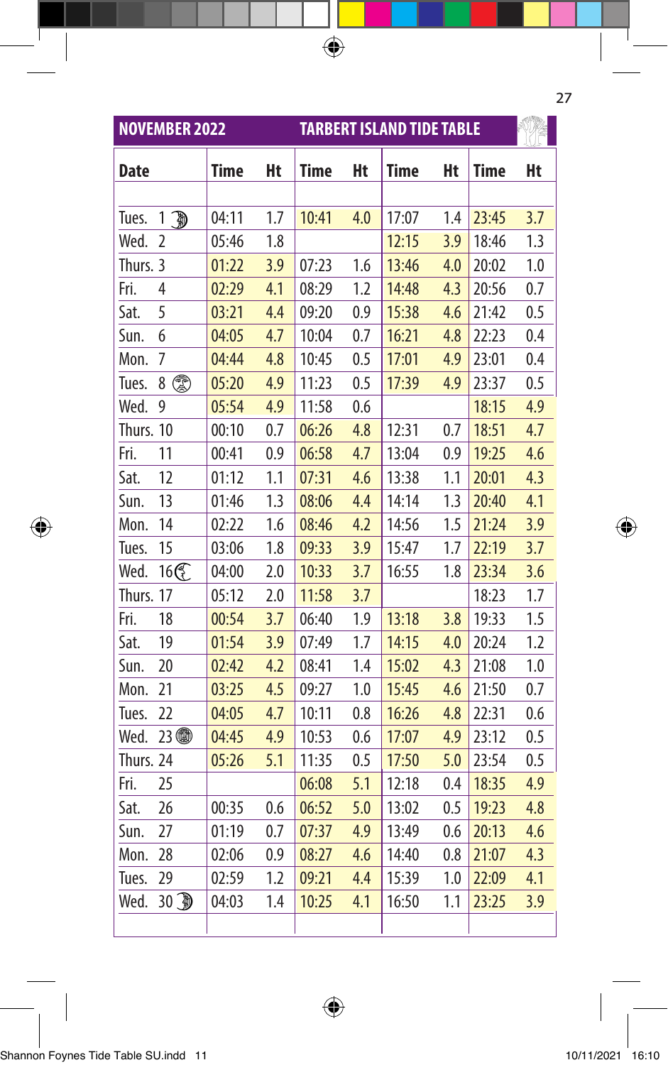## NOVEMBER 2022 — TARBERT ISLAND TIDE TABLE

| Date | Time | Ht | Time | Ht | Time | Ht | Time | Ht |
|---|---|---|---|---|---|---|---|---|
| Tues. 1 | 04:11 | 1.7 | 10:41 | 4.0 | 17:07 | 1.4 | 23:45 | 3.7 |
| Wed. 2 | 05:46 | 1.8 | | | 12:15 | 3.9 | 18:46 | 1.3 |
| Thurs. 3 | 01:22 | 3.9 | 07:23 | 1.6 | 13:46 | 4.0 | 20:02 | 1.0 |
| Fri. 4 | 02:29 | 4.1 | 08:29 | 1.2 | 14:48 | 4.3 | 20:56 | 0.7 |
| Sat. 5 | 03:21 | 4.4 | 09:20 | 0.9 | 15:38 | 4.6 | 21:42 | 0.5 |
| Sun. 6 | 04:05 | 4.7 | 10:04 | 0.7 | 16:21 | 4.8 | 22:23 | 0.4 |
| Mon. 7 | 04:44 | 4.8 | 10:45 | 0.5 | 17:01 | 4.9 | 23:01 | 0.4 |
| Tues. 8 | 05:20 | 4.9 | 11:23 | 0.5 | 17:39 | 4.9 | 23:37 | 0.5 |
| Wed. 9 | 05:54 | 4.9 | 11:58 | 0.6 | | | 18:15 | 4.9 |
| Thurs. 10 | 00:10 | 0.7 | 06:26 | 4.8 | 12:31 | 0.7 | 18:51 | 4.7 |
| Fri. 11 | 00:41 | 0.9 | 06:58 | 4.7 | 13:04 | 0.9 | 19:25 | 4.6 |
| Sat. 12 | 01:12 | 1.1 | 07:31 | 4.6 | 13:38 | 1.1 | 20:01 | 4.3 |
| Sun. 13 | 01:46 | 1.3 | 08:06 | 4.4 | 14:14 | 1.3 | 20:40 | 4.1 |
| Mon. 14 | 02:22 | 1.6 | 08:46 | 4.2 | 14:56 | 1.5 | 21:24 | 3.9 |
| Tues. 15 | 03:06 | 1.8 | 09:33 | 3.9 | 15:47 | 1.7 | 22:19 | 3.7 |
| Wed. 16 | 04:00 | 2.0 | 10:33 | 3.7 | 16:55 | 1.8 | 23:34 | 3.6 |
| Thurs. 17 | 05:12 | 2.0 | 11:58 | 3.7 | | | 18:23 | 1.7 |
| Fri. 18 | 00:54 | 3.7 | 06:40 | 1.9 | 13:18 | 3.8 | 19:33 | 1.5 |
| Sat. 19 | 01:54 | 3.9 | 07:49 | 1.7 | 14:15 | 4.0 | 20:24 | 1.2 |
| Sun. 20 | 02:42 | 4.2 | 08:41 | 1.4 | 15:02 | 4.3 | 21:08 | 1.0 |
| Mon. 21 | 03:25 | 4.5 | 09:27 | 1.0 | 15:45 | 4.6 | 21:50 | 0.7 |
| Tues. 22 | 04:05 | 4.7 | 10:11 | 0.8 | 16:26 | 4.8 | 22:31 | 0.6 |
| Wed. 23 | 04:45 | 4.9 | 10:53 | 0.6 | 17:07 | 4.9 | 23:12 | 0.5 |
| Thurs. 24 | 05:26 | 5.1 | 11:35 | 0.5 | 17:50 | 5.0 | 23:54 | 0.5 |
| Fri. 25 | | | 06:08 | 5.1 | 12:18 | 0.4 | 18:35 | 4.9 |
| Sat. 26 | 00:35 | 0.6 | 06:52 | 5.0 | 13:02 | 0.5 | 19:23 | 4.8 |
| Sun. 27 | 01:19 | 0.7 | 07:37 | 4.9 | 13:49 | 0.6 | 20:13 | 4.6 |
| Mon. 28 | 02:06 | 0.9 | 08:27 | 4.6 | 14:40 | 0.8 | 21:07 | 4.3 |
| Tues. 29 | 02:59 | 1.2 | 09:21 | 4.4 | 15:39 | 1.0 | 22:09 | 4.1 |
| Wed. 30 | 04:03 | 1.4 | 10:25 | 4.1 | 16:50 | 1.1 | 23:25 | 3.9 |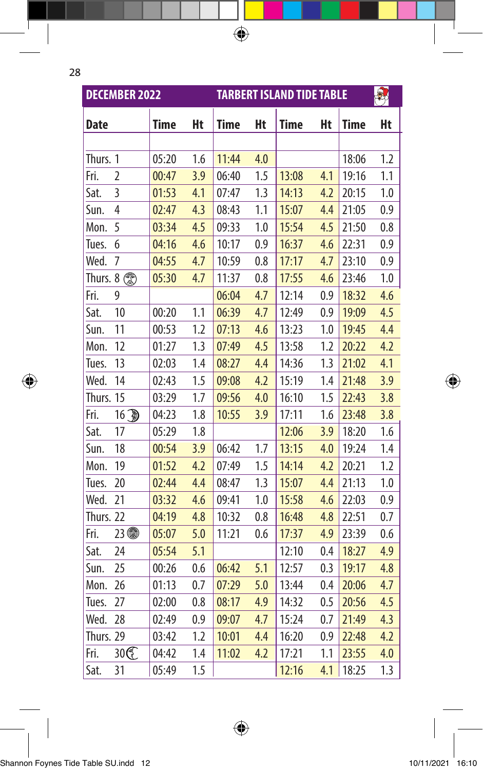## DECEMBER 2022 TARBERT ISLAND TIDE TABLE

| Date | Time | Ht | Time | Ht | Time | Ht | Time | Ht |
|---|---|---|---|---|---|---|---|---|
| Thurs. 1 | 05:20 | 1.6 | 11:44 | 4.0 | | | 18:06 | 1.2 |
| Fri. 2 | 00:47 | 3.9 | 06:40 | 1.5 | 13:08 | 4.1 | 19:16 | 1.1 |
| Sat. 3 | 01:53 | 4.1 | 07:47 | 1.3 | 14:13 | 4.2 | 20:15 | 1.0 |
| Sun. 4 | 02:47 | 4.3 | 08:43 | 1.1 | 15:07 | 4.4 | 21:05 | 0.9 |
| Mon. 5 | 03:34 | 4.5 | 09:33 | 1.0 | 15:54 | 4.5 | 21:50 | 0.8 |
| Tues. 6 | 04:16 | 4.6 | 10:17 | 0.9 | 16:37 | 4.6 | 22:31 | 0.9 |
| Wed. 7 | 04:55 | 4.7 | 10:59 | 0.8 | 17:17 | 4.7 | 23:10 | 0.9 |
| Thurs. 8 | 05:30 | 4.7 | 11:37 | 0.8 | 17:55 | 4.6 | 23:46 | 1.0 |
| Fri. 9 | | | 06:04 | 4.7 | 12:14 | 0.9 | 18:32 | 4.6 |
| Sat. 10 | 00:20 | 1.1 | 06:39 | 4.7 | 12:49 | 0.9 | 19:09 | 4.5 |
| Sun. 11 | 00:53 | 1.2 | 07:13 | 4.6 | 13:23 | 1.0 | 19:45 | 4.4 |
| Mon. 12 | 01:27 | 1.3 | 07:49 | 4.5 | 13:58 | 1.2 | 20:22 | 4.2 |
| Tues. 13 | 02:03 | 1.4 | 08:27 | 4.4 | 14:36 | 1.3 | 21:02 | 4.1 |
| Wed. 14 | 02:43 | 1.5 | 09:08 | 4.2 | 15:19 | 1.4 | 21:48 | 3.9 |
| Thurs. 15 | 03:29 | 1.7 | 09:56 | 4.0 | 16:10 | 1.5 | 22:43 | 3.8 |
| Fri. 16 | 04:23 | 1.8 | 10:55 | 3.9 | 17:11 | 1.6 | 23:48 | 3.8 |
| Sat. 17 | 05:29 | 1.8 | | | 12:06 | 3.9 | 18:20 | 1.6 |
| Sun. 18 | 00:54 | 3.9 | 06:42 | 1.7 | 13:15 | 4.0 | 19:24 | 1.4 |
| Mon. 19 | 01:52 | 4.2 | 07:49 | 1.5 | 14:14 | 4.2 | 20:21 | 1.2 |
| Tues. 20 | 02:44 | 4.4 | 08:47 | 1.3 | 15:07 | 4.4 | 21:13 | 1.0 |
| Wed. 21 | 03:32 | 4.6 | 09:41 | 1.0 | 15:58 | 4.6 | 22:03 | 0.9 |
| Thurs. 22 | 04:19 | 4.8 | 10:32 | 0.8 | 16:48 | 4.8 | 22:51 | 0.7 |
| Fri. 23 | 05:07 | 5.0 | 11:21 | 0.6 | 17:37 | 4.9 | 23:39 | 0.6 |
| Sat. 24 | 05:54 | 5.1 | | | 12:10 | 0.4 | 18:27 | 4.9 |
| Sun. 25 | 00:26 | 0.6 | 06:42 | 5.1 | 12:57 | 0.3 | 19:17 | 4.8 |
| Mon. 26 | 01:13 | 0.7 | 07:29 | 5.0 | 13:44 | 0.4 | 20:06 | 4.7 |
| Tues. 27 | 02:00 | 0.8 | 08:17 | 4.9 | 14:32 | 0.5 | 20:56 | 4.5 |
| Wed. 28 | 02:49 | 0.9 | 09:07 | 4.7 | 15:24 | 0.7 | 21:49 | 4.3 |
| Thurs. 29 | 03:42 | 1.2 | 10:01 | 4.4 | 16:20 | 0.9 | 22:48 | 4.2 |
| Fri. 30 | 04:42 | 1.4 | 11:02 | 4.2 | 17:21 | 1.1 | 23:55 | 4.0 |
| Sat. 31 | 05:49 | 1.5 | | | 12:16 | 4.1 | 18:25 | 1.3 |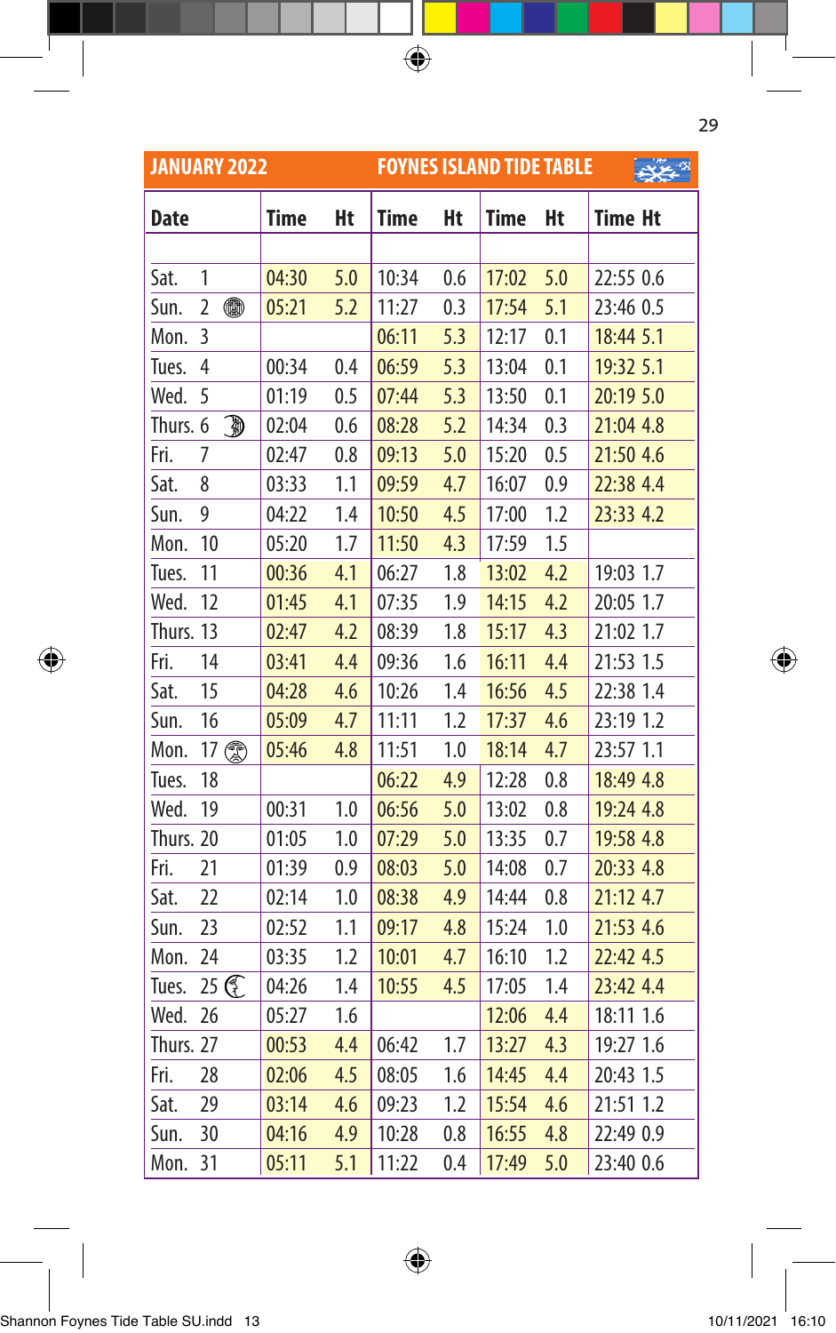## JANUARY 2022 — FOYNES ISLAND TIDE TABLE

| Date | Time | Ht | Time | Ht | Time | Ht | Time | Ht |
|---|---|---|---|---|---|---|---|---|
| Sat. 1 | 04:30 | 5.0 | 10:34 | 0.6 | 17:02 | 5.0 | 22:55 | 0.6 |
| Sun. 2 | 05:21 | 5.2 | 11:27 | 0.3 | 17:54 | 5.1 | 23:46 | 0.5 |
| Mon. 3 | | | 06:11 | 5.3 | 12:17 | 0.1 | 18:44 | 5.1 |
| Tues. 4 | 00:34 | 0.4 | 06:59 | 5.3 | 13:04 | 0.1 | 19:32 | 5.1 |
| Wed. 5 | 01:19 | 0.5 | 07:44 | 5.3 | 13:50 | 0.1 | 20:19 | 5.0 |
| Thurs. 6 | 02:04 | 0.6 | 08:28 | 5.2 | 14:34 | 0.3 | 21:04 | 4.8 |
| Fri. 7 | 02:47 | 0.8 | 09:13 | 5.0 | 15:20 | 0.5 | 21:50 | 4.6 |
| Sat. 8 | 03:33 | 1.1 | 09:59 | 4.7 | 16:07 | 0.9 | 22:38 | 4.4 |
| Sun. 9 | 04:22 | 1.4 | 10:50 | 4.5 | 17:00 | 1.2 | 23:33 | 4.2 |
| Mon. 10 | 05:20 | 1.7 | 11:50 | 4.3 | 17:59 | 1.5 | | |
| Tues. 11 | 00:36 | 4.1 | 06:27 | 1.8 | 13:02 | 4.2 | 19:03 | 1.7 |
| Wed. 12 | 01:45 | 4.1 | 07:35 | 1.9 | 14:15 | 4.2 | 20:05 | 1.7 |
| Thurs. 13 | 02:47 | 4.2 | 08:39 | 1.8 | 15:17 | 4.3 | 21:02 | 1.7 |
| Fri. 14 | 03:41 | 4.4 | 09:36 | 1.6 | 16:11 | 4.4 | 21:53 | 1.5 |
| Sat. 15 | 04:28 | 4.6 | 10:26 | 1.4 | 16:56 | 4.5 | 22:38 | 1.4 |
| Sun. 16 | 05:09 | 4.7 | 11:11 | 1.2 | 17:37 | 4.6 | 23:19 | 1.2 |
| Mon. 17 | 05:46 | 4.8 | 11:51 | 1.0 | 18:14 | 4.7 | 23:57 | 1.1 |
| Tues. 18 | | | 06:22 | 4.9 | 12:28 | 0.8 | 18:49 | 4.8 |
| Wed. 19 | 00:31 | 1.0 | 06:56 | 5.0 | 13:02 | 0.8 | 19:24 | 4.8 |
| Thurs. 20 | 01:05 | 1.0 | 07:29 | 5.0 | 13:35 | 0.7 | 19:58 | 4.8 |
| Fri. 21 | 01:39 | 0.9 | 08:03 | 5.0 | 14:08 | 0.7 | 20:33 | 4.8 |
| Sat. 22 | 02:14 | 1.0 | 08:38 | 4.9 | 14:44 | 0.8 | 21:12 | 4.7 |
| Sun. 23 | 02:52 | 1.1 | 09:17 | 4.8 | 15:24 | 1.0 | 21:53 | 4.6 |
| Mon. 24 | 03:35 | 1.2 | 10:01 | 4.7 | 16:10 | 1.2 | 22:42 | 4.5 |
| Tues. 25 | 04:26 | 1.4 | 10:55 | 4.5 | 17:05 | 1.4 | 23:42 | 4.4 |
| Wed. 26 | 05:27 | 1.6 | | | 12:06 | 4.4 | 18:11 | 1.6 |
| Thurs. 27 | 00:53 | 4.4 | 06:42 | 1.7 | 13:27 | 4.3 | 19:27 | 1.6 |
| Fri. 28 | 02:06 | 4.5 | 08:05 | 1.6 | 14:45 | 4.4 | 20:43 | 1.5 |
| Sat. 29 | 03:14 | 4.6 | 09:23 | 1.2 | 15:54 | 4.6 | 21:51 | 1.2 |
| Sun. 30 | 04:16 | 4.9 | 10:28 | 0.8 | 16:55 | 4.8 | 22:49 | 0.9 |
| Mon. 31 | 05:11 | 5.1 | 11:22 | 0.4 | 17:49 | 5.0 | 23:40 | 0.6 |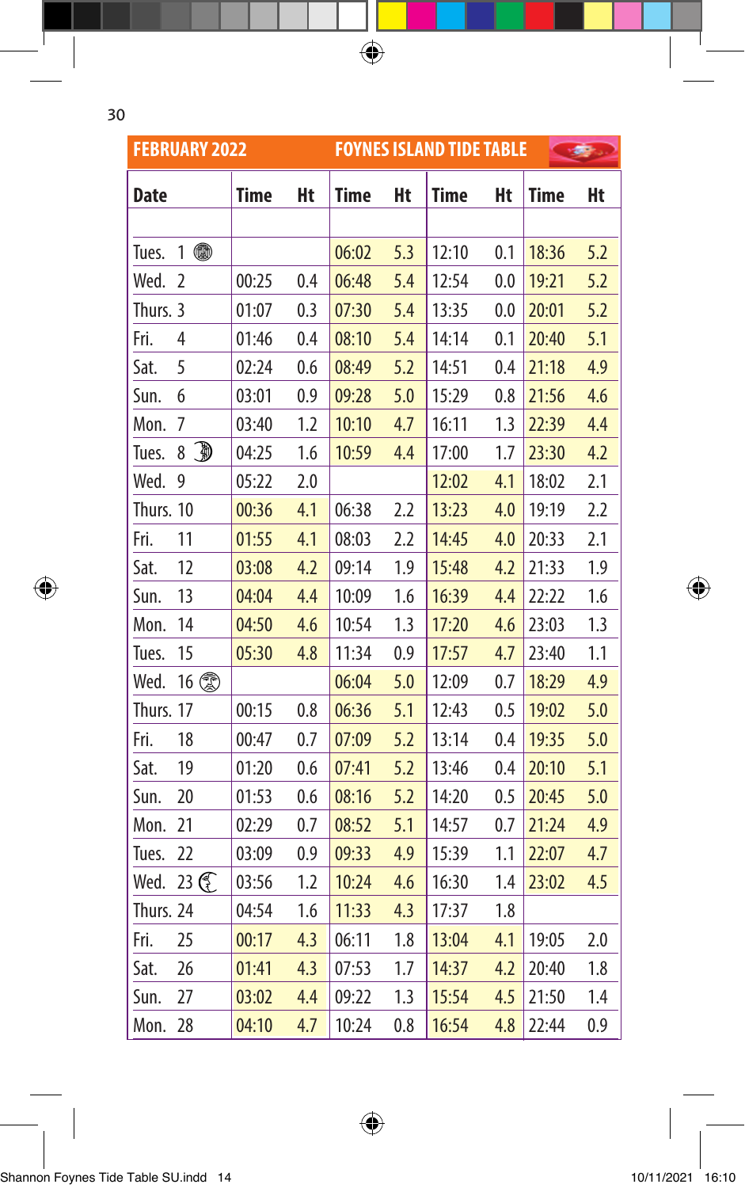## FEBRUARY 2022 — FOYNES ISLAND TIDE TABLE

| Date | Time | Ht | Time | Ht | Time | Ht | Time | Ht |
|---|---|---|---|---|---|---|---|---|
| Tues. 1 | | | 06:02 | 5.3 | 12:10 | 0.1 | 18:36 | 5.2 |
| Wed. 2 | 00:25 | 0.4 | 06:48 | 5.4 | 12:54 | 0.0 | 19:21 | 5.2 |
| Thurs. 3 | 01:07 | 0.3 | 07:30 | 5.4 | 13:35 | 0.0 | 20:01 | 5.2 |
| Fri. 4 | 01:46 | 0.4 | 08:10 | 5.4 | 14:14 | 0.1 | 20:40 | 5.1 |
| Sat. 5 | 02:24 | 0.6 | 08:49 | 5.2 | 14:51 | 0.4 | 21:18 | 4.9 |
| Sun. 6 | 03:01 | 0.9 | 09:28 | 5.0 | 15:29 | 0.8 | 21:56 | 4.6 |
| Mon. 7 | 03:40 | 1.2 | 10:10 | 4.7 | 16:11 | 1.3 | 22:39 | 4.4 |
| Tues. 8 | 04:25 | 1.6 | 10:59 | 4.4 | 17:00 | 1.7 | 23:30 | 4.2 |
| Wed. 9 | 05:22 | 2.0 | | | 12:02 | 4.1 | 18:02 | 2.1 |
| Thurs. 10 | 00:36 | 4.1 | 06:38 | 2.2 | 13:23 | 4.0 | 19:19 | 2.2 |
| Fri. 11 | 01:55 | 4.1 | 08:03 | 2.2 | 14:45 | 4.0 | 20:33 | 2.1 |
| Sat. 12 | 03:08 | 4.2 | 09:14 | 1.9 | 15:48 | 4.2 | 21:33 | 1.9 |
| Sun. 13 | 04:04 | 4.4 | 10:09 | 1.6 | 16:39 | 4.4 | 22:22 | 1.6 |
| Mon. 14 | 04:50 | 4.6 | 10:54 | 1.3 | 17:20 | 4.6 | 23:03 | 1.3 |
| Tues. 15 | 05:30 | 4.8 | 11:34 | 0.9 | 17:57 | 4.7 | 23:40 | 1.1 |
| Wed. 16 | | | 06:04 | 5.0 | 12:09 | 0.7 | 18:29 | 4.9 |
| Thurs. 17 | 00:15 | 0.8 | 06:36 | 5.1 | 12:43 | 0.5 | 19:02 | 5.0 |
| Fri. 18 | 00:47 | 0.7 | 07:09 | 5.2 | 13:14 | 0.4 | 19:35 | 5.0 |
| Sat. 19 | 01:20 | 0.6 | 07:41 | 5.2 | 13:46 | 0.4 | 20:10 | 5.1 |
| Sun. 20 | 01:53 | 0.6 | 08:16 | 5.2 | 14:20 | 0.5 | 20:45 | 5.0 |
| Mon. 21 | 02:29 | 0.7 | 08:52 | 5.1 | 14:57 | 0.7 | 21:24 | 4.9 |
| Tues. 22 | 03:09 | 0.9 | 09:33 | 4.9 | 15:39 | 1.1 | 22:07 | 4.7 |
| Wed. 23 | 03:56 | 1.2 | 10:24 | 4.6 | 16:30 | 1.4 | 23:02 | 4.5 |
| Thurs. 24 | 04:54 | 1.6 | 11:33 | 4.3 | 17:37 | 1.8 | | |
| Fri. 25 | 00:17 | 4.3 | 06:11 | 1.8 | 13:04 | 4.1 | 19:05 | 2.0 |
| Sat. 26 | 01:41 | 4.3 | 07:53 | 1.7 | 14:37 | 4.2 | 20:40 | 1.8 |
| Sun. 27 | 03:02 | 4.4 | 09:22 | 1.3 | 15:54 | 4.5 | 21:50 | 1.4 |
| Mon. 28 | 04:10 | 4.7 | 10:24 | 0.8 | 16:54 | 4.8 | 22:44 | 0.9 |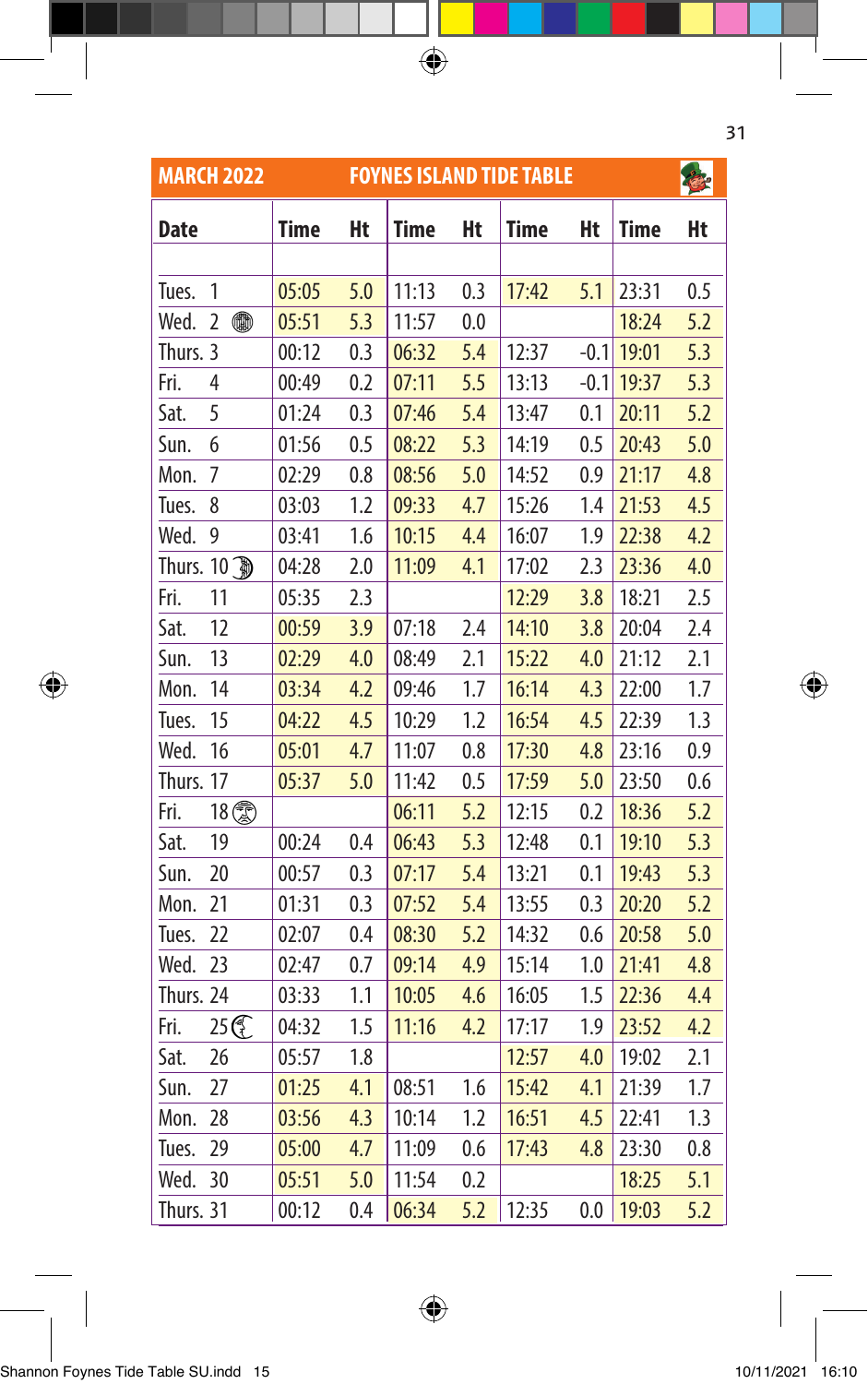## MARCH 2022 FOYNES ISLAND TIDE TABLE

| Date | Time | Ht | Time | Ht | Time | Ht | Time | Ht |
|---|---|---|---|---|---|---|---|---|
| Tues. 1 | 05:05 | 5.0 | 11:13 | 0.3 | 17:42 | 5.1 | 23:31 | 0.5 |
| Wed. 2 | 05:51 | 5.3 | 11:57 | 0.0 | | | 18:24 | 5.2 |
| Thurs. 3 | 00:12 | 0.3 | 06:32 | 5.4 | 12:37 | -0.1 | 19:01 | 5.3 |
| Fri. 4 | 00:49 | 0.2 | 07:11 | 5.5 | 13:13 | -0.1 | 19:37 | 5.3 |
| Sat. 5 | 01:24 | 0.3 | 07:46 | 5.4 | 13:47 | 0.1 | 20:11 | 5.2 |
| Sun. 6 | 01:56 | 0.5 | 08:22 | 5.3 | 14:19 | 0.5 | 20:43 | 5.0 |
| Mon. 7 | 02:29 | 0.8 | 08:56 | 5.0 | 14:52 | 0.9 | 21:17 | 4.8 |
| Tues. 8 | 03:03 | 1.2 | 09:33 | 4.7 | 15:26 | 1.4 | 21:53 | 4.5 |
| Wed. 9 | 03:41 | 1.6 | 10:15 | 4.4 | 16:07 | 1.9 | 22:38 | 4.2 |
| Thurs. 10 | 04:28 | 2.0 | 11:09 | 4.1 | 17:02 | 2.3 | 23:36 | 4.0 |
| Fri. 11 | 05:35 | 2.3 | | | 12:29 | 3.8 | 18:21 | 2.5 |
| Sat. 12 | 00:59 | 3.9 | 07:18 | 2.4 | 14:10 | 3.8 | 20:04 | 2.4 |
| Sun. 13 | 02:29 | 4.0 | 08:49 | 2.1 | 15:22 | 4.0 | 21:12 | 2.1 |
| Mon. 14 | 03:34 | 4.2 | 09:46 | 1.7 | 16:14 | 4.3 | 22:00 | 1.7 |
| Tues. 15 | 04:22 | 4.5 | 10:29 | 1.2 | 16:54 | 4.5 | 22:39 | 1.3 |
| Wed. 16 | 05:01 | 4.7 | 11:07 | 0.8 | 17:30 | 4.8 | 23:16 | 0.9 |
| Thurs. 17 | 05:37 | 5.0 | 11:42 | 0.5 | 17:59 | 5.0 | 23:50 | 0.6 |
| Fri. 18 | | | 06:11 | 5.2 | 12:15 | 0.2 | 18:36 | 5.2 |
| Sat. 19 | 00:24 | 0.4 | 06:43 | 5.3 | 12:48 | 0.1 | 19:10 | 5.3 |
| Sun. 20 | 00:57 | 0.3 | 07:17 | 5.4 | 13:21 | 0.1 | 19:43 | 5.3 |
| Mon. 21 | 01:31 | 0.3 | 07:52 | 5.4 | 13:55 | 0.3 | 20:20 | 5.2 |
| Tues. 22 | 02:07 | 0.4 | 08:30 | 5.2 | 14:32 | 0.6 | 20:58 | 5.0 |
| Wed. 23 | 02:47 | 0.7 | 09:14 | 4.9 | 15:14 | 1.0 | 21:41 | 4.8 |
| Thurs. 24 | 03:33 | 1.1 | 10:05 | 4.6 | 16:05 | 1.5 | 22:36 | 4.4 |
| Fri. 25 | 04:32 | 1.5 | 11:16 | 4.2 | 17:17 | 1.9 | 23:52 | 4.2 |
| Sat. 26 | 05:57 | 1.8 | | | 12:57 | 4.0 | 19:02 | 2.1 |
| Sun. 27 | 01:25 | 4.1 | 08:51 | 1.6 | 15:42 | 4.1 | 21:39 | 1.7 |
| Mon. 28 | 03:56 | 4.3 | 10:14 | 1.2 | 16:51 | 4.5 | 22:41 | 1.3 |
| Tues. 29 | 05:00 | 4.7 | 11:09 | 0.6 | 17:43 | 4.8 | 23:30 | 0.8 |
| Wed. 30 | 05:51 | 5.0 | 11:54 | 0.2 | | | 18:25 | 5.1 |
| Thurs. 31 | 00:12 | 0.4 | 06:34 | 5.2 | 12:35 | 0.0 | 19:03 | 5.2 |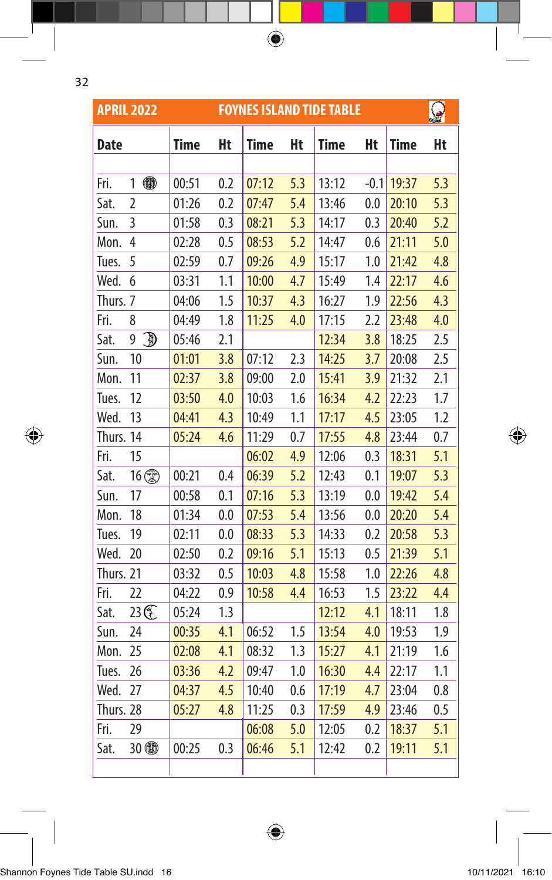## APRIL 2022 — FOYNES ISLAND TIDE TABLE

| Date | Time | Ht | Time | Ht | Time | Ht | Time | Ht |
|---|---|---|---|---|---|---|---|---|
| Fri. 1 | 00:51 | 0.2 | 07:12 | 5.3 | 13:12 | -0.1 | 19:37 | 5.3 |
| Sat. 2 | 01:26 | 0.2 | 07:47 | 5.4 | 13:46 | 0.0 | 20:10 | 5.3 |
| Sun. 3 | 01:58 | 0.3 | 08:21 | 5.3 | 14:17 | 0.3 | 20:40 | 5.2 |
| Mon. 4 | 02:28 | 0.5 | 08:53 | 5.2 | 14:47 | 0.6 | 21:11 | 5.0 |
| Tues. 5 | 02:59 | 0.7 | 09:26 | 4.9 | 15:17 | 1.0 | 21:42 | 4.8 |
| Wed. 6 | 03:31 | 1.1 | 10:00 | 4.7 | 15:49 | 1.4 | 22:17 | 4.6 |
| Thurs. 7 | 04:06 | 1.5 | 10:37 | 4.3 | 16:27 | 1.9 | 22:56 | 4.3 |
| Fri. 8 | 04:49 | 1.8 | 11:25 | 4.0 | 17:15 | 2.2 | 23:48 | 4.0 |
| Sat. 9 | 05:46 | 2.1 | | | 12:34 | 3.8 | 18:25 | 2.5 |
| Sun. 10 | 01:01 | 3.8 | 07:12 | 2.3 | 14:25 | 3.7 | 20:08 | 2.5 |
| Mon. 11 | 02:37 | 3.8 | 09:00 | 2.0 | 15:41 | 3.9 | 21:32 | 2.1 |
| Tues. 12 | 03:50 | 4.0 | 10:03 | 1.6 | 16:34 | 4.2 | 22:23 | 1.7 |
| Wed. 13 | 04:41 | 4.3 | 10:49 | 1.1 | 17:17 | 4.5 | 23:05 | 1.2 |
| Thurs. 14 | 05:24 | 4.6 | 11:29 | 0.7 | 17:55 | 4.8 | 23:44 | 0.7 |
| Fri. 15 | | | 06:02 | 4.9 | 12:06 | 0.3 | 18:31 | 5.1 |
| Sat. 16 | 00:21 | 0.4 | 06:39 | 5.2 | 12:43 | 0.1 | 19:07 | 5.3 |
| Sun. 17 | 00:58 | 0.1 | 07:16 | 5.3 | 13:19 | 0.0 | 19:42 | 5.4 |
| Mon. 18 | 01:34 | 0.0 | 07:53 | 5.4 | 13:56 | 0.0 | 20:20 | 5.4 |
| Tues. 19 | 02:11 | 0.0 | 08:33 | 5.3 | 14:33 | 0.2 | 20:58 | 5.3 |
| Wed. 20 | 02:50 | 0.2 | 09:16 | 5.1 | 15:13 | 0.5 | 21:39 | 5.1 |
| Thurs. 21 | 03:32 | 0.5 | 10:03 | 4.8 | 15:58 | 1.0 | 22:26 | 4.8 |
| Fri. 22 | 04:22 | 0.9 | 10:58 | 4.4 | 16:53 | 1.5 | 23:22 | 4.4 |
| Sat. 23 | 05:24 | 1.3 | | | 12:12 | 4.1 | 18:11 | 1.8 |
| Sun. 24 | 00:35 | 4.1 | 06:52 | 1.5 | 13:54 | 4.0 | 19:53 | 1.9 |
| Mon. 25 | 02:08 | 4.1 | 08:32 | 1.3 | 15:27 | 4.1 | 21:19 | 1.6 |
| Tues. 26 | 03:36 | 4.2 | 09:47 | 1.0 | 16:30 | 4.4 | 22:17 | 1.1 |
| Wed. 27 | 04:37 | 4.5 | 10:40 | 0.6 | 17:19 | 4.7 | 23:04 | 0.8 |
| Thurs. 28 | 05:27 | 4.8 | 11:25 | 0.3 | 17:59 | 4.9 | 23:46 | 0.5 |
| Fri. 29 | | | 06:08 | 5.0 | 12:05 | 0.2 | 18:37 | 5.1 |
| Sat. 30 | 00:25 | 0.3 | 06:46 | 5.1 | 12:42 | 0.2 | 19:11 | 5.1 |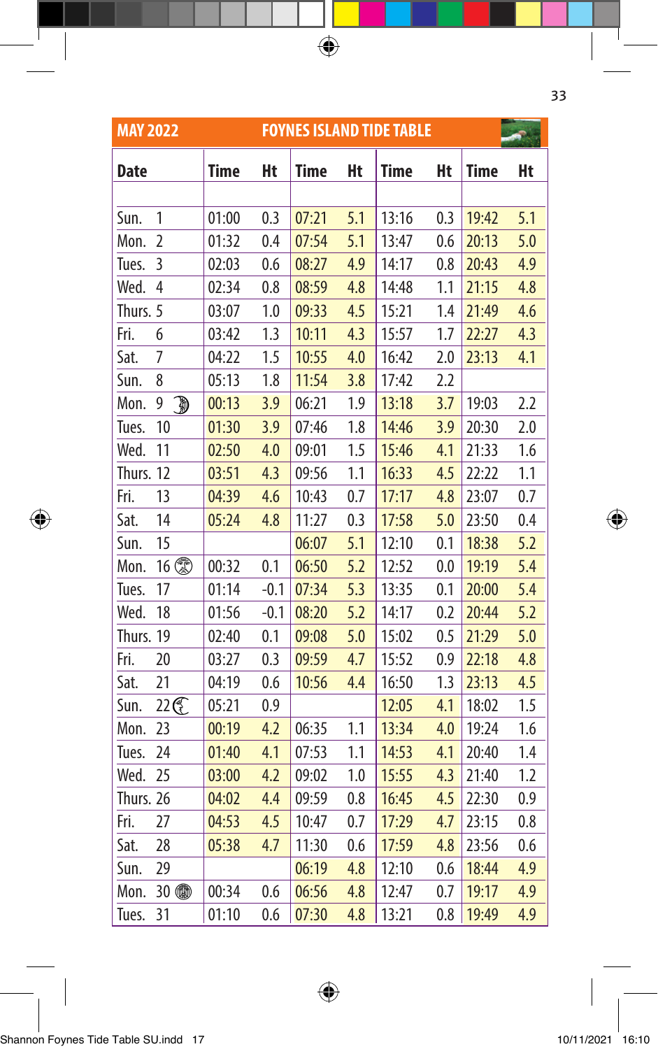## MAY 2022 FOYNES ISLAND TIDE TABLE

| Date | Time | Ht | Time | Ht | Time | Ht | Time | Ht |
|---|---|---|---|---|---|---|---|---|
| Sun. 1 | 01:00 | 0.3 | 07:21 | 5.1 | 13:16 | 0.3 | 19:42 | 5.1 |
| Mon. 2 | 01:32 | 0.4 | 07:54 | 5.1 | 13:47 | 0.6 | 20:13 | 5.0 |
| Tues. 3 | 02:03 | 0.6 | 08:27 | 4.9 | 14:17 | 0.8 | 20:43 | 4.9 |
| Wed. 4 | 02:34 | 0.8 | 08:59 | 4.8 | 14:48 | 1.1 | 21:15 | 4.8 |
| Thurs. 5 | 03:07 | 1.0 | 09:33 | 4.5 | 15:21 | 1.4 | 21:49 | 4.6 |
| Fri. 6 | 03:42 | 1.3 | 10:11 | 4.3 | 15:57 | 1.7 | 22:27 | 4.3 |
| Sat. 7 | 04:22 | 1.5 | 10:55 | 4.0 | 16:42 | 2.0 | 23:13 | 4.1 |
| Sun. 8 | 05:13 | 1.8 | 11:54 | 3.8 | 17:42 | 2.2 | | |
| Mon. 9 | 00:13 | 3.9 | 06:21 | 1.9 | 13:18 | 3.7 | 19:03 | 2.2 |
| Tues. 10 | 01:30 | 3.9 | 07:46 | 1.8 | 14:46 | 3.9 | 20:30 | 2.0 |
| Wed. 11 | 02:50 | 4.0 | 09:01 | 1.5 | 15:46 | 4.1 | 21:33 | 1.6 |
| Thurs. 12 | 03:51 | 4.3 | 09:56 | 1.1 | 16:33 | 4.5 | 22:22 | 1.1 |
| Fri. 13 | 04:39 | 4.6 | 10:43 | 0.7 | 17:17 | 4.8 | 23:07 | 0.7 |
| Sat. 14 | 05:24 | 4.8 | 11:27 | 0.3 | 17:58 | 5.0 | 23:50 | 0.4 |
| Sun. 15 | | | 06:07 | 5.1 | 12:10 | 0.1 | 18:38 | 5.2 |
| Mon. 16 | 00:32 | 0.1 | 06:50 | 5.2 | 12:52 | 0.0 | 19:19 | 5.4 |
| Tues. 17 | 01:14 | -0.1 | 07:34 | 5.3 | 13:35 | 0.1 | 20:00 | 5.4 |
| Wed. 18 | 01:56 | -0.1 | 08:20 | 5.2 | 14:17 | 0.2 | 20:44 | 5.2 |
| Thurs. 19 | 02:40 | 0.1 | 09:08 | 5.0 | 15:02 | 0.5 | 21:29 | 5.0 |
| Fri. 20 | 03:27 | 0.3 | 09:59 | 4.7 | 15:52 | 0.9 | 22:18 | 4.8 |
| Sat. 21 | 04:19 | 0.6 | 10:56 | 4.4 | 16:50 | 1.3 | 23:13 | 4.5 |
| Sun. 22 | 05:21 | 0.9 | | | 12:05 | 4.1 | 18:02 | 1.5 |
| Mon. 23 | 00:19 | 4.2 | 06:35 | 1.1 | 13:34 | 4.0 | 19:24 | 1.6 |
| Tues. 24 | 01:40 | 4.1 | 07:53 | 1.1 | 14:53 | 4.1 | 20:40 | 1.4 |
| Wed. 25 | 03:00 | 4.2 | 09:02 | 1.0 | 15:55 | 4.3 | 21:40 | 1.2 |
| Thurs. 26 | 04:02 | 4.4 | 09:59 | 0.8 | 16:45 | 4.5 | 22:30 | 0.9 |
| Fri. 27 | 04:53 | 4.5 | 10:47 | 0.7 | 17:29 | 4.7 | 23:15 | 0.8 |
| Sat. 28 | 05:38 | 4.7 | 11:30 | 0.6 | 17:59 | 4.8 | 23:56 | 0.6 |
| Sun. 29 | | | 06:19 | 4.8 | 12:10 | 0.6 | 18:44 | 4.9 |
| Mon. 30 | 00:34 | 0.6 | 06:56 | 4.8 | 12:47 | 0.7 | 19:17 | 4.9 |
| Tues. 31 | 01:10 | 0.6 | 07:30 | 4.8 | 13:21 | 0.8 | 19:49 | 4.9 |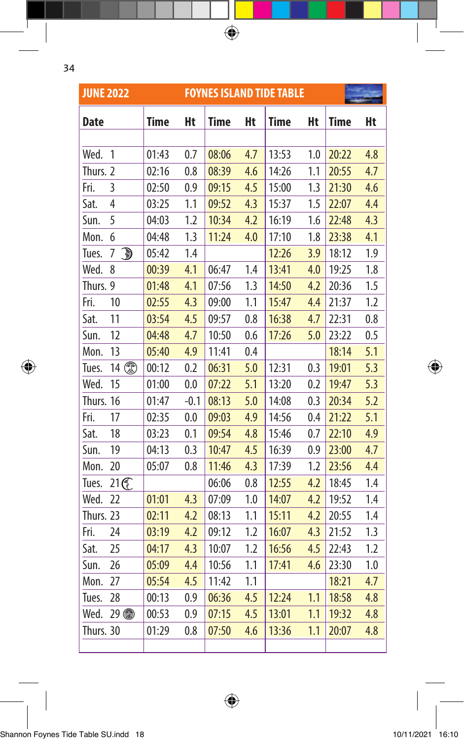## JUNE 2022 FOYNES ISLAND TIDE TABLE

| Date | Time | Ht | Time | Ht | Time | Ht | Time | Ht |
|---|---|---|---|---|---|---|---|---|
| Wed. 1 | 01:43 | 0.7 | 08:06 | 4.7 | 13:53 | 1.0 | 20:22 | 4.8 |
| Thurs. 2 | 02:16 | 0.8 | 08:39 | 4.6 | 14:26 | 1.1 | 20:55 | 4.7 |
| Fri. 3 | 02:50 | 0.9 | 09:15 | 4.5 | 15:00 | 1.3 | 21:30 | 4.6 |
| Sat. 4 | 03:25 | 1.1 | 09:52 | 4.3 | 15:37 | 1.5 | 22:07 | 4.4 |
| Sun. 5 | 04:03 | 1.2 | 10:34 | 4.2 | 16:19 | 1.6 | 22:48 | 4.3 |
| Mon. 6 | 04:48 | 1.3 | 11:24 | 4.0 | 17:10 | 1.8 | 23:38 | 4.1 |
| Tues. 7 | 05:42 | 1.4 | | | 12:26 | 3.9 | 18:12 | 1.9 |
| Wed. 8 | 00:39 | 4.1 | 06:47 | 1.4 | 13:41 | 4.0 | 19:25 | 1.8 |
| Thurs. 9 | 01:48 | 4.1 | 07:56 | 1.3 | 14:50 | 4.2 | 20:36 | 1.5 |
| Fri. 10 | 02:55 | 4.3 | 09:00 | 1.1 | 15:47 | 4.4 | 21:37 | 1.2 |
| Sat. 11 | 03:54 | 4.5 | 09:57 | 0.8 | 16:38 | 4.7 | 22:31 | 0.8 |
| Sun. 12 | 04:48 | 4.7 | 10:50 | 0.6 | 17:26 | 5.0 | 23:22 | 0.5 |
| Mon. 13 | 05:40 | 4.9 | 11:41 | 0.4 | | | 18:14 | 5.1 |
| Tues. 14 | 00:12 | 0.2 | 06:31 | 5.0 | 12:31 | 0.3 | 19:01 | 5.3 |
| Wed. 15 | 01:00 | 0.0 | 07:22 | 5.1 | 13:20 | 0.2 | 19:47 | 5.3 |
| Thurs. 16 | 01:47 | -0.1 | 08:13 | 5.0 | 14:08 | 0.3 | 20:34 | 5.2 |
| Fri. 17 | 02:35 | 0.0 | 09:03 | 4.9 | 14:56 | 0.4 | 21:22 | 5.1 |
| Sat. 18 | 03:23 | 0.1 | 09:54 | 4.8 | 15:46 | 0.7 | 22:10 | 4.9 |
| Sun. 19 | 04:13 | 0.3 | 10:47 | 4.5 | 16:39 | 0.9 | 23:00 | 4.7 |
| Mon. 20 | 05:07 | 0.8 | 11:46 | 4.3 | 17:39 | 1.2 | 23:56 | 4.4 |
| Tues. 21 | | | 06:06 | 0.8 | 12:55 | 4.2 | 18:45 | 1.4 |
| Wed. 22 | 01:01 | 4.3 | 07:09 | 1.0 | 14:07 | 4.2 | 19:52 | 1.4 |
| Thurs. 23 | 02:11 | 4.2 | 08:13 | 1.1 | 15:11 | 4.2 | 20:55 | 1.4 |
| Fri. 24 | 03:19 | 4.2 | 09:12 | 1.2 | 16:07 | 4.3 | 21:52 | 1.3 |
| Sat. 25 | 04:17 | 4.3 | 10:07 | 1.2 | 16:56 | 4.5 | 22:43 | 1.2 |
| Sun. 26 | 05:09 | 4.4 | 10:56 | 1.1 | 17:41 | 4.6 | 23:30 | 1.0 |
| Mon. 27 | 05:54 | 4.5 | 11:42 | 1.1 | | | 18:21 | 4.7 |
| Tues. 28 | 00:13 | 0.9 | 06:36 | 4.5 | 12:24 | 1.1 | 18:58 | 4.8 |
| Wed. 29 | 00:53 | 0.9 | 07:15 | 4.5 | 13:01 | 1.1 | 19:32 | 4.8 |
| Thurs. 30 | 01:29 | 0.8 | 07:50 | 4.6 | 13:36 | 1.1 | 20:07 | 4.8 |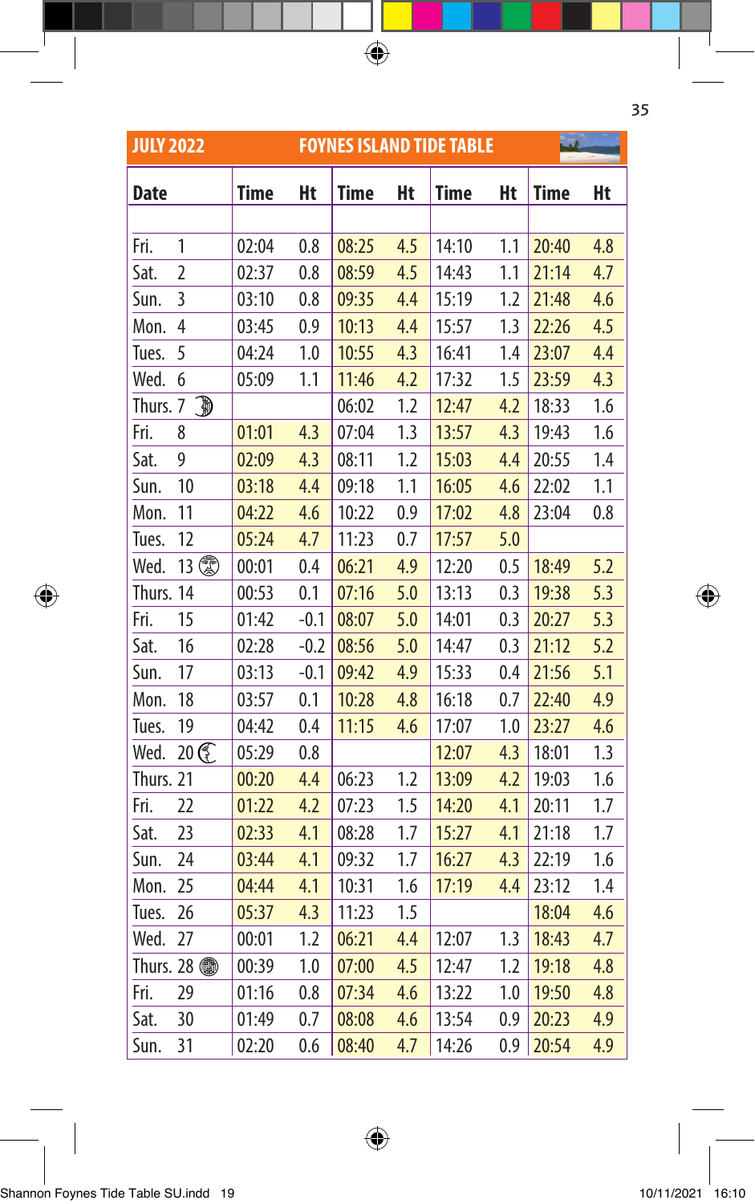## JULY 2022 FOYNES ISLAND TIDE TABLE

| Date | Time | Ht | Time | Ht | Time | Ht | Time | Ht |
|---|---|---|---|---|---|---|---|---|
| Fri. 1 | 02:04 | 0.8 | 08:25 | 4.5 | 14:10 | 1.1 | 20:40 | 4.8 |
| Sat. 2 | 02:37 | 0.8 | 08:59 | 4.5 | 14:43 | 1.1 | 21:14 | 4.7 |
| Sun. 3 | 03:10 | 0.8 | 09:35 | 4.4 | 15:19 | 1.2 | 21:48 | 4.6 |
| Mon. 4 | 03:45 | 0.9 | 10:13 | 4.4 | 15:57 | 1.3 | 22:26 | 4.5 |
| Tues. 5 | 04:24 | 1.0 | 10:55 | 4.3 | 16:41 | 1.4 | 23:07 | 4.4 |
| Wed. 6 | 05:09 | 1.1 | 11:46 | 4.2 | 17:32 | 1.5 | 23:59 | 4.3 |
| Thurs. 7 | | | 06:02 | 1.2 | 12:47 | 4.2 | 18:33 | 1.6 |
| Fri. 8 | 01:01 | 4.3 | 07:04 | 1.3 | 13:57 | 4.3 | 19:43 | 1.6 |
| Sat. 9 | 02:09 | 4.3 | 08:11 | 1.2 | 15:03 | 4.4 | 20:55 | 1.4 |
| Sun. 10 | 03:18 | 4.4 | 09:18 | 1.1 | 16:05 | 4.6 | 22:02 | 1.1 |
| Mon. 11 | 04:22 | 4.6 | 10:22 | 0.9 | 17:02 | 4.8 | 23:04 | 0.8 |
| Tues. 12 | 05:24 | 4.7 | 11:23 | 0.7 | 17:57 | 5.0 | | |
| Wed. 13 | 00:01 | 0.4 | 06:21 | 4.9 | 12:20 | 0.5 | 18:49 | 5.2 |
| Thurs. 14 | 00:53 | 0.1 | 07:16 | 5.0 | 13:13 | 0.3 | 19:38 | 5.3 |
| Fri. 15 | 01:42 | -0.1 | 08:07 | 5.0 | 14:01 | 0.3 | 20:27 | 5.3 |
| Sat. 16 | 02:28 | -0.2 | 08:56 | 5.0 | 14:47 | 0.3 | 21:12 | 5.2 |
| Sun. 17 | 03:13 | -0.1 | 09:42 | 4.9 | 15:33 | 0.4 | 21:56 | 5.1 |
| Mon. 18 | 03:57 | 0.1 | 10:28 | 4.8 | 16:18 | 0.7 | 22:40 | 4.9 |
| Tues. 19 | 04:42 | 0.4 | 11:15 | 4.6 | 17:07 | 1.0 | 23:27 | 4.6 |
| Wed. 20 | 05:29 | 0.8 | | | 12:07 | 4.3 | 18:01 | 1.3 |
| Thurs. 21 | 00:20 | 4.4 | 06:23 | 1.2 | 13:09 | 4.2 | 19:03 | 1.6 |
| Fri. 22 | 01:22 | 4.2 | 07:23 | 1.5 | 14:20 | 4.1 | 20:11 | 1.7 |
| Sat. 23 | 02:33 | 4.1 | 08:28 | 1.7 | 15:27 | 4.1 | 21:18 | 1.7 |
| Sun. 24 | 03:44 | 4.1 | 09:32 | 1.7 | 16:27 | 4.3 | 22:19 | 1.6 |
| Mon. 25 | 04:44 | 4.1 | 10:31 | 1.6 | 17:19 | 4.4 | 23:12 | 1.4 |
| Tues. 26 | 05:37 | 4.3 | 11:23 | 1.5 | | | 18:04 | 4.6 |
| Wed. 27 | 00:01 | 1.2 | 06:21 | 4.4 | 12:07 | 1.3 | 18:43 | 4.7 |
| Thurs. 28 | 00:39 | 1.0 | 07:00 | 4.5 | 12:47 | 1.2 | 19:18 | 4.8 |
| Fri. 29 | 01:16 | 0.8 | 07:34 | 4.6 | 13:22 | 1.0 | 19:50 | 4.8 |
| Sat. 30 | 01:49 | 0.7 | 08:08 | 4.6 | 13:54 | 0.9 | 20:23 | 4.9 |
| Sun. 31 | 02:20 | 0.6 | 08:40 | 4.7 | 14:26 | 0.9 | 20:54 | 4.9 |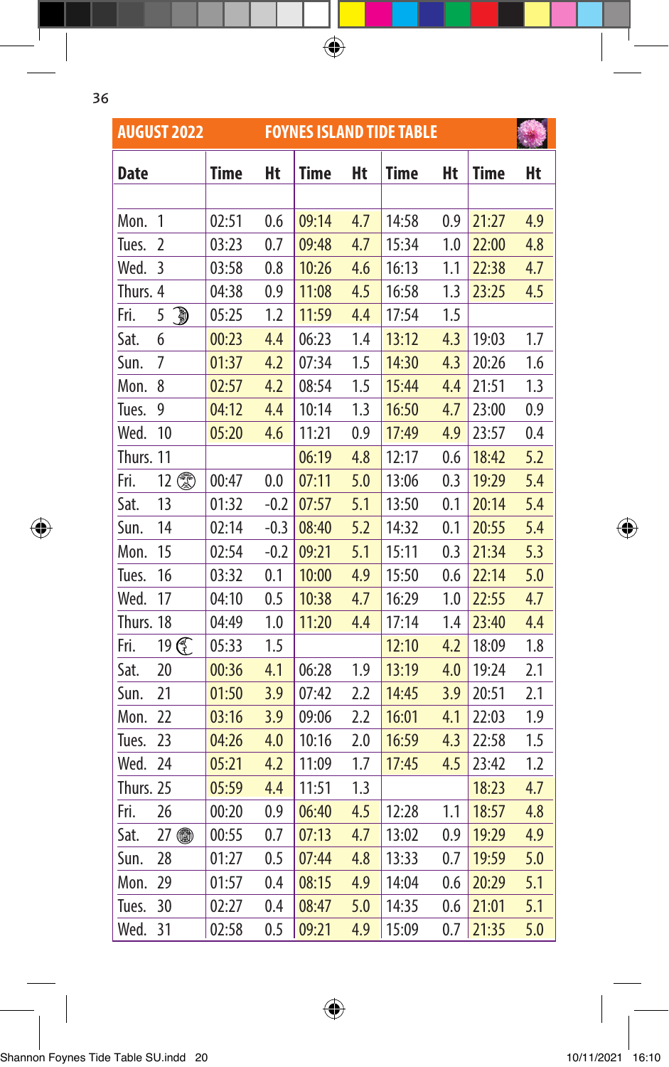## AUGUST 2022 FOYNES ISLAND TIDE TABLE

| Date | Time | Ht | Time | Ht | Time | Ht | Time | Ht |
|---|---|---|---|---|---|---|---|---|
| Mon. 1 | 02:51 | 0.6 | 09:14 | 4.7 | 14:58 | 0.9 | 21:27 | 4.9 |
| Tues. 2 | 03:23 | 0.7 | 09:48 | 4.7 | 15:34 | 1.0 | 22:00 | 4.8 |
| Wed. 3 | 03:58 | 0.8 | 10:26 | 4.6 | 16:13 | 1.1 | 22:38 | 4.7 |
| Thurs. 4 | 04:38 | 0.9 | 11:08 | 4.5 | 16:58 | 1.3 | 23:25 | 4.5 |
| Fri. 5 ☽ | 05:25 | 1.2 | 11:59 | 4.4 | 17:54 | 1.5 | | |
| Sat. 6 | 00:23 | 4.4 | 06:23 | 1.4 | 13:12 | 4.3 | 19:03 | 1.7 |
| Sun. 7 | 01:37 | 4.2 | 07:34 | 1.5 | 14:30 | 4.3 | 20:26 | 1.6 |
| Mon. 8 | 02:57 | 4.2 | 08:54 | 1.5 | 15:44 | 4.4 | 21:51 | 1.3 |
| Tues. 9 | 04:12 | 4.4 | 10:14 | 1.3 | 16:50 | 4.7 | 23:00 | 0.9 |
| Wed. 10 | 05:20 | 4.6 | 11:21 | 0.9 | 17:49 | 4.9 | 23:57 | 0.4 |
| Thurs. 11 | | | 06:19 | 4.8 | 12:17 | 0.6 | 18:42 | 5.2 |
| Fri. 12 ○ | 00:47 | 0.0 | 07:11 | 5.0 | 13:06 | 0.3 | 19:29 | 5.4 |
| Sat. 13 | 01:32 | -0.2 | 07:57 | 5.1 | 13:50 | 0.1 | 20:14 | 5.4 |
| Sun. 14 | 02:14 | -0.3 | 08:40 | 5.2 | 14:32 | 0.1 | 20:55 | 5.4 |
| Mon. 15 | 02:54 | -0.2 | 09:21 | 5.1 | 15:11 | 0.3 | 21:34 | 5.3 |
| Tues. 16 | 03:32 | 0.1 | 10:00 | 4.9 | 15:50 | 0.6 | 22:14 | 5.0 |
| Wed. 17 | 04:10 | 0.5 | 10:38 | 4.7 | 16:29 | 1.0 | 22:55 | 4.7 |
| Thurs. 18 | 04:49 | 1.0 | 11:20 | 4.4 | 17:14 | 1.4 | 23:40 | 4.4 |
| Fri. 19 ☾ | 05:33 | 1.5 | | | 12:10 | 4.2 | 18:09 | 1.8 |
| Sat. 20 | 00:36 | 4.1 | 06:28 | 1.9 | 13:19 | 4.0 | 19:24 | 2.1 |
| Sun. 21 | 01:50 | 3.9 | 07:42 | 2.2 | 14:45 | 3.9 | 20:51 | 2.1 |
| Mon. 22 | 03:16 | 3.9 | 09:06 | 2.2 | 16:01 | 4.1 | 22:03 | 1.9 |
| Tues. 23 | 04:26 | 4.0 | 10:16 | 2.0 | 16:59 | 4.3 | 22:58 | 1.5 |
| Wed. 24 | 05:21 | 4.2 | 11:09 | 1.7 | 17:45 | 4.5 | 23:42 | 1.2 |
| Thurs. 25 | 05:59 | 4.4 | 11:51 | 1.3 | | | 18:23 | 4.7 |
| Fri. 26 | 00:20 | 0.9 | 06:40 | 4.5 | 12:28 | 1.1 | 18:57 | 4.8 |
| Sat. 27 ● | 00:55 | 0.7 | 07:13 | 4.7 | 13:02 | 0.9 | 19:29 | 4.9 |
| Sun. 28 | 01:27 | 0.5 | 07:44 | 4.8 | 13:33 | 0.7 | 19:59 | 5.0 |
| Mon. 29 | 01:57 | 0.4 | 08:15 | 4.9 | 14:04 | 0.6 | 20:29 | 5.1 |
| Tues. 30 | 02:27 | 0.4 | 08:47 | 5.0 | 14:35 | 0.6 | 21:01 | 5.1 |
| Wed. 31 | 02:58 | 0.5 | 09:21 | 4.9 | 15:09 | 0.7 | 21:35 | 5.0 |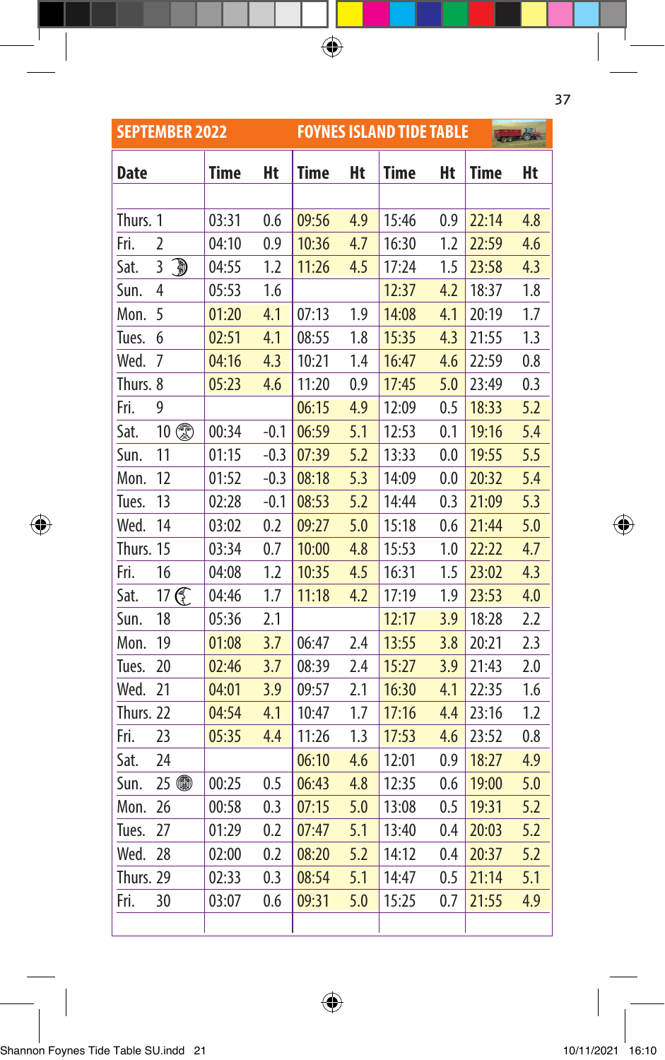## SEPTEMBER 2022 — FOYNES ISLAND TIDE TABLE

| Date | Time | Ht | Time | Ht | Time | Ht | Time | Ht |
|---|---|---|---|---|---|---|---|---|
| Thurs. 1 | 03:31 | 0.6 | 09:56 | 4.9 | 15:46 | 0.9 | 22:14 | 4.8 |
| Fri. 2 | 04:10 | 0.9 | 10:36 | 4.7 | 16:30 | 1.2 | 22:59 | 4.6 |
| Sat. 3 | 04:55 | 1.2 | 11:26 | 4.5 | 17:24 | 1.5 | 23:58 | 4.3 |
| Sun. 4 | 05:53 | 1.6 | | | 12:37 | 4.2 | 18:37 | 1.8 |
| Mon. 5 | 01:20 | 4.1 | 07:13 | 1.9 | 14:08 | 4.1 | 20:19 | 1.7 |
| Tues. 6 | 02:51 | 4.1 | 08:55 | 1.8 | 15:35 | 4.3 | 21:55 | 1.3 |
| Wed. 7 | 04:16 | 4.3 | 10:21 | 1.4 | 16:47 | 4.6 | 22:59 | 0.8 |
| Thurs. 8 | 05:23 | 4.6 | 11:20 | 0.9 | 17:45 | 5.0 | 23:49 | 0.3 |
| Fri. 9 | | | 06:15 | 4.9 | 12:09 | 0.5 | 18:33 | 5.2 |
| Sat. 10 | 00:34 | -0.1 | 06:59 | 5.1 | 12:53 | 0.1 | 19:16 | 5.4 |
| Sun. 11 | 01:15 | -0.3 | 07:39 | 5.2 | 13:33 | 0.0 | 19:55 | 5.5 |
| Mon. 12 | 01:52 | -0.3 | 08:18 | 5.3 | 14:09 | 0.0 | 20:32 | 5.4 |
| Tues. 13 | 02:28 | -0.1 | 08:53 | 5.2 | 14:44 | 0.3 | 21:09 | 5.3 |
| Wed. 14 | 03:02 | 0.2 | 09:27 | 5.0 | 15:18 | 0.6 | 21:44 | 5.0 |
| Thurs. 15 | 03:34 | 0.7 | 10:00 | 4.8 | 15:53 | 1.0 | 22:22 | 4.7 |
| Fri. 16 | 04:08 | 1.2 | 10:35 | 4.5 | 16:31 | 1.5 | 23:02 | 4.3 |
| Sat. 17 | 04:46 | 1.7 | 11:18 | 4.2 | 17:19 | 1.9 | 23:53 | 4.0 |
| Sun. 18 | 05:36 | 2.1 | | | 12:17 | 3.9 | 18:28 | 2.2 |
| Mon. 19 | 01:08 | 3.7 | 06:47 | 2.4 | 13:55 | 3.8 | 20:21 | 2.3 |
| Tues. 20 | 02:46 | 3.7 | 08:39 | 2.4 | 15:27 | 3.9 | 21:43 | 2.0 |
| Wed. 21 | 04:01 | 3.9 | 09:57 | 2.1 | 16:30 | 4.1 | 22:35 | 1.6 |
| Thurs. 22 | 04:54 | 4.1 | 10:47 | 1.7 | 17:16 | 4.4 | 23:16 | 1.2 |
| Fri. 23 | 05:35 | 4.4 | 11:26 | 1.3 | 17:53 | 4.6 | 23:52 | 0.8 |
| Sat. 24 | | | 06:10 | 4.6 | 12:01 | 0.9 | 18:27 | 4.9 |
| Sun. 25 | 00:25 | 0.5 | 06:43 | 4.8 | 12:35 | 0.6 | 19:00 | 5.0 |
| Mon. 26 | 00:58 | 0.3 | 07:15 | 5.0 | 13:08 | 0.5 | 19:31 | 5.2 |
| Tues. 27 | 01:29 | 0.2 | 07:47 | 5.1 | 13:40 | 0.4 | 20:03 | 5.2 |
| Wed. 28 | 02:00 | 0.2 | 08:20 | 5.2 | 14:12 | 0.4 | 20:37 | 5.2 |
| Thurs. 29 | 02:33 | 0.3 | 08:54 | 5.1 | 14:47 | 0.5 | 21:14 | 5.1 |
| Fri. 30 | 03:07 | 0.6 | 09:31 | 5.0 | 15:25 | 0.7 | 21:55 | 4.9 |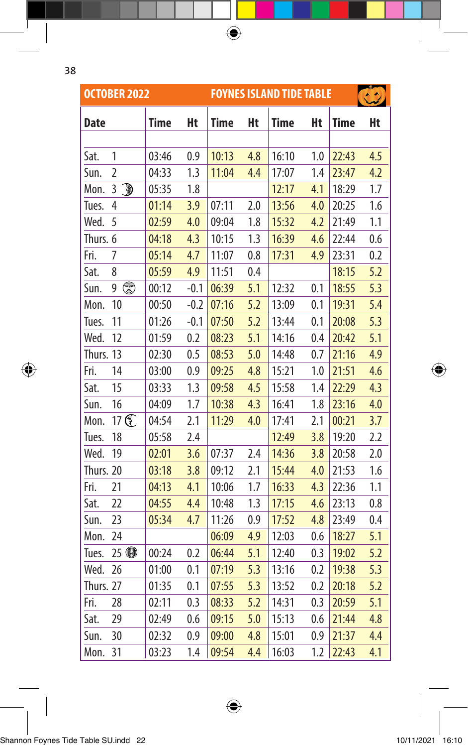## OCTOBER 2022 — FOYNES ISLAND TIDE TABLE

| Date | Time | Ht | Time | Ht | Time | Ht | Time | Ht |
|---|---|---|---|---|---|---|---|---|
| Sat. 1 | 03:46 | 0.9 | 10:13 | 4.8 | 16:10 | 1.0 | 22:43 | 4.5 |
| Sun. 2 | 04:33 | 1.3 | 11:04 | 4.4 | 17:07 | 1.4 | 23:47 | 4.2 |
| Mon. 3 | 05:35 | 1.8 | | | 12:17 | 4.1 | 18:29 | 1.7 |
| Tues. 4 | 01:14 | 3.9 | 07:11 | 2.0 | 13:56 | 4.0 | 20:25 | 1.6 |
| Wed. 5 | 02:59 | 4.0 | 09:04 | 1.8 | 15:32 | 4.2 | 21:49 | 1.1 |
| Thurs. 6 | 04:18 | 4.3 | 10:15 | 1.3 | 16:39 | 4.6 | 22:44 | 0.6 |
| Fri. 7 | 05:14 | 4.7 | 11:07 | 0.8 | 17:31 | 4.9 | 23:31 | 0.2 |
| Sat. 8 | 05:59 | 4.9 | 11:51 | 0.4 | | | 18:15 | 5.2 |
| Sun. 9 | 00:12 | -0.1 | 06:39 | 5.1 | 12:32 | 0.1 | 18:55 | 5.3 |
| Mon. 10 | 00:50 | -0.2 | 07:16 | 5.2 | 13:09 | 0.1 | 19:31 | 5.4 |
| Tues. 11 | 01:26 | -0.1 | 07:50 | 5.2 | 13:44 | 0.1 | 20:08 | 5.3 |
| Wed. 12 | 01:59 | 0.2 | 08:23 | 5.1 | 14:16 | 0.4 | 20:42 | 5.1 |
| Thurs. 13 | 02:30 | 0.5 | 08:53 | 5.0 | 14:48 | 0.7 | 21:16 | 4.9 |
| Fri. 14 | 03:00 | 0.9 | 09:25 | 4.8 | 15:21 | 1.0 | 21:51 | 4.6 |
| Sat. 15 | 03:33 | 1.3 | 09:58 | 4.5 | 15:58 | 1.4 | 22:29 | 4.3 |
| Sun. 16 | 04:09 | 1.7 | 10:38 | 4.3 | 16:41 | 1.8 | 23:16 | 4.0 |
| Mon. 17 | 04:54 | 2.1 | 11:29 | 4.0 | 17:41 | 2.1 | 00:21 | 3.7 |
| Tues. 18 | 05:58 | 2.4 | | | 12:49 | 3.8 | 19:20 | 2.2 |
| Wed. 19 | 02:01 | 3.6 | 07:37 | 2.4 | 14:36 | 3.8 | 20:58 | 2.0 |
| Thurs. 20 | 03:18 | 3.8 | 09:12 | 2.1 | 15:44 | 4.0 | 21:53 | 1.6 |
| Fri. 21 | 04:13 | 4.1 | 10:06 | 1.7 | 16:33 | 4.3 | 22:36 | 1.1 |
| Sat. 22 | 04:55 | 4.4 | 10:48 | 1.3 | 17:15 | 4.6 | 23:13 | 0.8 |
| Sun. 23 | 05:34 | 4.7 | 11:26 | 0.9 | 17:52 | 4.8 | 23:49 | 0.4 |
| Mon. 24 | | | 06:09 | 4.9 | 12:03 | 0.6 | 18:27 | 5.1 |
| Tues. 25 | 00:24 | 0.2 | 06:44 | 5.1 | 12:40 | 0.3 | 19:02 | 5.2 |
| Wed. 26 | 01:00 | 0.1 | 07:19 | 5.3 | 13:16 | 0.2 | 19:38 | 5.3 |
| Thurs. 27 | 01:35 | 0.1 | 07:55 | 5.3 | 13:52 | 0.2 | 20:18 | 5.2 |
| Fri. 28 | 02:11 | 0.3 | 08:33 | 5.2 | 14:31 | 0.3 | 20:59 | 5.1 |
| Sat. 29 | 02:49 | 0.6 | 09:15 | 5.0 | 15:13 | 0.6 | 21:44 | 4.8 |
| Sun. 30 | 02:32 | 0.9 | 09:00 | 4.8 | 15:01 | 0.9 | 21:37 | 4.4 |
| Mon. 31 | 03:23 | 1.4 | 09:54 | 4.4 | 16:03 | 1.2 | 22:43 | 4.1 |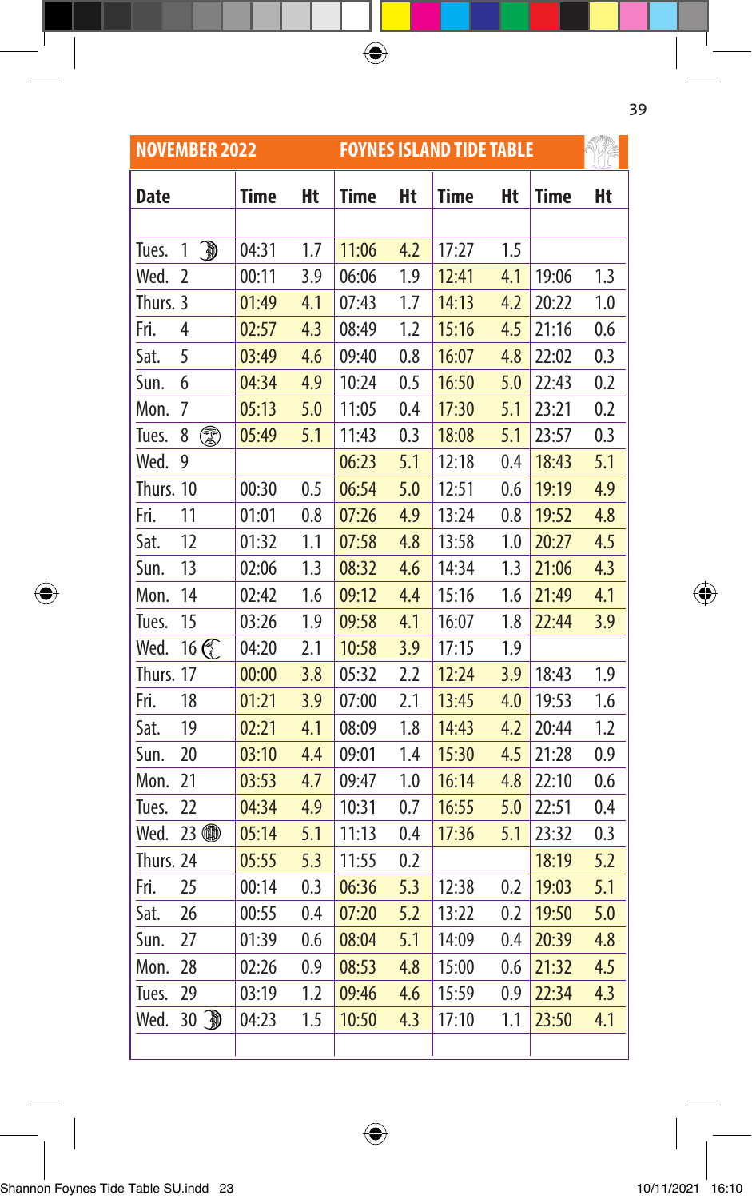## NOVEMBER 2022 FOYNES ISLAND TIDE TABLE

| Date | Time | Ht | Time | Ht | Time | Ht | Time | Ht |
|---|---|---|---|---|---|---|---|---|
| Tues. 1 | 04:31 | 1.7 | 11:06 | 4.2 | 17:27 | 1.5 | | |
| Wed. 2 | 00:11 | 3.9 | 06:06 | 1.9 | 12:41 | 4.1 | 19:06 | 1.3 |
| Thurs. 3 | 01:49 | 4.1 | 07:43 | 1.7 | 14:13 | 4.2 | 20:22 | 1.0 |
| Fri. 4 | 02:57 | 4.3 | 08:49 | 1.2 | 15:16 | 4.5 | 21:16 | 0.6 |
| Sat. 5 | 03:49 | 4.6 | 09:40 | 0.8 | 16:07 | 4.8 | 22:02 | 0.3 |
| Sun. 6 | 04:34 | 4.9 | 10:24 | 0.5 | 16:50 | 5.0 | 22:43 | 0.2 |
| Mon. 7 | 05:13 | 5.0 | 11:05 | 0.4 | 17:30 | 5.1 | 23:21 | 0.2 |
| Tues. 8 | 05:49 | 5.1 | 11:43 | 0.3 | 18:08 | 5.1 | 23:57 | 0.3 |
| Wed. 9 | | | 06:23 | 5.1 | 12:18 | 0.4 | 18:43 | 5.1 |
| Thurs. 10 | 00:30 | 0.5 | 06:54 | 5.0 | 12:51 | 0.6 | 19:19 | 4.9 |
| Fri. 11 | 01:01 | 0.8 | 07:26 | 4.9 | 13:24 | 0.8 | 19:52 | 4.8 |
| Sat. 12 | 01:32 | 1.1 | 07:58 | 4.8 | 13:58 | 1.0 | 20:27 | 4.5 |
| Sun. 13 | 02:06 | 1.3 | 08:32 | 4.6 | 14:34 | 1.3 | 21:06 | 4.3 |
| Mon. 14 | 02:42 | 1.6 | 09:12 | 4.4 | 15:16 | 1.6 | 21:49 | 4.1 |
| Tues. 15 | 03:26 | 1.9 | 09:58 | 4.1 | 16:07 | 1.8 | 22:44 | 3.9 |
| Wed. 16 | 04:20 | 2.1 | 10:58 | 3.9 | 17:15 | 1.9 | | |
| Thurs. 17 | 00:00 | 3.8 | 05:32 | 2.2 | 12:24 | 3.9 | 18:43 | 1.9 |
| Fri. 18 | 01:21 | 3.9 | 07:00 | 2.1 | 13:45 | 4.0 | 19:53 | 1.6 |
| Sat. 19 | 02:21 | 4.1 | 08:09 | 1.8 | 14:43 | 4.2 | 20:44 | 1.2 |
| Sun. 20 | 03:10 | 4.4 | 09:01 | 1.4 | 15:30 | 4.5 | 21:28 | 0.9 |
| Mon. 21 | 03:53 | 4.7 | 09:47 | 1.0 | 16:14 | 4.8 | 22:10 | 0.6 |
| Tues. 22 | 04:34 | 4.9 | 10:31 | 0.7 | 16:55 | 5.0 | 22:51 | 0.4 |
| Wed. 23 | 05:14 | 5.1 | 11:13 | 0.4 | 17:36 | 5.1 | 23:32 | 0.3 |
| Thurs. 24 | 05:55 | 5.3 | 11:55 | 0.2 | | | 18:19 | 5.2 |
| Fri. 25 | 00:14 | 0.3 | 06:36 | 5.3 | 12:38 | 0.2 | 19:03 | 5.1 |
| Sat. 26 | 00:55 | 0.4 | 07:20 | 5.2 | 13:22 | 0.2 | 19:50 | 5.0 |
| Sun. 27 | 01:39 | 0.6 | 08:04 | 5.1 | 14:09 | 0.4 | 20:39 | 4.8 |
| Mon. 28 | 02:26 | 0.9 | 08:53 | 4.8 | 15:00 | 0.6 | 21:32 | 4.5 |
| Tues. 29 | 03:19 | 1.2 | 09:46 | 4.6 | 15:59 | 0.9 | 22:34 | 4.3 |
| Wed. 30 | 04:23 | 1.5 | 10:50 | 4.3 | 17:10 | 1.1 | 23:50 | 4.1 |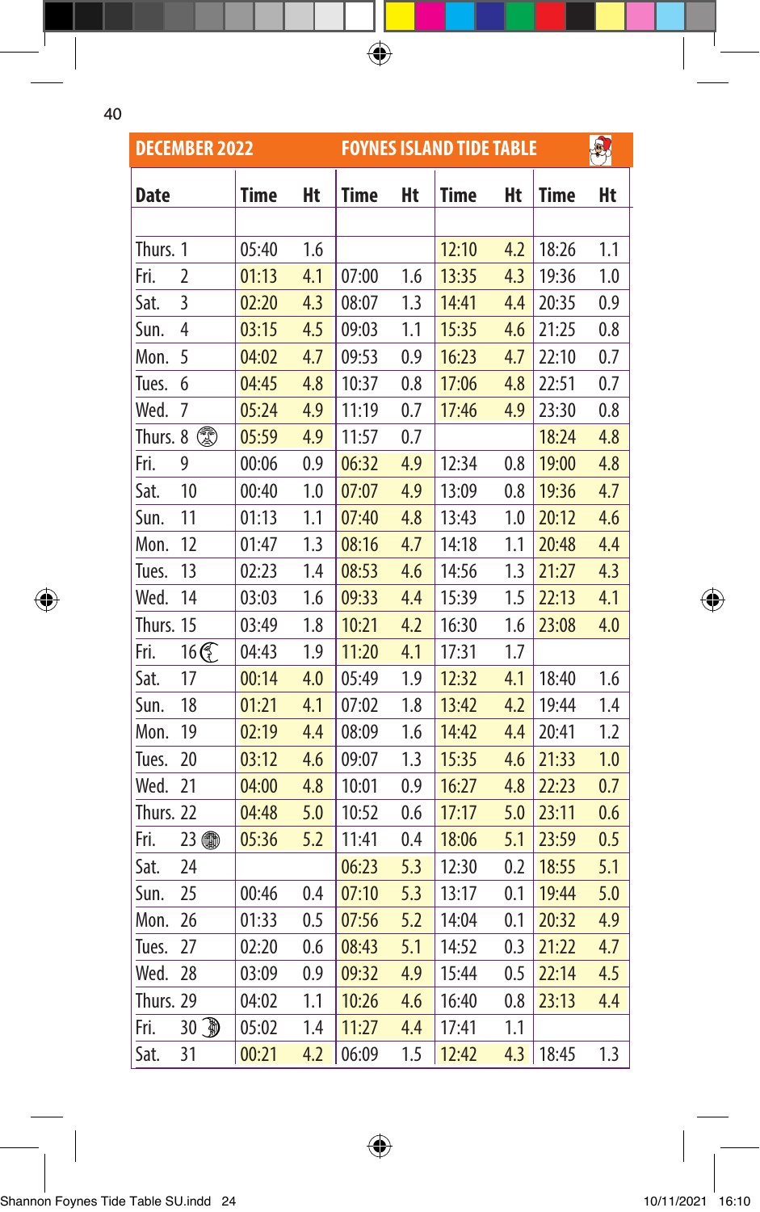## DECEMBER 2022 FOYNES ISLAND TIDE TABLE

| Date | Time | Ht | Time | Ht | Time | Ht | Time | Ht |
|---|---|---|---|---|---|---|---|---|
| Thurs. 1 | 05:40 | 1.6 | | | 12:10 | 4.2 | 18:26 | 1.1 |
| Fri. 2 | 01:13 | 4.1 | 07:00 | 1.6 | 13:35 | 4.3 | 19:36 | 1.0 |
| Sat. 3 | 02:20 | 4.3 | 08:07 | 1.3 | 14:41 | 4.4 | 20:35 | 0.9 |
| Sun. 4 | 03:15 | 4.5 | 09:03 | 1.1 | 15:35 | 4.6 | 21:25 | 0.8 |
| Mon. 5 | 04:02 | 4.7 | 09:53 | 0.9 | 16:23 | 4.7 | 22:10 | 0.7 |
| Tues. 6 | 04:45 | 4.8 | 10:37 | 0.8 | 17:06 | 4.8 | 22:51 | 0.7 |
| Wed. 7 | 05:24 | 4.9 | 11:19 | 0.7 | 17:46 | 4.9 | 23:30 | 0.8 |
| Thurs. 8 | 05:59 | 4.9 | 11:57 | 0.7 | | | 18:24 | 4.8 |
| Fri. 9 | 00:06 | 0.9 | 06:32 | 4.9 | 12:34 | 0.8 | 19:00 | 4.8 |
| Sat. 10 | 00:40 | 1.0 | 07:07 | 4.9 | 13:09 | 0.8 | 19:36 | 4.7 |
| Sun. 11 | 01:13 | 1.1 | 07:40 | 4.8 | 13:43 | 1.0 | 20:12 | 4.6 |
| Mon. 12 | 01:47 | 1.3 | 08:16 | 4.7 | 14:18 | 1.1 | 20:48 | 4.4 |
| Tues. 13 | 02:23 | 1.4 | 08:53 | 4.6 | 14:56 | 1.3 | 21:27 | 4.3 |
| Wed. 14 | 03:03 | 1.6 | 09:33 | 4.4 | 15:39 | 1.5 | 22:13 | 4.1 |
| Thurs. 15 | 03:49 | 1.8 | 10:21 | 4.2 | 16:30 | 1.6 | 23:08 | 4.0 |
| Fri. 16 | 04:43 | 1.9 | 11:20 | 4.1 | 17:31 | 1.7 | | |
| Sat. 17 | 00:14 | 4.0 | 05:49 | 1.9 | 12:32 | 4.1 | 18:40 | 1.6 |
| Sun. 18 | 01:21 | 4.1 | 07:02 | 1.8 | 13:42 | 4.2 | 19:44 | 1.4 |
| Mon. 19 | 02:19 | 4.4 | 08:09 | 1.6 | 14:42 | 4.4 | 20:41 | 1.2 |
| Tues. 20 | 03:12 | 4.6 | 09:07 | 1.3 | 15:35 | 4.6 | 21:33 | 1.0 |
| Wed. 21 | 04:00 | 4.8 | 10:01 | 0.9 | 16:27 | 4.8 | 22:23 | 0.7 |
| Thurs. 22 | 04:48 | 5.0 | 10:52 | 0.6 | 17:17 | 5.0 | 23:11 | 0.6 |
| Fri. 23 | 05:36 | 5.2 | 11:41 | 0.4 | 18:06 | 5.1 | 23:59 | 0.5 |
| Sat. 24 | | | 06:23 | 5.3 | 12:30 | 0.2 | 18:55 | 5.1 |
| Sun. 25 | 00:46 | 0.4 | 07:10 | 5.3 | 13:17 | 0.1 | 19:44 | 5.0 |
| Mon. 26 | 01:33 | 0.5 | 07:56 | 5.2 | 14:04 | 0.1 | 20:32 | 4.9 |
| Tues. 27 | 02:20 | 0.6 | 08:43 | 5.1 | 14:52 | 0.3 | 21:22 | 4.7 |
| Wed. 28 | 03:09 | 0.9 | 09:32 | 4.9 | 15:44 | 0.5 | 22:14 | 4.5 |
| Thurs. 29 | 04:02 | 1.1 | 10:26 | 4.6 | 16:40 | 0.8 | 23:13 | 4.4 |
| Fri. 30 | 05:02 | 1.4 | 11:27 | 4.4 | 17:41 | 1.1 | | |
| Sat. 31 | 00:21 | 4.2 | 06:09 | 1.5 | 12:42 | 4.3 | 18:45 | 1.3 |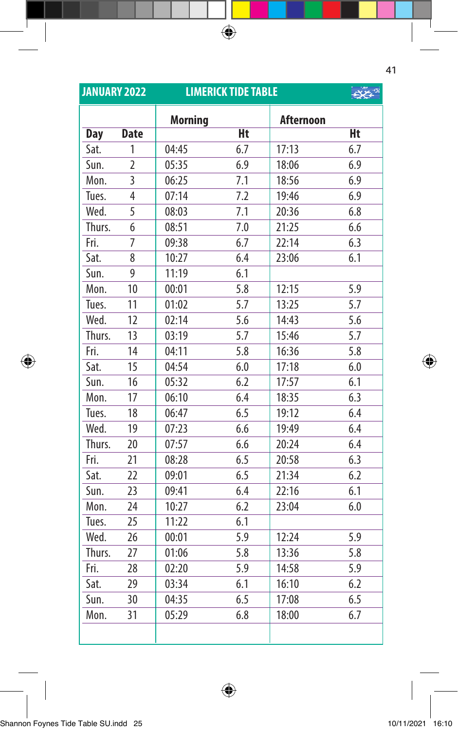## JANUARY 2022 — LIMERICK TIDE TABLE

| Day | Date | Morning | Ht | Afternoon | Ht |
|---|---|---|---|---|---|
| Sat. | 1 | 04:45 | 6.7 | 17:13 | 6.7 |
| Sun. | 2 | 05:35 | 6.9 | 18:06 | 6.9 |
| Mon. | 3 | 06:25 | 7.1 | 18:56 | 6.9 |
| Tues. | 4 | 07:14 | 7.2 | 19:46 | 6.9 |
| Wed. | 5 | 08:03 | 7.1 | 20:36 | 6.8 |
| Thurs. | 6 | 08:51 | 7.0 | 21:25 | 6.6 |
| Fri. | 7 | 09:38 | 6.7 | 22:14 | 6.3 |
| Sat. | 8 | 10:27 | 6.4 | 23:06 | 6.1 |
| Sun. | 9 | 11:19 | 6.1 | | |
| Mon. | 10 | 00:01 | 5.8 | 12:15 | 5.9 |
| Tues. | 11 | 01:02 | 5.7 | 13:25 | 5.7 |
| Wed. | 12 | 02:14 | 5.6 | 14:43 | 5.6 |
| Thurs. | 13 | 03:19 | 5.7 | 15:46 | 5.7 |
| Fri. | 14 | 04:11 | 5.8 | 16:36 | 5.8 |
| Sat. | 15 | 04:54 | 6.0 | 17:18 | 6.0 |
| Sun. | 16 | 05:32 | 6.2 | 17:57 | 6.1 |
| Mon. | 17 | 06:10 | 6.4 | 18:35 | 6.3 |
| Tues. | 18 | 06:47 | 6.5 | 19:12 | 6.4 |
| Wed. | 19 | 07:23 | 6.6 | 19:49 | 6.4 |
| Thurs. | 20 | 07:57 | 6.6 | 20:24 | 6.4 |
| Fri. | 21 | 08:28 | 6.5 | 20:58 | 6.3 |
| Sat. | 22 | 09:01 | 6.5 | 21:34 | 6.2 |
| Sun. | 23 | 09:41 | 6.4 | 22:16 | 6.1 |
| Mon. | 24 | 10:27 | 6.2 | 23:04 | 6.0 |
| Tues. | 25 | 11:22 | 6.1 | | |
| Wed. | 26 | 00:01 | 5.9 | 12:24 | 5.9 |
| Thurs. | 27 | 01:06 | 5.8 | 13:36 | 5.8 |
| Fri. | 28 | 02:20 | 5.9 | 14:58 | 5.9 |
| Sat. | 29 | 03:34 | 6.1 | 16:10 | 6.2 |
| Sun. | 30 | 04:35 | 6.5 | 17:08 | 6.5 |
| Mon. | 31 | 05:29 | 6.8 | 18:00 | 6.7 |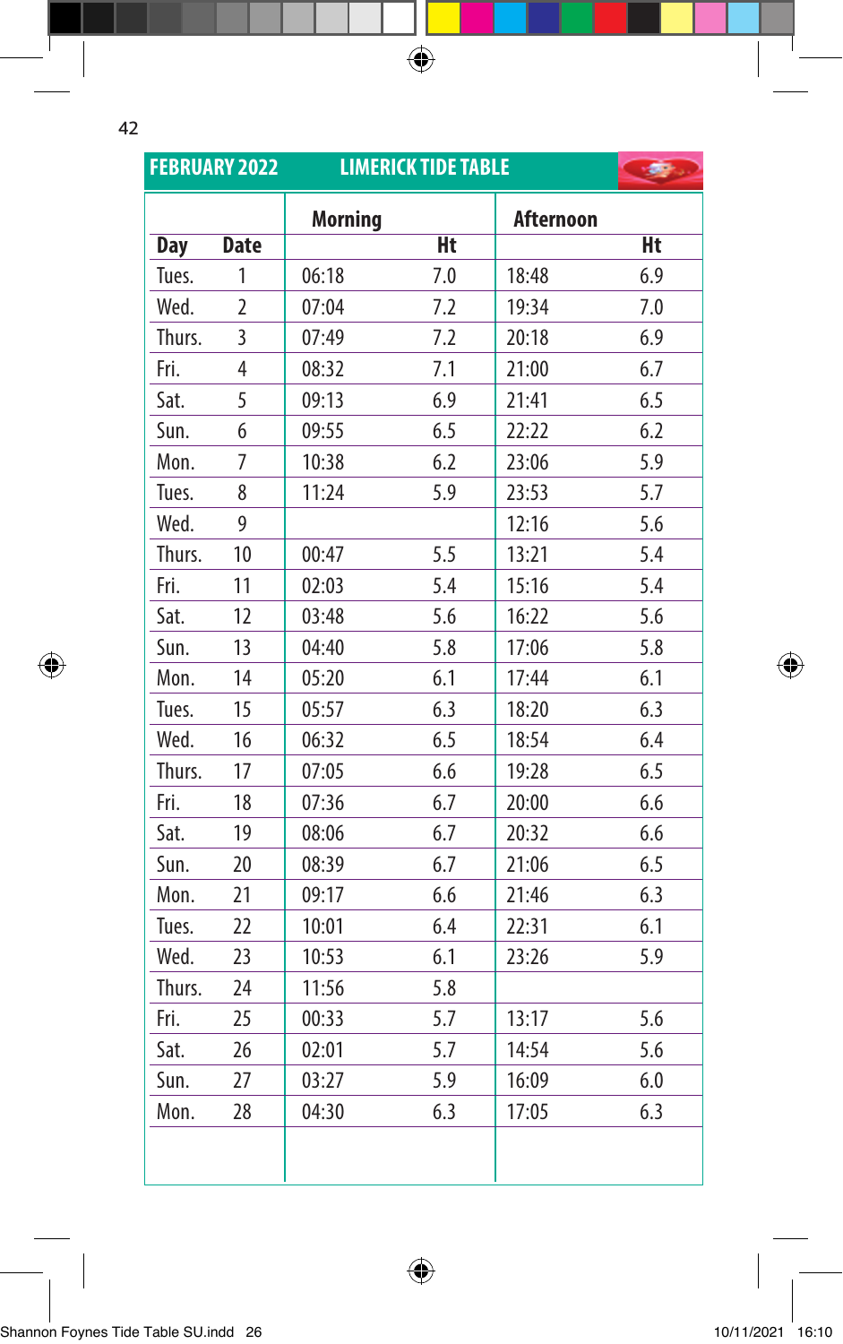## FEBRUARY 2022 LIMERICK TIDE TABLE

| Day | Date | Morning | Ht | Afternoon | Ht |
|---|---|---|---|---|---|
| Tues. | 1 | 06:18 | 7.0 | 18:48 | 6.9 |
| Wed. | 2 | 07:04 | 7.2 | 19:34 | 7.0 |
| Thurs. | 3 | 07:49 | 7.2 | 20:18 | 6.9 |
| Fri. | 4 | 08:32 | 7.1 | 21:00 | 6.7 |
| Sat. | 5 | 09:13 | 6.9 | 21:41 | 6.5 |
| Sun. | 6 | 09:55 | 6.5 | 22:22 | 6.2 |
| Mon. | 7 | 10:38 | 6.2 | 23:06 | 5.9 |
| Tues. | 8 | 11:24 | 5.9 | 23:53 | 5.7 |
| Wed. | 9 | | | 12:16 | 5.6 |
| Thurs. | 10 | 00:47 | 5.5 | 13:21 | 5.4 |
| Fri. | 11 | 02:03 | 5.4 | 15:16 | 5.4 |
| Sat. | 12 | 03:48 | 5.6 | 16:22 | 5.6 |
| Sun. | 13 | 04:40 | 5.8 | 17:06 | 5.8 |
| Mon. | 14 | 05:20 | 6.1 | 17:44 | 6.1 |
| Tues. | 15 | 05:57 | 6.3 | 18:20 | 6.3 |
| Wed. | 16 | 06:32 | 6.5 | 18:54 | 6.4 |
| Thurs. | 17 | 07:05 | 6.6 | 19:28 | 6.5 |
| Fri. | 18 | 07:36 | 6.7 | 20:00 | 6.6 |
| Sat. | 19 | 08:06 | 6.7 | 20:32 | 6.6 |
| Sun. | 20 | 08:39 | 6.7 | 21:06 | 6.5 |
| Mon. | 21 | 09:17 | 6.6 | 21:46 | 6.3 |
| Tues. | 22 | 10:01 | 6.4 | 22:31 | 6.1 |
| Wed. | 23 | 10:53 | 6.1 | 23:26 | 5.9 |
| Thurs. | 24 | 11:56 | 5.8 | | |
| Fri. | 25 | 00:33 | 5.7 | 13:17 | 5.6 |
| Sat. | 26 | 02:01 | 5.7 | 14:54 | 5.6 |
| Sun. | 27 | 03:27 | 5.9 | 16:09 | 6.0 |
| Mon. | 28 | 04:30 | 6.3 | 17:05 | 6.3 |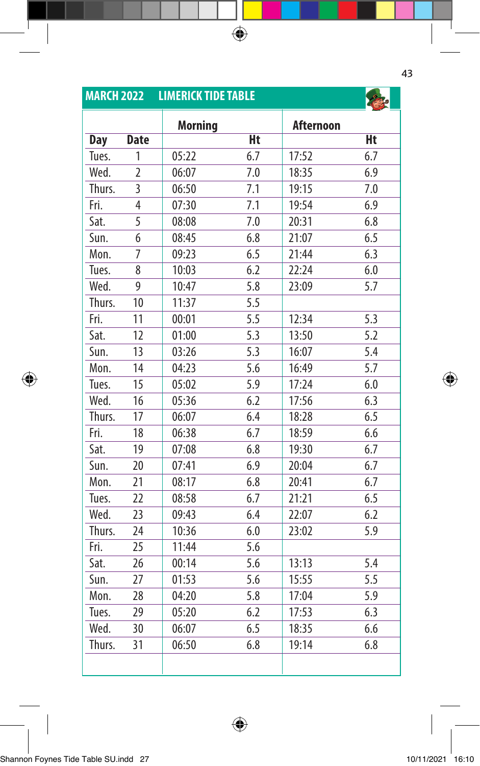## MARCH 2022 LIMERICK TIDE TABLE

| Day | Date | Morning | Ht | Afternoon | Ht |
|---|---|---|---|---|---|
| Tues. | 1 | 05:22 | 6.7 | 17:52 | 6.7 |
| Wed. | 2 | 06:07 | 7.0 | 18:35 | 6.9 |
| Thurs. | 3 | 06:50 | 7.1 | 19:15 | 7.0 |
| Fri. | 4 | 07:30 | 7.1 | 19:54 | 6.9 |
| Sat. | 5 | 08:08 | 7.0 | 20:31 | 6.8 |
| Sun. | 6 | 08:45 | 6.8 | 21:07 | 6.5 |
| Mon. | 7 | 09:23 | 6.5 | 21:44 | 6.3 |
| Tues. | 8 | 10:03 | 6.2 | 22:24 | 6.0 |
| Wed. | 9 | 10:47 | 5.8 | 23:09 | 5.7 |
| Thurs. | 10 | 11:37 | 5.5 | | |
| Fri. | 11 | 00:01 | 5.5 | 12:34 | 5.3 |
| Sat. | 12 | 01:00 | 5.3 | 13:50 | 5.2 |
| Sun. | 13 | 03:26 | 5.3 | 16:07 | 5.4 |
| Mon. | 14 | 04:23 | 5.6 | 16:49 | 5.7 |
| Tues. | 15 | 05:02 | 5.9 | 17:24 | 6.0 |
| Wed. | 16 | 05:36 | 6.2 | 17:56 | 6.3 |
| Thurs. | 17 | 06:07 | 6.4 | 18:28 | 6.5 |
| Fri. | 18 | 06:38 | 6.7 | 18:59 | 6.6 |
| Sat. | 19 | 07:08 | 6.8 | 19:30 | 6.7 |
| Sun. | 20 | 07:41 | 6.9 | 20:04 | 6.7 |
| Mon. | 21 | 08:17 | 6.8 | 20:41 | 6.7 |
| Tues. | 22 | 08:58 | 6.7 | 21:21 | 6.5 |
| Wed. | 23 | 09:43 | 6.4 | 22:07 | 6.2 |
| Thurs. | 24 | 10:36 | 6.0 | 23:02 | 5.9 |
| Fri. | 25 | 11:44 | 5.6 | | |
| Sat. | 26 | 00:14 | 5.6 | 13:13 | 5.4 |
| Sun. | 27 | 01:53 | 5.6 | 15:55 | 5.5 |
| Mon. | 28 | 04:20 | 5.8 | 17:04 | 5.9 |
| Tues. | 29 | 05:20 | 6.2 | 17:53 | 6.3 |
| Wed. | 30 | 06:07 | 6.5 | 18:35 | 6.6 |
| Thurs. | 31 | 06:50 | 6.8 | 19:14 | 6.8 |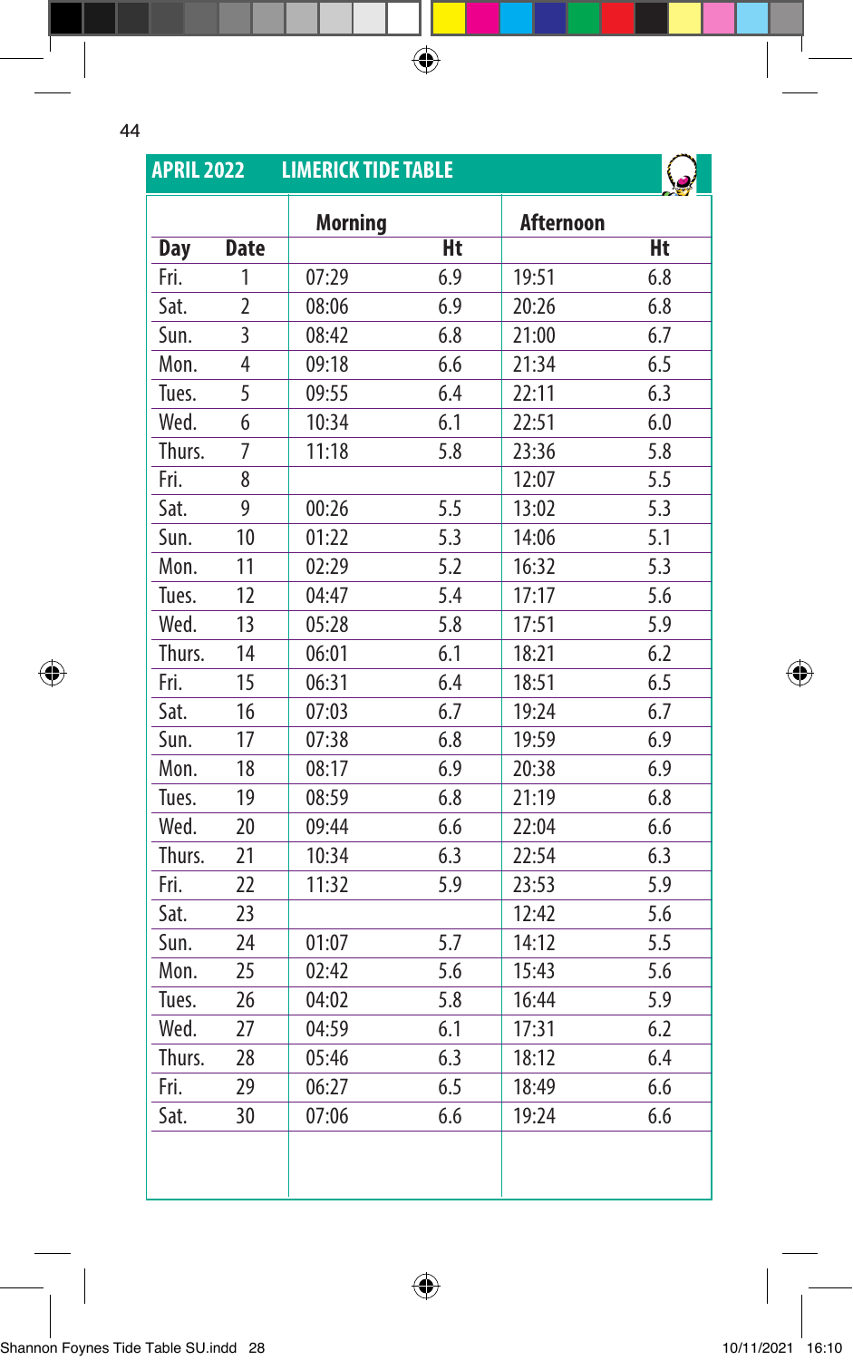## APRIL 2022 LIMERICK TIDE TABLE

| Day | Date | Morning | Ht | Afternoon | Ht |
|---|---|---|---|---|---|
| Fri. | 1 | 07:29 | 6.9 | 19:51 | 6.8 |
| Sat. | 2 | 08:06 | 6.9 | 20:26 | 6.8 |
| Sun. | 3 | 08:42 | 6.8 | 21:00 | 6.7 |
| Mon. | 4 | 09:18 | 6.6 | 21:34 | 6.5 |
| Tues. | 5 | 09:55 | 6.4 | 22:11 | 6.3 |
| Wed. | 6 | 10:34 | 6.1 | 22:51 | 6.0 |
| Thurs. | 7 | 11:18 | 5.8 | 23:36 | 5.8 |
| Fri. | 8 | | | 12:07 | 5.5 |
| Sat. | 9 | 00:26 | 5.5 | 13:02 | 5.3 |
| Sun. | 10 | 01:22 | 5.3 | 14:06 | 5.1 |
| Mon. | 11 | 02:29 | 5.2 | 16:32 | 5.3 |
| Tues. | 12 | 04:47 | 5.4 | 17:17 | 5.6 |
| Wed. | 13 | 05:28 | 5.8 | 17:51 | 5.9 |
| Thurs. | 14 | 06:01 | 6.1 | 18:21 | 6.2 |
| Fri. | 15 | 06:31 | 6.4 | 18:51 | 6.5 |
| Sat. | 16 | 07:03 | 6.7 | 19:24 | 6.7 |
| Sun. | 17 | 07:38 | 6.8 | 19:59 | 6.9 |
| Mon. | 18 | 08:17 | 6.9 | 20:38 | 6.9 |
| Tues. | 19 | 08:59 | 6.8 | 21:19 | 6.8 |
| Wed. | 20 | 09:44 | 6.6 | 22:04 | 6.6 |
| Thurs. | 21 | 10:34 | 6.3 | 22:54 | 6.3 |
| Fri. | 22 | 11:32 | 5.9 | 23:53 | 5.9 |
| Sat. | 23 | | | 12:42 | 5.6 |
| Sun. | 24 | 01:07 | 5.7 | 14:12 | 5.5 |
| Mon. | 25 | 02:42 | 5.6 | 15:43 | 5.6 |
| Tues. | 26 | 04:02 | 5.8 | 16:44 | 5.9 |
| Wed. | 27 | 04:59 | 6.1 | 17:31 | 6.2 |
| Thurs. | 28 | 05:46 | 6.3 | 18:12 | 6.4 |
| Fri. | 29 | 06:27 | 6.5 | 18:49 | 6.6 |
| Sat. | 30 | 07:06 | 6.6 | 19:24 | 6.6 |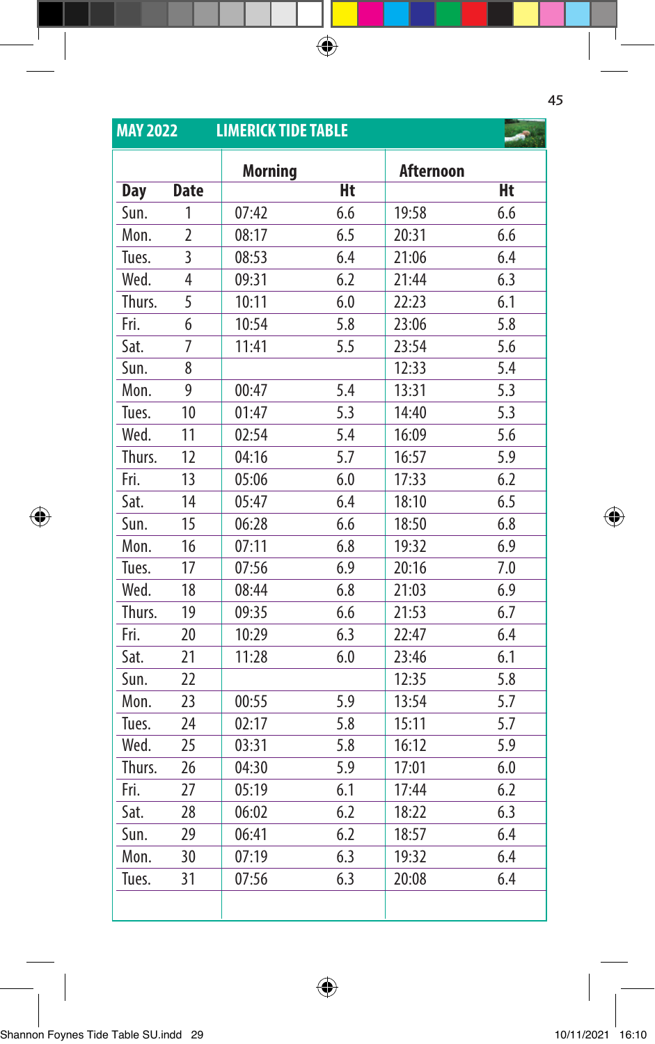## MAY 2022 LIMERICK TIDE TABLE

| Day | Date | Morning | Ht | Afternoon | Ht |
|---|---|---|---|---|---|
| Sun. | 1 | 07:42 | 6.6 | 19:58 | 6.6 |
| Mon. | 2 | 08:17 | 6.5 | 20:31 | 6.6 |
| Tues. | 3 | 08:53 | 6.4 | 21:06 | 6.4 |
| Wed. | 4 | 09:31 | 6.2 | 21:44 | 6.3 |
| Thurs. | 5 | 10:11 | 6.0 | 22:23 | 6.1 |
| Fri. | 6 | 10:54 | 5.8 | 23:06 | 5.8 |
| Sat. | 7 | 11:41 | 5.5 | 23:54 | 5.6 |
| Sun. | 8 | | | 12:33 | 5.4 |
| Mon. | 9 | 00:47 | 5.4 | 13:31 | 5.3 |
| Tues. | 10 | 01:47 | 5.3 | 14:40 | 5.3 |
| Wed. | 11 | 02:54 | 5.4 | 16:09 | 5.6 |
| Thurs. | 12 | 04:16 | 5.7 | 16:57 | 5.9 |
| Fri. | 13 | 05:06 | 6.0 | 17:33 | 6.2 |
| Sat. | 14 | 05:47 | 6.4 | 18:10 | 6.5 |
| Sun. | 15 | 06:28 | 6.6 | 18:50 | 6.8 |
| Mon. | 16 | 07:11 | 6.8 | 19:32 | 6.9 |
| Tues. | 17 | 07:56 | 6.9 | 20:16 | 7.0 |
| Wed. | 18 | 08:44 | 6.8 | 21:03 | 6.9 |
| Thurs. | 19 | 09:35 | 6.6 | 21:53 | 6.7 |
| Fri. | 20 | 10:29 | 6.3 | 22:47 | 6.4 |
| Sat. | 21 | 11:28 | 6.0 | 23:46 | 6.1 |
| Sun. | 22 | | | 12:35 | 5.8 |
| Mon. | 23 | 00:55 | 5.9 | 13:54 | 5.7 |
| Tues. | 24 | 02:17 | 5.8 | 15:11 | 5.7 |
| Wed. | 25 | 03:31 | 5.8 | 16:12 | 5.9 |
| Thurs. | 26 | 04:30 | 5.9 | 17:01 | 6.0 |
| Fri. | 27 | 05:19 | 6.1 | 17:44 | 6.2 |
| Sat. | 28 | 06:02 | 6.2 | 18:22 | 6.3 |
| Sun. | 29 | 06:41 | 6.2 | 18:57 | 6.4 |
| Mon. | 30 | 07:19 | 6.3 | 19:32 | 6.4 |
| Tues. | 31 | 07:56 | 6.3 | 20:08 | 6.4 |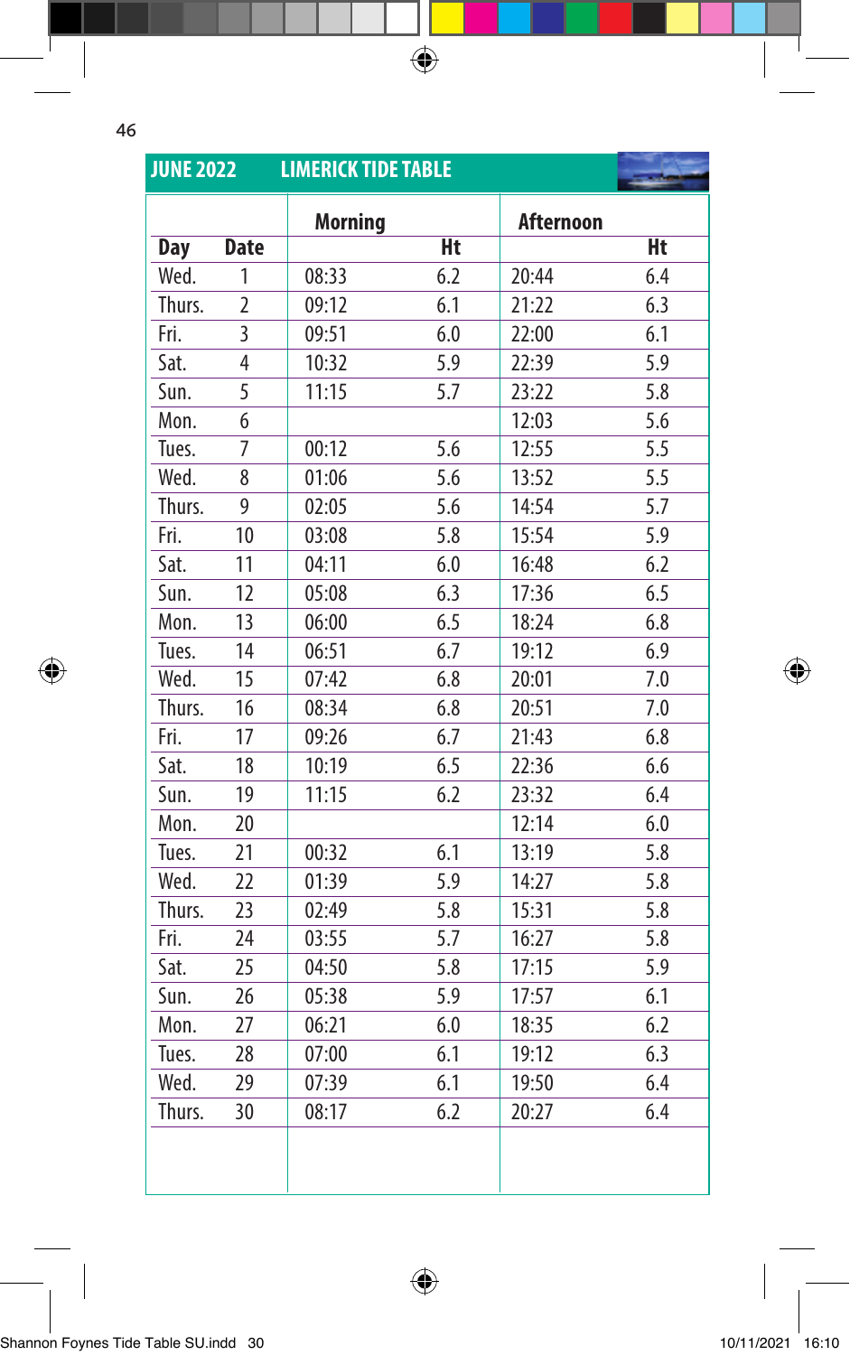## JUNE 2022 LIMERICK TIDE TABLE

| | | Morning | | Afternoon | |
|---|---|---|---|---|---|
| **Day** | **Date** | | **Ht** | | **Ht** |
| Wed. | 1 | 08:33 | 6.2 | 20:44 | 6.4 |
| Thurs. | 2 | 09:12 | 6.1 | 21:22 | 6.3 |
| Fri. | 3 | 09:51 | 6.0 | 22:00 | 6.1 |
| Sat. | 4 | 10:32 | 5.9 | 22:39 | 5.9 |
| Sun. | 5 | 11:15 | 5.7 | 23:22 | 5.8 |
| Mon. | 6 | | | 12:03 | 5.6 |
| Tues. | 7 | 00:12 | 5.6 | 12:55 | 5.5 |
| Wed. | 8 | 01:06 | 5.6 | 13:52 | 5.5 |
| Thurs. | 9 | 02:05 | 5.6 | 14:54 | 5.7 |
| Fri. | 10 | 03:08 | 5.8 | 15:54 | 5.9 |
| Sat. | 11 | 04:11 | 6.0 | 16:48 | 6.2 |
| Sun. | 12 | 05:08 | 6.3 | 17:36 | 6.5 |
| Mon. | 13 | 06:00 | 6.5 | 18:24 | 6.8 |
| Tues. | 14 | 06:51 | 6.7 | 19:12 | 6.9 |
| Wed. | 15 | 07:42 | 6.8 | 20:01 | 7.0 |
| Thurs. | 16 | 08:34 | 6.8 | 20:51 | 7.0 |
| Fri. | 17 | 09:26 | 6.7 | 21:43 | 6.8 |
| Sat. | 18 | 10:19 | 6.5 | 22:36 | 6.6 |
| Sun. | 19 | 11:15 | 6.2 | 23:32 | 6.4 |
| Mon. | 20 | | | 12:14 | 6.0 |
| Tues. | 21 | 00:32 | 6.1 | 13:19 | 5.8 |
| Wed. | 22 | 01:39 | 5.9 | 14:27 | 5.8 |
| Thurs. | 23 | 02:49 | 5.8 | 15:31 | 5.8 |
| Fri. | 24 | 03:55 | 5.7 | 16:27 | 5.8 |
| Sat. | 25 | 04:50 | 5.8 | 17:15 | 5.9 |
| Sun. | 26 | 05:38 | 5.9 | 17:57 | 6.1 |
| Mon. | 27 | 06:21 | 6.0 | 18:35 | 6.2 |
| Tues. | 28 | 07:00 | 6.1 | 19:12 | 6.3 |
| Wed. | 29 | 07:39 | 6.1 | 19:50 | 6.4 |
| Thurs. | 30 | 08:17 | 6.2 | 20:27 | 6.4 |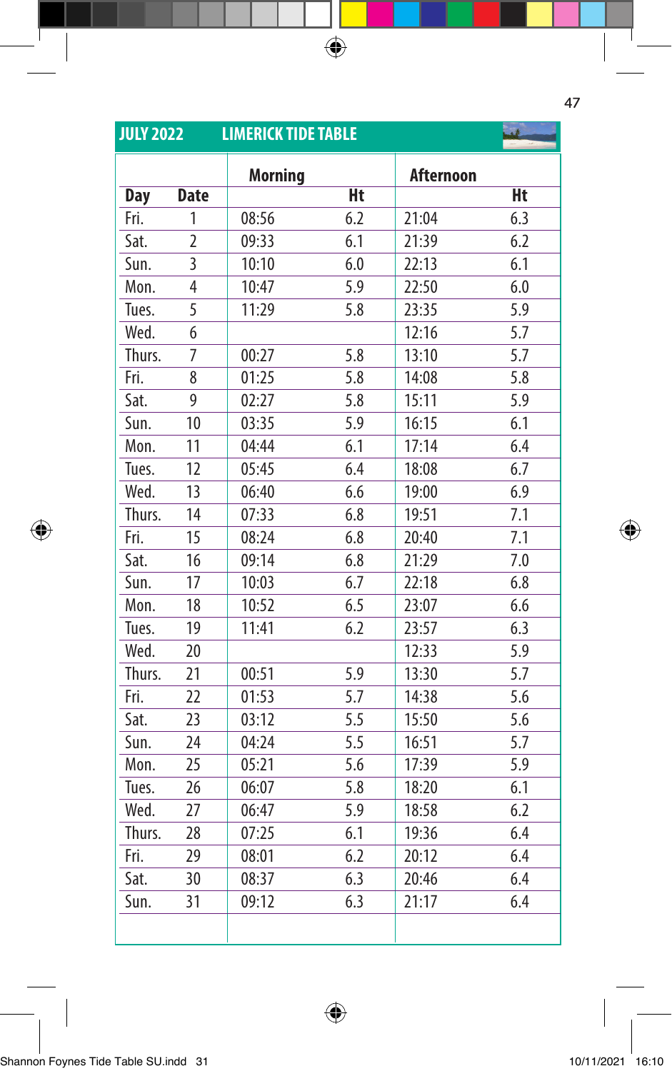## JULY 2022 — LIMERICK TIDE TABLE

| Day | Date | Morning | Ht | Afternoon | Ht |
|---|---|---|---|---|---|
| Fri. | 1 | 08:56 | 6.2 | 21:04 | 6.3 |
| Sat. | 2 | 09:33 | 6.1 | 21:39 | 6.2 |
| Sun. | 3 | 10:10 | 6.0 | 22:13 | 6.1 |
| Mon. | 4 | 10:47 | 5.9 | 22:50 | 6.0 |
| Tues. | 5 | 11:29 | 5.8 | 23:35 | 5.9 |
| Wed. | 6 | | | 12:16 | 5.7 |
| Thurs. | 7 | 00:27 | 5.8 | 13:10 | 5.7 |
| Fri. | 8 | 01:25 | 5.8 | 14:08 | 5.8 |
| Sat. | 9 | 02:27 | 5.8 | 15:11 | 5.9 |
| Sun. | 10 | 03:35 | 5.9 | 16:15 | 6.1 |
| Mon. | 11 | 04:44 | 6.1 | 17:14 | 6.4 |
| Tues. | 12 | 05:45 | 6.4 | 18:08 | 6.7 |
| Wed. | 13 | 06:40 | 6.6 | 19:00 | 6.9 |
| Thurs. | 14 | 07:33 | 6.8 | 19:51 | 7.1 |
| Fri. | 15 | 08:24 | 6.8 | 20:40 | 7.1 |
| Sat. | 16 | 09:14 | 6.8 | 21:29 | 7.0 |
| Sun. | 17 | 10:03 | 6.7 | 22:18 | 6.8 |
| Mon. | 18 | 10:52 | 6.5 | 23:07 | 6.6 |
| Tues. | 19 | 11:41 | 6.2 | 23:57 | 6.3 |
| Wed. | 20 | | | 12:33 | 5.9 |
| Thurs. | 21 | 00:51 | 5.9 | 13:30 | 5.7 |
| Fri. | 22 | 01:53 | 5.7 | 14:38 | 5.6 |
| Sat. | 23 | 03:12 | 5.5 | 15:50 | 5.6 |
| Sun. | 24 | 04:24 | 5.5 | 16:51 | 5.7 |
| Mon. | 25 | 05:21 | 5.6 | 17:39 | 5.9 |
| Tues. | 26 | 06:07 | 5.8 | 18:20 | 6.1 |
| Wed. | 27 | 06:47 | 5.9 | 18:58 | 6.2 |
| Thurs. | 28 | 07:25 | 6.1 | 19:36 | 6.4 |
| Fri. | 29 | 08:01 | 6.2 | 20:12 | 6.4 |
| Sat. | 30 | 08:37 | 6.3 | 20:46 | 6.4 |
| Sun. | 31 | 09:12 | 6.3 | 21:17 | 6.4 |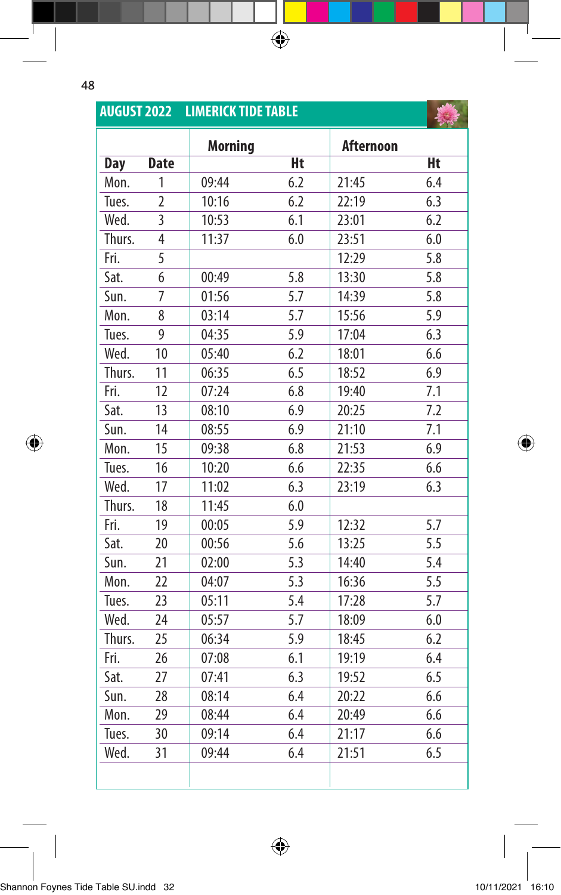## AUGUST 2022 LIMERICK TIDE TABLE

| Day | Date | Morning | Ht | Afternoon | Ht |
|---|---|---|---|---|---|
| Mon. | 1 | 09:44 | 6.2 | 21:45 | 6.4 |
| Tues. | 2 | 10:16 | 6.2 | 22:19 | 6.3 |
| Wed. | 3 | 10:53 | 6.1 | 23:01 | 6.2 |
| Thurs. | 4 | 11:37 | 6.0 | 23:51 | 6.0 |
| Fri. | 5 | | | 12:29 | 5.8 |
| Sat. | 6 | 00:49 | 5.8 | 13:30 | 5.8 |
| Sun. | 7 | 01:56 | 5.7 | 14:39 | 5.8 |
| Mon. | 8 | 03:14 | 5.7 | 15:56 | 5.9 |
| Tues. | 9 | 04:35 | 5.9 | 17:04 | 6.3 |
| Wed. | 10 | 05:40 | 6.2 | 18:01 | 6.6 |
| Thurs. | 11 | 06:35 | 6.5 | 18:52 | 6.9 |
| Fri. | 12 | 07:24 | 6.8 | 19:40 | 7.1 |
| Sat. | 13 | 08:10 | 6.9 | 20:25 | 7.2 |
| Sun. | 14 | 08:55 | 6.9 | 21:10 | 7.1 |
| Mon. | 15 | 09:38 | 6.8 | 21:53 | 6.9 |
| Tues. | 16 | 10:20 | 6.6 | 22:35 | 6.6 |
| Wed. | 17 | 11:02 | 6.3 | 23:19 | 6.3 |
| Thurs. | 18 | 11:45 | 6.0 | | |
| Fri. | 19 | 00:05 | 5.9 | 12:32 | 5.7 |
| Sat. | 20 | 00:56 | 5.6 | 13:25 | 5.5 |
| Sun. | 21 | 02:00 | 5.3 | 14:40 | 5.4 |
| Mon. | 22 | 04:07 | 5.3 | 16:36 | 5.5 |
| Tues. | 23 | 05:11 | 5.4 | 17:28 | 5.7 |
| Wed. | 24 | 05:57 | 5.7 | 18:09 | 6.0 |
| Thurs. | 25 | 06:34 | 5.9 | 18:45 | 6.2 |
| Fri. | 26 | 07:08 | 6.1 | 19:19 | 6.4 |
| Sat. | 27 | 07:41 | 6.3 | 19:52 | 6.5 |
| Sun. | 28 | 08:14 | 6.4 | 20:22 | 6.6 |
| Mon. | 29 | 08:44 | 6.4 | 20:49 | 6.6 |
| Tues. | 30 | 09:14 | 6.4 | 21:17 | 6.6 |
| Wed. | 31 | 09:44 | 6.4 | 21:51 | 6.5 |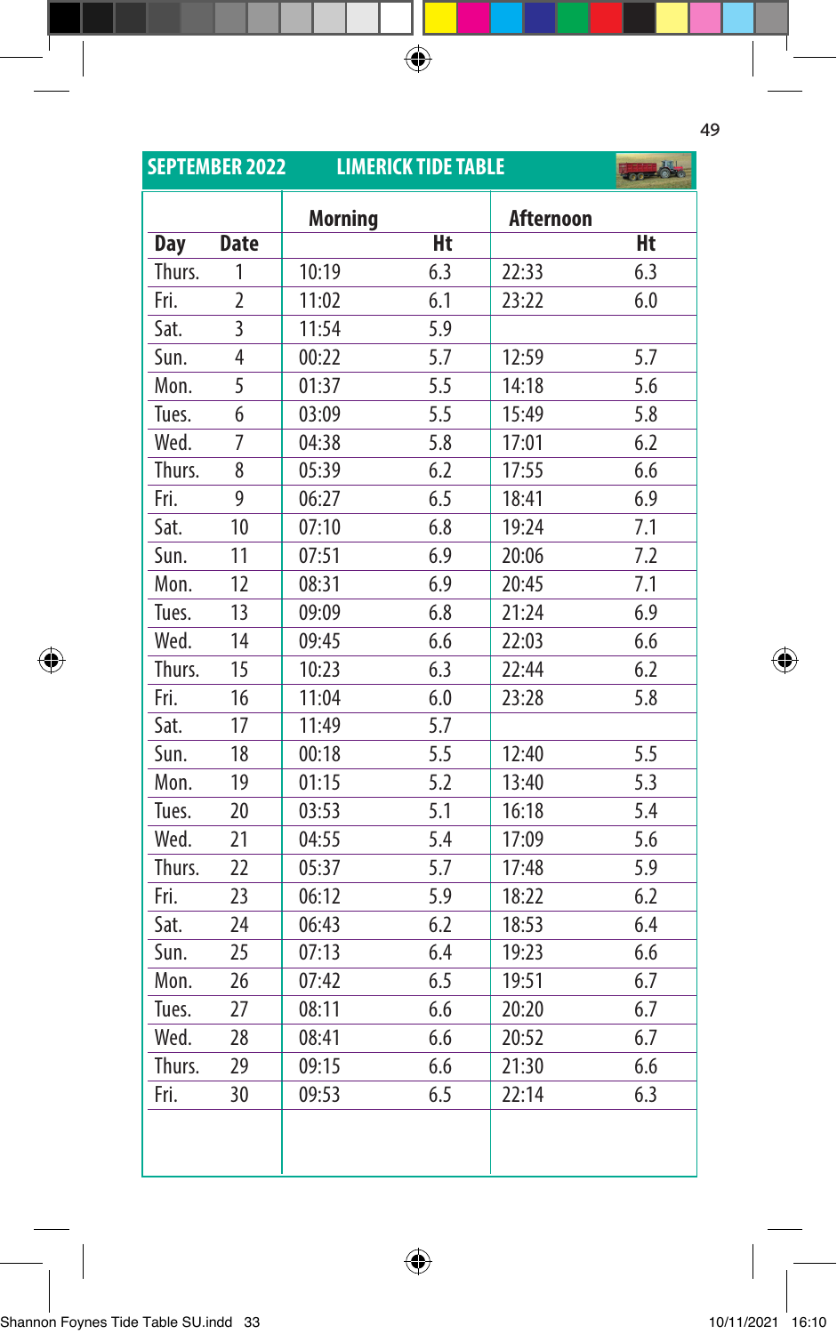## SEPTEMBER 2022 LIMERICK TIDE TABLE

| Day | Date | Morning | Ht | Afternoon | Ht |
|---|---|---|---|---|---|
| Thurs. | 1 | 10:19 | 6.3 | 22:33 | 6.3 |
| Fri. | 2 | 11:02 | 6.1 | 23:22 | 6.0 |
| Sat. | 3 | 11:54 | 5.9 | | |
| Sun. | 4 | 00:22 | 5.7 | 12:59 | 5.7 |
| Mon. | 5 | 01:37 | 5.5 | 14:18 | 5.6 |
| Tues. | 6 | 03:09 | 5.5 | 15:49 | 5.8 |
| Wed. | 7 | 04:38 | 5.8 | 17:01 | 6.2 |
| Thurs. | 8 | 05:39 | 6.2 | 17:55 | 6.6 |
| Fri. | 9 | 06:27 | 6.5 | 18:41 | 6.9 |
| Sat. | 10 | 07:10 | 6.8 | 19:24 | 7.1 |
| Sun. | 11 | 07:51 | 6.9 | 20:06 | 7.2 |
| Mon. | 12 | 08:31 | 6.9 | 20:45 | 7.1 |
| Tues. | 13 | 09:09 | 6.8 | 21:24 | 6.9 |
| Wed. | 14 | 09:45 | 6.6 | 22:03 | 6.6 |
| Thurs. | 15 | 10:23 | 6.3 | 22:44 | 6.2 |
| Fri. | 16 | 11:04 | 6.0 | 23:28 | 5.8 |
| Sat. | 17 | 11:49 | 5.7 | | |
| Sun. | 18 | 00:18 | 5.5 | 12:40 | 5.5 |
| Mon. | 19 | 01:15 | 5.2 | 13:40 | 5.3 |
| Tues. | 20 | 03:53 | 5.1 | 16:18 | 5.4 |
| Wed. | 21 | 04:55 | 5.4 | 17:09 | 5.6 |
| Thurs. | 22 | 05:37 | 5.7 | 17:48 | 5.9 |
| Fri. | 23 | 06:12 | 5.9 | 18:22 | 6.2 |
| Sat. | 24 | 06:43 | 6.2 | 18:53 | 6.4 |
| Sun. | 25 | 07:13 | 6.4 | 19:23 | 6.6 |
| Mon. | 26 | 07:42 | 6.5 | 19:51 | 6.7 |
| Tues. | 27 | 08:11 | 6.6 | 20:20 | 6.7 |
| Wed. | 28 | 08:41 | 6.6 | 20:52 | 6.7 |
| Thurs. | 29 | 09:15 | 6.6 | 21:30 | 6.6 |
| Fri. | 30 | 09:53 | 6.5 | 22:14 | 6.3 |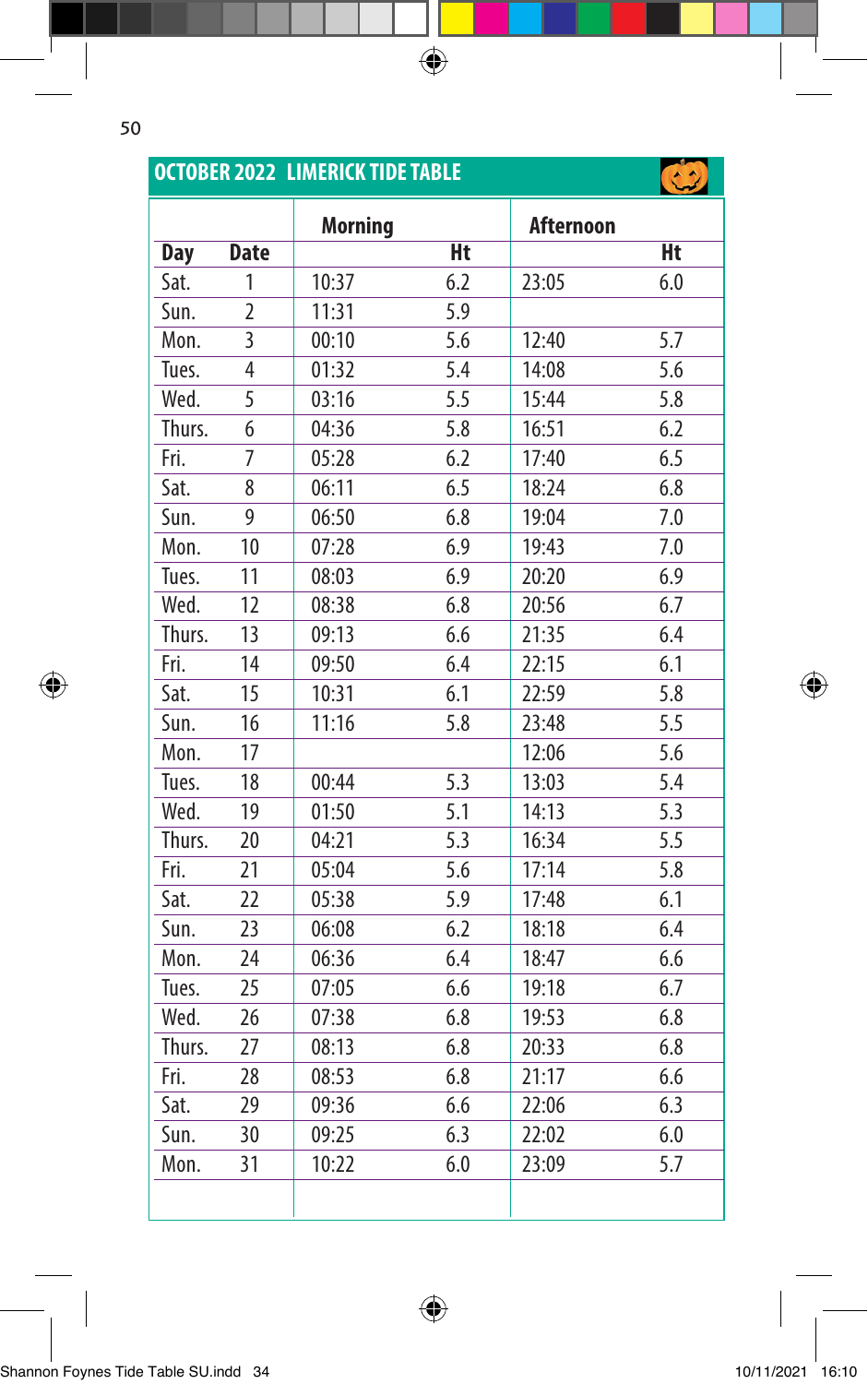## OCTOBER 2022 LIMERICK TIDE TABLE

| Day | Date | Morning | Ht | Afternoon | Ht |
|---|---|---|---|---|---|
| Sat. | 1 | 10:37 | 6.2 | 23:05 | 6.0 |
| Sun. | 2 | 11:31 | 5.9 | | |
| Mon. | 3 | 00:10 | 5.6 | 12:40 | 5.7 |
| Tues. | 4 | 01:32 | 5.4 | 14:08 | 5.6 |
| Wed. | 5 | 03:16 | 5.5 | 15:44 | 5.8 |
| Thurs. | 6 | 04:36 | 5.8 | 16:51 | 6.2 |
| Fri. | 7 | 05:28 | 6.2 | 17:40 | 6.5 |
| Sat. | 8 | 06:11 | 6.5 | 18:24 | 6.8 |
| Sun. | 9 | 06:50 | 6.8 | 19:04 | 7.0 |
| Mon. | 10 | 07:28 | 6.9 | 19:43 | 7.0 |
| Tues. | 11 | 08:03 | 6.9 | 20:20 | 6.9 |
| Wed. | 12 | 08:38 | 6.8 | 20:56 | 6.7 |
| Thurs. | 13 | 09:13 | 6.6 | 21:35 | 6.4 |
| Fri. | 14 | 09:50 | 6.4 | 22:15 | 6.1 |
| Sat. | 15 | 10:31 | 6.1 | 22:59 | 5.8 |
| Sun. | 16 | 11:16 | 5.8 | 23:48 | 5.5 |
| Mon. | 17 | | | 12:06 | 5.6 |
| Tues. | 18 | 00:44 | 5.3 | 13:03 | 5.4 |
| Wed. | 19 | 01:50 | 5.1 | 14:13 | 5.3 |
| Thurs. | 20 | 04:21 | 5.3 | 16:34 | 5.5 |
| Fri. | 21 | 05:04 | 5.6 | 17:14 | 5.8 |
| Sat. | 22 | 05:38 | 5.9 | 17:48 | 6.1 |
| Sun. | 23 | 06:08 | 6.2 | 18:18 | 6.4 |
| Mon. | 24 | 06:36 | 6.4 | 18:47 | 6.6 |
| Tues. | 25 | 07:05 | 6.6 | 19:18 | 6.7 |
| Wed. | 26 | 07:38 | 6.8 | 19:53 | 6.8 |
| Thurs. | 27 | 08:13 | 6.8 | 20:33 | 6.8 |
| Fri. | 28 | 08:53 | 6.8 | 21:17 | 6.6 |
| Sat. | 29 | 09:36 | 6.6 | 22:06 | 6.3 |
| Sun. | 30 | 09:25 | 6.3 | 22:02 | 6.0 |
| Mon. | 31 | 10:22 | 6.0 | 23:09 | 5.7 |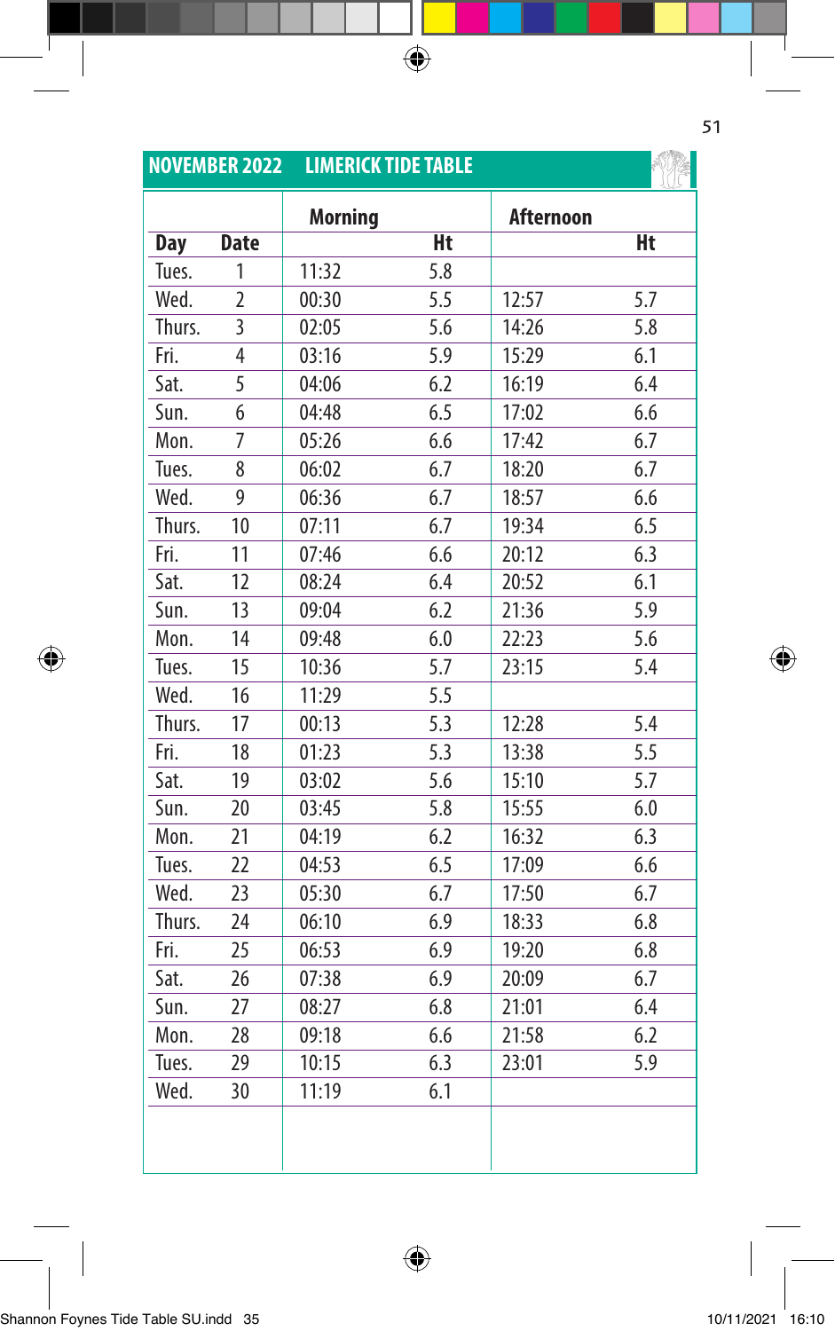## NOVEMBER 2022 LIMERICK TIDE TABLE

| Day | Date | Morning | Ht | Afternoon | Ht |
|---|---|---|---|---|---|
| Tues. | 1 | 11:32 | 5.8 | | |
| Wed. | 2 | 00:30 | 5.5 | 12:57 | 5.7 |
| Thurs. | 3 | 02:05 | 5.6 | 14:26 | 5.8 |
| Fri. | 4 | 03:16 | 5.9 | 15:29 | 6.1 |
| Sat. | 5 | 04:06 | 6.2 | 16:19 | 6.4 |
| Sun. | 6 | 04:48 | 6.5 | 17:02 | 6.6 |
| Mon. | 7 | 05:26 | 6.6 | 17:42 | 6.7 |
| Tues. | 8 | 06:02 | 6.7 | 18:20 | 6.7 |
| Wed. | 9 | 06:36 | 6.7 | 18:57 | 6.6 |
| Thurs. | 10 | 07:11 | 6.7 | 19:34 | 6.5 |
| Fri. | 11 | 07:46 | 6.6 | 20:12 | 6.3 |
| Sat. | 12 | 08:24 | 6.4 | 20:52 | 6.1 |
| Sun. | 13 | 09:04 | 6.2 | 21:36 | 5.9 |
| Mon. | 14 | 09:48 | 6.0 | 22:23 | 5.6 |
| Tues. | 15 | 10:36 | 5.7 | 23:15 | 5.4 |
| Wed. | 16 | 11:29 | 5.5 | | |
| Thurs. | 17 | 00:13 | 5.3 | 12:28 | 5.4 |
| Fri. | 18 | 01:23 | 5.3 | 13:38 | 5.5 |
| Sat. | 19 | 03:02 | 5.6 | 15:10 | 5.7 |
| Sun. | 20 | 03:45 | 5.8 | 15:55 | 6.0 |
| Mon. | 21 | 04:19 | 6.2 | 16:32 | 6.3 |
| Tues. | 22 | 04:53 | 6.5 | 17:09 | 6.6 |
| Wed. | 23 | 05:30 | 6.7 | 17:50 | 6.7 |
| Thurs. | 24 | 06:10 | 6.9 | 18:33 | 6.8 |
| Fri. | 25 | 06:53 | 6.9 | 19:20 | 6.8 |
| Sat. | 26 | 07:38 | 6.9 | 20:09 | 6.7 |
| Sun. | 27 | 08:27 | 6.8 | 21:01 | 6.4 |
| Mon. | 28 | 09:18 | 6.6 | 21:58 | 6.2 |
| Tues. | 29 | 10:15 | 6.3 | 23:01 | 5.9 |
| Wed. | 30 | 11:19 | 6.1 | | |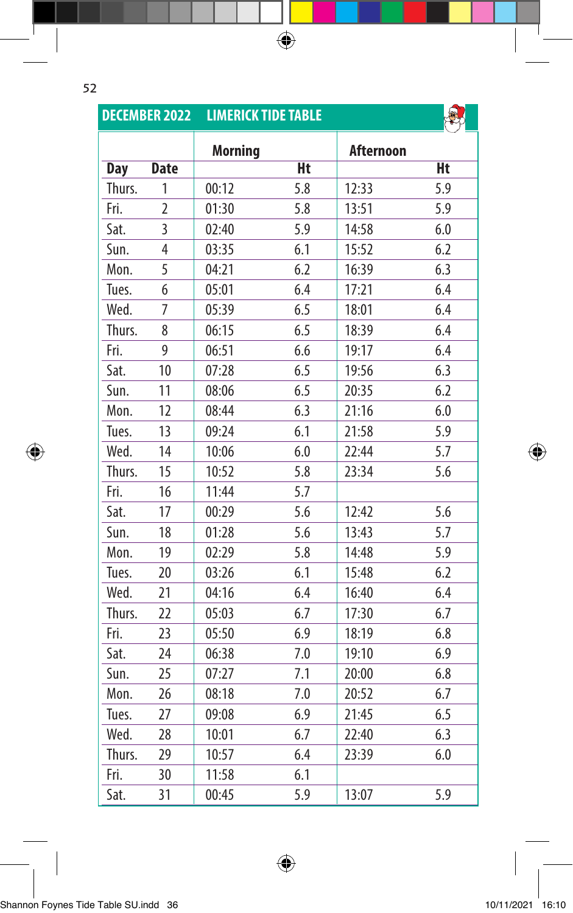## DECEMBER 2022 LIMERICK TIDE TABLE

| | | Morning | | Afternoon | |
|---|---|---|---|---|---|
| Day | Date | | Ht | | Ht |
| Thurs. | 1 | 00:12 | 5.8 | 12:33 | 5.9 |
| Fri. | 2 | 01:30 | 5.8 | 13:51 | 5.9 |
| Sat. | 3 | 02:40 | 5.9 | 14:58 | 6.0 |
| Sun. | 4 | 03:35 | 6.1 | 15:52 | 6.2 |
| Mon. | 5 | 04:21 | 6.2 | 16:39 | 6.3 |
| Tues. | 6 | 05:01 | 6.4 | 17:21 | 6.4 |
| Wed. | 7 | 05:39 | 6.5 | 18:01 | 6.4 |
| Thurs. | 8 | 06:15 | 6.5 | 18:39 | 6.4 |
| Fri. | 9 | 06:51 | 6.6 | 19:17 | 6.4 |
| Sat. | 10 | 07:28 | 6.5 | 19:56 | 6.3 |
| Sun. | 11 | 08:06 | 6.5 | 20:35 | 6.2 |
| Mon. | 12 | 08:44 | 6.3 | 21:16 | 6.0 |
| Tues. | 13 | 09:24 | 6.1 | 21:58 | 5.9 |
| Wed. | 14 | 10:06 | 6.0 | 22:44 | 5.7 |
| Thurs. | 15 | 10:52 | 5.8 | 23:34 | 5.6 |
| Fri. | 16 | 11:44 | 5.7 | | |
| Sat. | 17 | 00:29 | 5.6 | 12:42 | 5.6 |
| Sun. | 18 | 01:28 | 5.6 | 13:43 | 5.7 |
| Mon. | 19 | 02:29 | 5.8 | 14:48 | 5.9 |
| Tues. | 20 | 03:26 | 6.1 | 15:48 | 6.2 |
| Wed. | 21 | 04:16 | 6.4 | 16:40 | 6.4 |
| Thurs. | 22 | 05:03 | 6.7 | 17:30 | 6.7 |
| Fri. | 23 | 05:50 | 6.9 | 18:19 | 6.8 |
| Sat. | 24 | 06:38 | 7.0 | 19:10 | 6.9 |
| Sun. | 25 | 07:27 | 7.1 | 20:00 | 6.8 |
| Mon. | 26 | 08:18 | 7.0 | 20:52 | 6.7 |
| Tues. | 27 | 09:08 | 6.9 | 21:45 | 6.5 |
| Wed. | 28 | 10:01 | 6.7 | 22:40 | 6.3 |
| Thurs. | 29 | 10:57 | 6.4 | 23:39 | 6.0 |
| Fri. | 30 | 11:58 | 6.1 | | |
| Sat. | 31 | 00:45 | 5.9 | 13:07 | 5.9 |